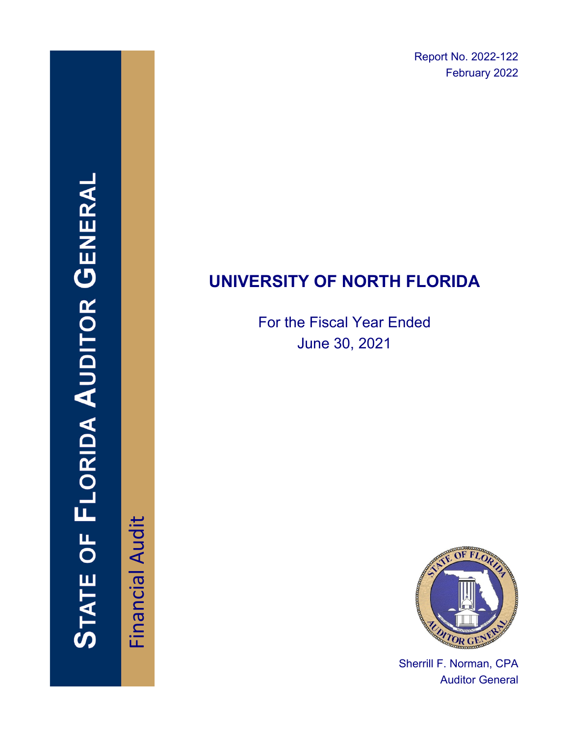Report No. 2022-122
February 2022

STATE OF FLORIDA AUDITOR GENERAL

Financial Audit

# UNIVERSITY OF NORTH FLORIDA

For the Fiscal Year Ended
June 30, 2021

Sherrill F. Norman, CPA
Auditor General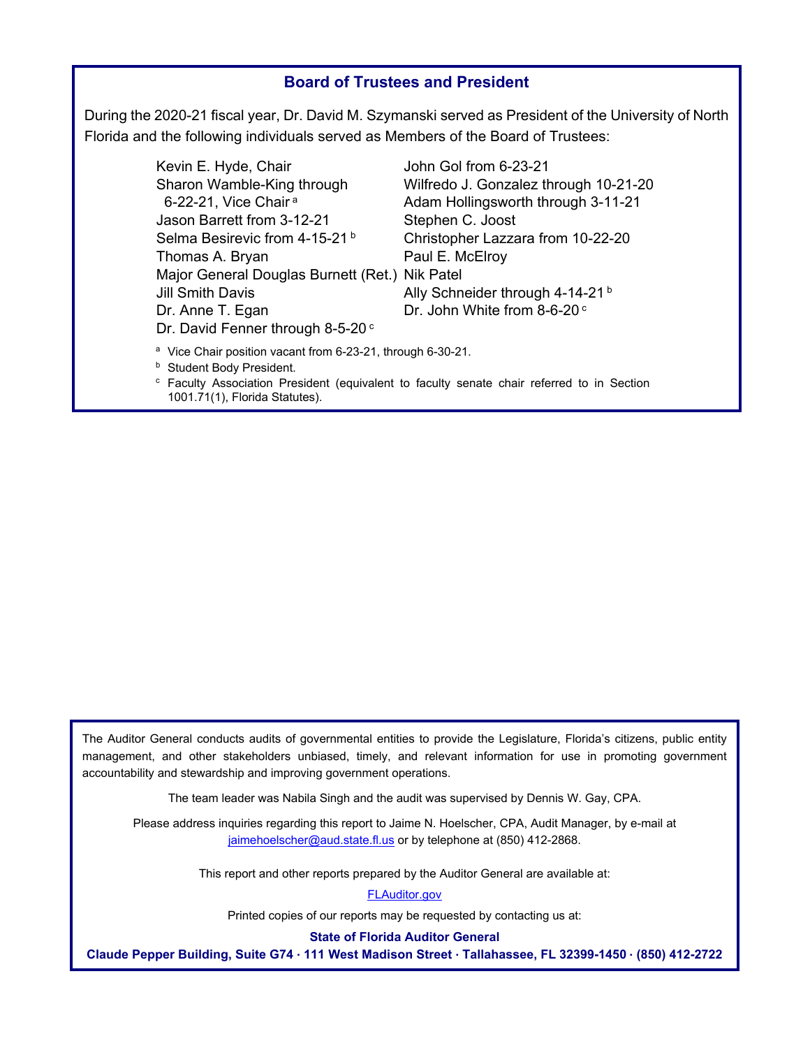## Board of Trustees and President

During the 2020-21 fiscal year, Dr. David M. Szymanski served as President of the University of North Florida and the following individuals served as Members of the Board of Trustees:

- Kevin E. Hyde, Chair
- Sharon Wamble-King through 6-22-21, Vice Chair [a]
- Jason Barrett from 3-12-21
- Selma Besirevic from 4-15-21 [b]
- Thomas A. Bryan
- Major General Douglas Burnett (Ret.)
- Jill Smith Davis
- Dr. Anne T. Egan
- Dr. David Fenner through 8-5-20 [c]
- John Gol from 6-23-21
- Wilfredo J. Gonzalez through 10-21-20
- Adam Hollingsworth through 3-11-21
- Stephen C. Joost
- Christopher Lazzara from 10-22-20
- Paul E. McElroy
- Nik Patel
- Ally Schneider through 4-14-21 [b]
- Dr. John White from 8-6-20 [c]

[a] Vice Chair position vacant from 6-23-21, through 6-30-21.

[b] Student Body President.

[c] Faculty Association President (equivalent to faculty senate chair referred to in Section 1001.71(1), Florida Statutes).

---

The Auditor General conducts audits of governmental entities to provide the Legislature, Florida's citizens, public entity management, and other stakeholders unbiased, timely, and relevant information for use in promoting government accountability and stewardship and improving government operations.

The team leader was Nabila Singh and the audit was supervised by Dennis W. Gay, CPA.

Please address inquiries regarding this report to Jaime N. Hoelscher, CPA, Audit Manager, by e-mail at jaimehoelscher@aud.state.fl.us or by telephone at (850) 412-2868.

This report and other reports prepared by the Auditor General are available at:

FLAuditor.gov

Printed copies of our reports may be requested by contacting us at:

**State of Florida Auditor General**

**Claude Pepper Building, Suite G74 · 111 West Madison Street · Tallahassee, FL 32399-1450 · (850) 412-2722**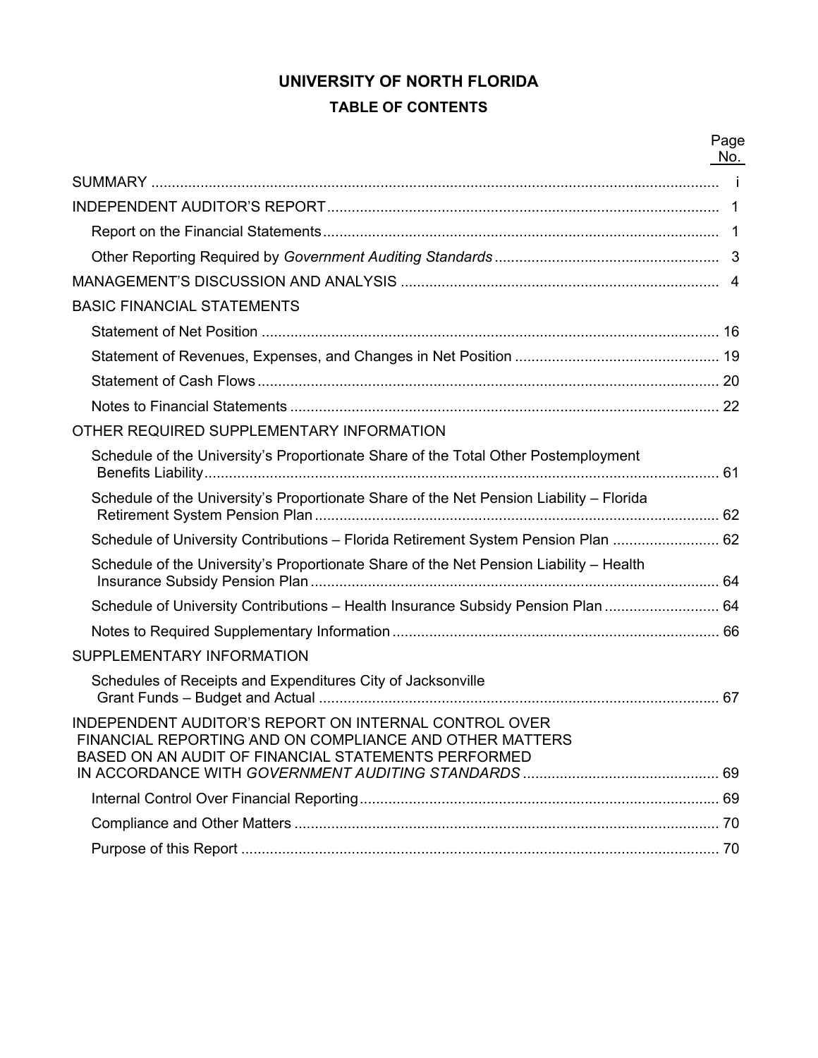# UNIVERSITY OF NORTH FLORIDA

## TABLE OF CONTENTS

| | Page No. |
|---|---|
| SUMMARY | i |
| INDEPENDENT AUDITOR'S REPORT | 1 |
| Report on the Financial Statements | 1 |
| Other Reporting Required by *Government Auditing Standards* | 3 |
| MANAGEMENT'S DISCUSSION AND ANALYSIS | 4 |
| BASIC FINANCIAL STATEMENTS | |
| Statement of Net Position | 16 |
| Statement of Revenues, Expenses, and Changes in Net Position | 19 |
| Statement of Cash Flows | 20 |
| Notes to Financial Statements | 22 |
| OTHER REQUIRED SUPPLEMENTARY INFORMATION | |
| Schedule of the University's Proportionate Share of the Total Other Postemployment Benefits Liability | 61 |
| Schedule of the University's Proportionate Share of the Net Pension Liability – Florida Retirement System Pension Plan | 62 |
| Schedule of University Contributions – Florida Retirement System Pension Plan | 62 |
| Schedule of the University's Proportionate Share of the Net Pension Liability – Health Insurance Subsidy Pension Plan | 64 |
| Schedule of University Contributions – Health Insurance Subsidy Pension Plan | 64 |
| Notes to Required Supplementary Information | 66 |
| SUPPLEMENTARY INFORMATION | |
| Schedules of Receipts and Expenditures City of Jacksonville Grant Funds – Budget and Actual | 67 |
| INDEPENDENT AUDITOR'S REPORT ON INTERNAL CONTROL OVER FINANCIAL REPORTING AND ON COMPLIANCE AND OTHER MATTERS BASED ON AN AUDIT OF FINANCIAL STATEMENTS PERFORMED IN ACCORDANCE WITH *GOVERNMENT AUDITING STANDARDS* | 69 |
| Internal Control Over Financial Reporting | 69 |
| Compliance and Other Matters | 70 |
| Purpose of this Report | 70 |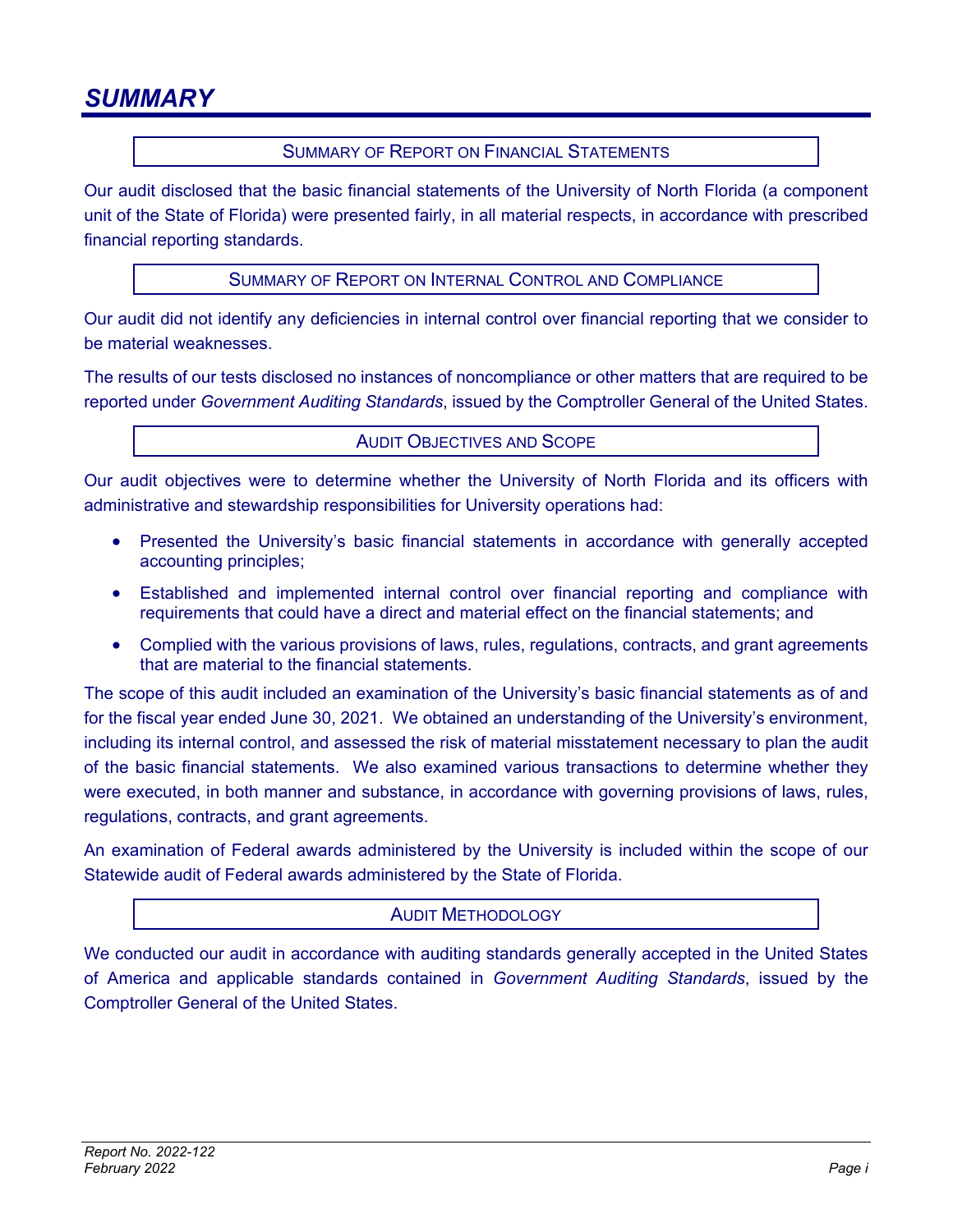# SUMMARY

## SUMMARY OF REPORT ON FINANCIAL STATEMENTS

Our audit disclosed that the basic financial statements of the University of North Florida (a component unit of the State of Florida) were presented fairly, in all material respects, in accordance with prescribed financial reporting standards.

## SUMMARY OF REPORT ON INTERNAL CONTROL AND COMPLIANCE

Our audit did not identify any deficiencies in internal control over financial reporting that we consider to be material weaknesses.

The results of our tests disclosed no instances of noncompliance or other matters that are required to be reported under *Government Auditing Standards*, issued by the Comptroller General of the United States.

## AUDIT OBJECTIVES AND SCOPE

Our audit objectives were to determine whether the University of North Florida and its officers with administrative and stewardship responsibilities for University operations had:

- Presented the University's basic financial statements in accordance with generally accepted accounting principles;
- Established and implemented internal control over financial reporting and compliance with requirements that could have a direct and material effect on the financial statements; and
- Complied with the various provisions of laws, rules, regulations, contracts, and grant agreements that are material to the financial statements.

The scope of this audit included an examination of the University's basic financial statements as of and for the fiscal year ended June 30, 2021. We obtained an understanding of the University's environment, including its internal control, and assessed the risk of material misstatement necessary to plan the audit of the basic financial statements. We also examined various transactions to determine whether they were executed, in both manner and substance, in accordance with governing provisions of laws, rules, regulations, contracts, and grant agreements.

An examination of Federal awards administered by the University is included within the scope of our Statewide audit of Federal awards administered by the State of Florida.

## AUDIT METHODOLOGY

We conducted our audit in accordance with auditing standards generally accepted in the United States of America and applicable standards contained in *Government Auditing Standards*, issued by the Comptroller General of the United States.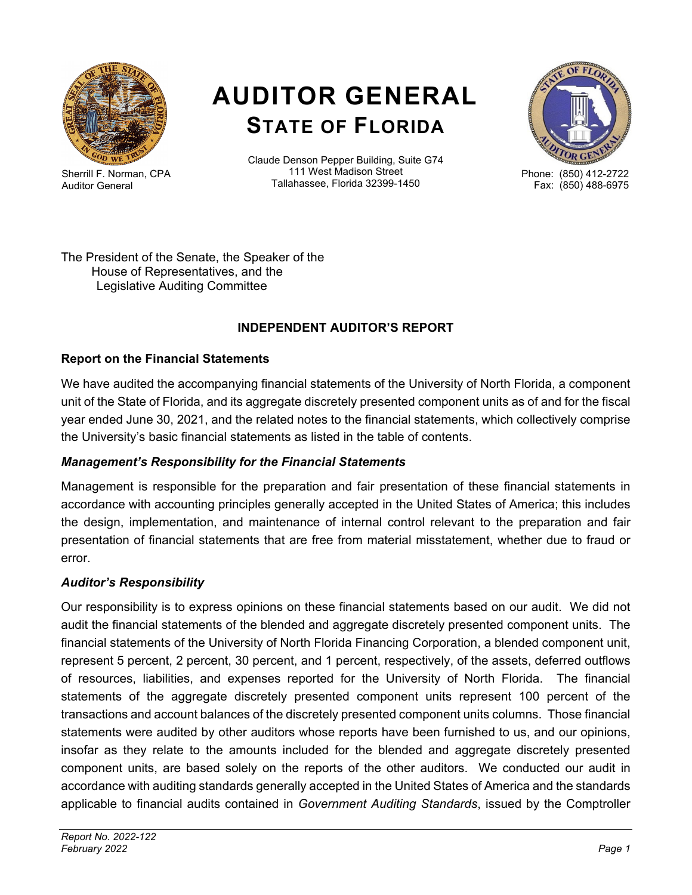# AUDITOR GENERAL
## STATE OF FLORIDA

Sherrill F. Norman, CPA
Auditor General

Claude Denson Pepper Building, Suite G74
111 West Madison Street
Tallahassee, Florida 32399-1450

Phone: (850) 412-2722
Fax: (850) 488-6975

The President of the Senate, the Speaker of the
House of Representatives, and the
Legislative Auditing Committee

**INDEPENDENT AUDITOR'S REPORT**

**Report on the Financial Statements**

We have audited the accompanying financial statements of the University of North Florida, a component unit of the State of Florida, and its aggregate discretely presented component units as of and for the fiscal year ended June 30, 2021, and the related notes to the financial statements, which collectively comprise the University's basic financial statements as listed in the table of contents.

***Management's Responsibility for the Financial Statements***

Management is responsible for the preparation and fair presentation of these financial statements in accordance with accounting principles generally accepted in the United States of America; this includes the design, implementation, and maintenance of internal control relevant to the preparation and fair presentation of financial statements that are free from material misstatement, whether due to fraud or error.

***Auditor's Responsibility***

Our responsibility is to express opinions on these financial statements based on our audit. We did not audit the financial statements of the blended and aggregate discretely presented component units. The financial statements of the University of North Florida Financing Corporation, a blended component unit, represent 5 percent, 2 percent, 30 percent, and 1 percent, respectively, of the assets, deferred outflows of resources, liabilities, and expenses reported for the University of North Florida. The financial statements of the aggregate discretely presented component units represent 100 percent of the transactions and account balances of the discretely presented component units columns. Those financial statements were audited by other auditors whose reports have been furnished to us, and our opinions, insofar as they relate to the amounts included for the blended and aggregate discretely presented component units, are based solely on the reports of the other auditors. We conducted our audit in accordance with auditing standards generally accepted in the United States of America and the standards applicable to financial audits contained in *Government Auditing Standards*, issued by the Comptroller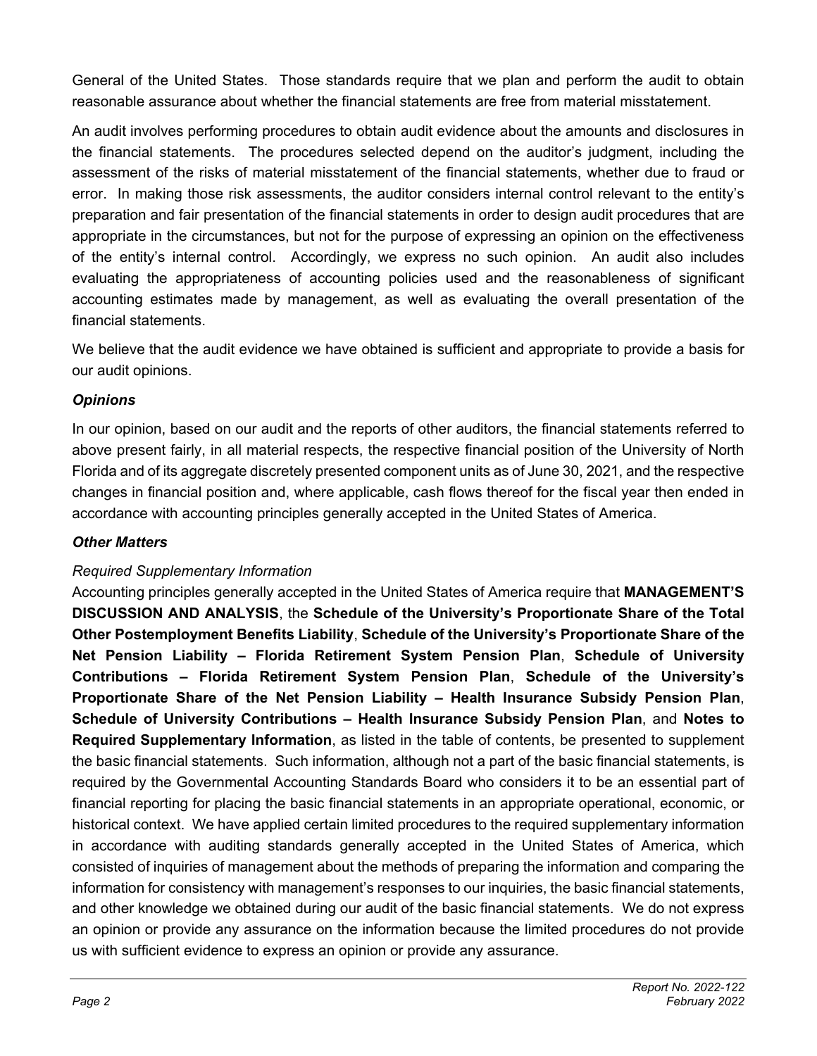General of the United States. Those standards require that we plan and perform the audit to obtain reasonable assurance about whether the financial statements are free from material misstatement.

An audit involves performing procedures to obtain audit evidence about the amounts and disclosures in the financial statements. The procedures selected depend on the auditor's judgment, including the assessment of the risks of material misstatement of the financial statements, whether due to fraud or error. In making those risk assessments, the auditor considers internal control relevant to the entity's preparation and fair presentation of the financial statements in order to design audit procedures that are appropriate in the circumstances, but not for the purpose of expressing an opinion on the effectiveness of the entity's internal control. Accordingly, we express no such opinion. An audit also includes evaluating the appropriateness of accounting policies used and the reasonableness of significant accounting estimates made by management, as well as evaluating the overall presentation of the financial statements.

We believe that the audit evidence we have obtained is sufficient and appropriate to provide a basis for our audit opinions.

### *Opinions*

In our opinion, based on our audit and the reports of other auditors, the financial statements referred to above present fairly, in all material respects, the respective financial position of the University of North Florida and of its aggregate discretely presented component units as of June 30, 2021, and the respective changes in financial position and, where applicable, cash flows thereof for the fiscal year then ended in accordance with accounting principles generally accepted in the United States of America.

### *Other Matters*

*Required Supplementary Information*

Accounting principles generally accepted in the United States of America require that **MANAGEMENT'S DISCUSSION AND ANALYSIS**, the **Schedule of the University's Proportionate Share of the Total Other Postemployment Benefits Liability**, **Schedule of the University's Proportionate Share of the Net Pension Liability – Florida Retirement System Pension Plan**, **Schedule of University Contributions – Florida Retirement System Pension Plan**, **Schedule of the University's Proportionate Share of the Net Pension Liability – Health Insurance Subsidy Pension Plan**, **Schedule of University Contributions – Health Insurance Subsidy Pension Plan**, and **Notes to Required Supplementary Information**, as listed in the table of contents, be presented to supplement the basic financial statements. Such information, although not a part of the basic financial statements, is required by the Governmental Accounting Standards Board who considers it to be an essential part of financial reporting for placing the basic financial statements in an appropriate operational, economic, or historical context. We have applied certain limited procedures to the required supplementary information in accordance with auditing standards generally accepted in the United States of America, which consisted of inquiries of management about the methods of preparing the information and comparing the information for consistency with management's responses to our inquiries, the basic financial statements, and other knowledge we obtained during our audit of the basic financial statements. We do not express an opinion or provide any assurance on the information because the limited procedures do not provide us with sufficient evidence to express an opinion or provide any assurance.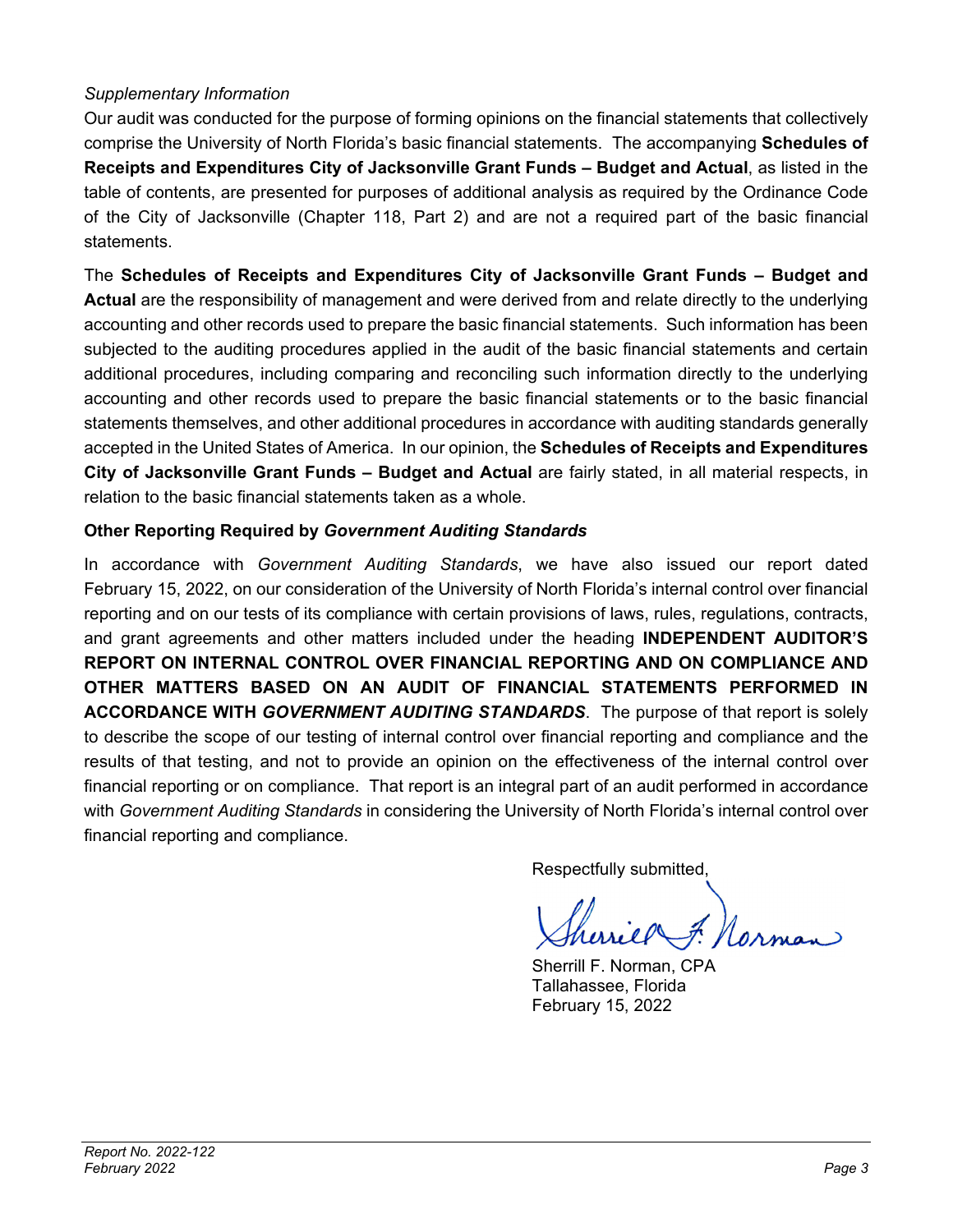*Supplementary Information*

Our audit was conducted for the purpose of forming opinions on the financial statements that collectively comprise the University of North Florida's basic financial statements. The accompanying **Schedules of Receipts and Expenditures City of Jacksonville Grant Funds – Budget and Actual**, as listed in the table of contents, are presented for purposes of additional analysis as required by the Ordinance Code of the City of Jacksonville (Chapter 118, Part 2) and are not a required part of the basic financial statements.

The **Schedules of Receipts and Expenditures City of Jacksonville Grant Funds – Budget and Actual** are the responsibility of management and were derived from and relate directly to the underlying accounting and other records used to prepare the basic financial statements. Such information has been subjected to the auditing procedures applied in the audit of the basic financial statements and certain additional procedures, including comparing and reconciling such information directly to the underlying accounting and other records used to prepare the basic financial statements or to the basic financial statements themselves, and other additional procedures in accordance with auditing standards generally accepted in the United States of America. In our opinion, the **Schedules of Receipts and Expenditures City of Jacksonville Grant Funds – Budget and Actual** are fairly stated, in all material respects, in relation to the basic financial statements taken as a whole.

**Other Reporting Required by *Government Auditing Standards***

In accordance with *Government Auditing Standards*, we have also issued our report dated February 15, 2022, on our consideration of the University of North Florida's internal control over financial reporting and on our tests of its compliance with certain provisions of laws, rules, regulations, contracts, and grant agreements and other matters included under the heading **INDEPENDENT AUDITOR'S REPORT ON INTERNAL CONTROL OVER FINANCIAL REPORTING AND ON COMPLIANCE AND OTHER MATTERS BASED ON AN AUDIT OF FINANCIAL STATEMENTS PERFORMED IN ACCORDANCE WITH *GOVERNMENT AUDITING STANDARDS***. The purpose of that report is solely to describe the scope of our testing of internal control over financial reporting and compliance and the results of that testing, and not to provide an opinion on the effectiveness of the internal control over financial reporting or on compliance. That report is an integral part of an audit performed in accordance with *Government Auditing Standards* in considering the University of North Florida's internal control over financial reporting and compliance.

Respectfully submitted,

Sherrill F. Norman, CPA
Tallahassee, Florida
February 15, 2022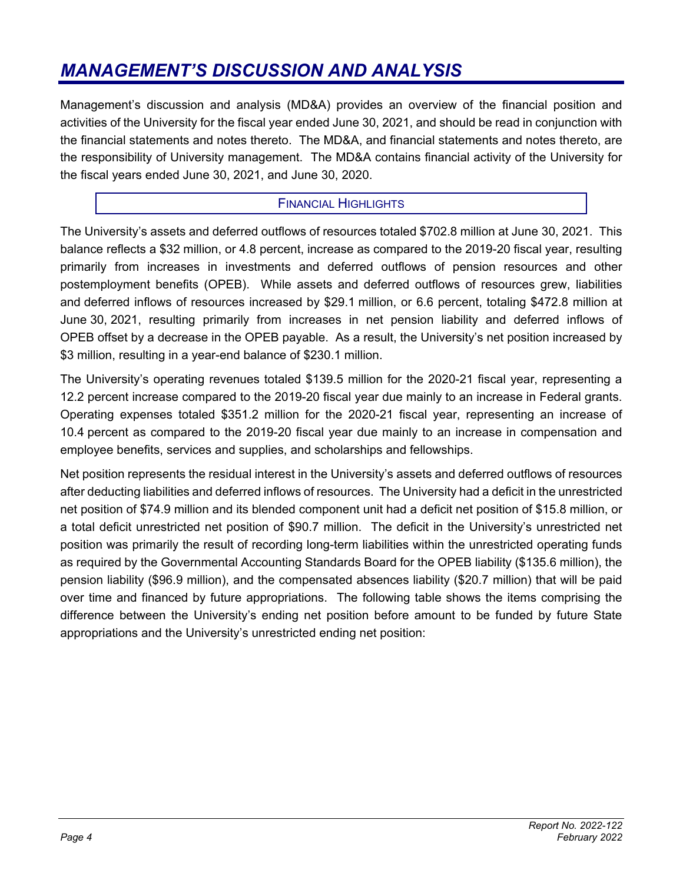# MANAGEMENT'S DISCUSSION AND ANALYSIS

Management's discussion and analysis (MD&A) provides an overview of the financial position and activities of the University for the fiscal year ended June 30, 2021, and should be read in conjunction with the financial statements and notes thereto. The MD&A, and financial statements and notes thereto, are the responsibility of University management. The MD&A contains financial activity of the University for the fiscal years ended June 30, 2021, and June 30, 2020.

## FINANCIAL HIGHLIGHTS

The University's assets and deferred outflows of resources totaled $702.8 million at June 30, 2021. This balance reflects a $32 million, or 4.8 percent, increase as compared to the 2019-20 fiscal year, resulting primarily from increases in investments and deferred outflows of pension resources and other postemployment benefits (OPEB). While assets and deferred outflows of resources grew, liabilities and deferred inflows of resources increased by $29.1 million, or 6.6 percent, totaling $472.8 million at June 30, 2021, resulting primarily from increases in net pension liability and deferred inflows of OPEB offset by a decrease in the OPEB payable. As a result, the University's net position increased by $3 million, resulting in a year-end balance of $230.1 million.

The University's operating revenues totaled $139.5 million for the 2020-21 fiscal year, representing a 12.2 percent increase compared to the 2019-20 fiscal year due mainly to an increase in Federal grants. Operating expenses totaled $351.2 million for the 2020-21 fiscal year, representing an increase of 10.4 percent as compared to the 2019-20 fiscal year due mainly to an increase in compensation and employee benefits, services and supplies, and scholarships and fellowships.

Net position represents the residual interest in the University's assets and deferred outflows of resources after deducting liabilities and deferred inflows of resources. The University had a deficit in the unrestricted net position of $74.9 million and its blended component unit had a deficit net position of $15.8 million, or a total deficit unrestricted net position of $90.7 million. The deficit in the University's unrestricted net position was primarily the result of recording long-term liabilities within the unrestricted operating funds as required by the Governmental Accounting Standards Board for the OPEB liability ($135.6 million), the pension liability ($96.9 million), and the compensated absences liability ($20.7 million) that will be paid over time and financed by future appropriations. The following table shows the items comprising the difference between the University's ending net position before amount to be funded by future State appropriations and the University's unrestricted ending net position: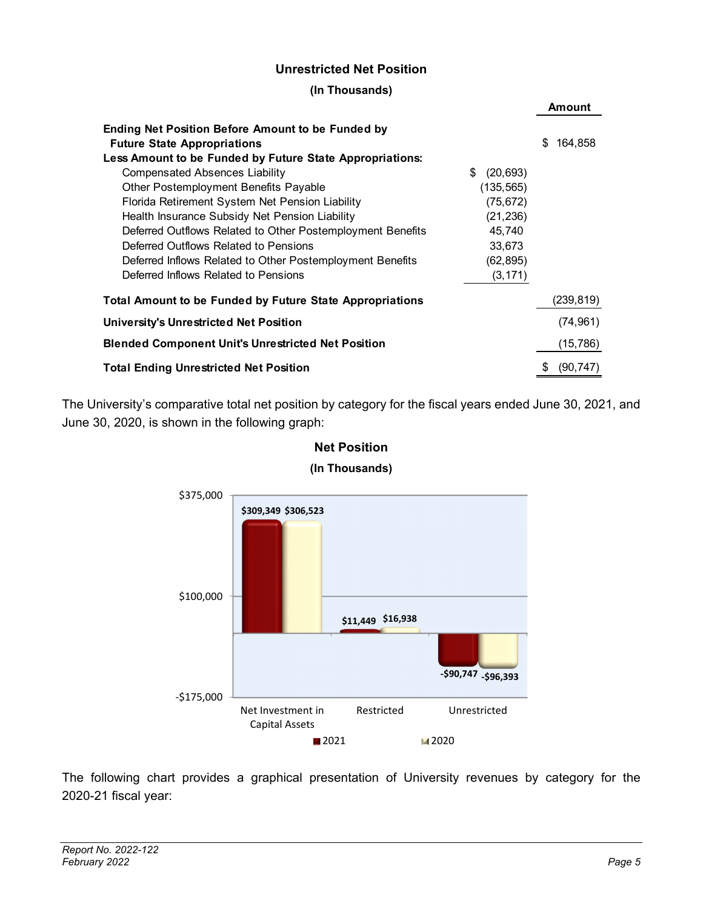**Unrestricted Net Position**

**(In Thousands)**

| | | Amount |
|---|---|---|
| **Ending Net Position Before Amount to be Funded by Future State Appropriations** | | $ 164,858 |
| **Less Amount to be Funded by Future State Appropriations:** | | |
| Compensated Absences Liability | $ (20,693) | |
| Other Postemployment Benefits Payable | (135,565) | |
| Florida Retirement System Net Pension Liability | (75,672) | |
| Health Insurance Subsidy Net Pension Liability | (21,236) | |
| Deferred Outflows Related to Other Postemployment Benefits | 45,740 | |
| Deferred Outflows Related to Pensions | 33,673 | |
| Deferred Inflows Related to Other Postemployment Benefits | (62,895) | |
| Deferred Inflows Related to Pensions | (3,171) | |
| **Total Amount to be Funded by Future State Appropriations** | | (239,819) |
| **University's Unrestricted Net Position** | | (74,961) |
| **Blended Component Unit's Unrestricted Net Position** | | (15,786) |
| **Total Ending Unrestricted Net Position** | | $ (90,747) |

The University's comparative total net position by category for the fiscal years ended June 30, 2021, and June 30, 2020, is shown in the following graph:

**Net Position**

**(In Thousands)**

| | 2021 | 2020 |
|---|---|---|
| Net Investment in Capital Assets | $309,349 | $306,523 |
| Restricted | $11,449 | $16,938 |
| Unrestricted | -$90,747 | -$96,393 |

The following chart provides a graphical presentation of University revenues by category for the 2020-21 fiscal year: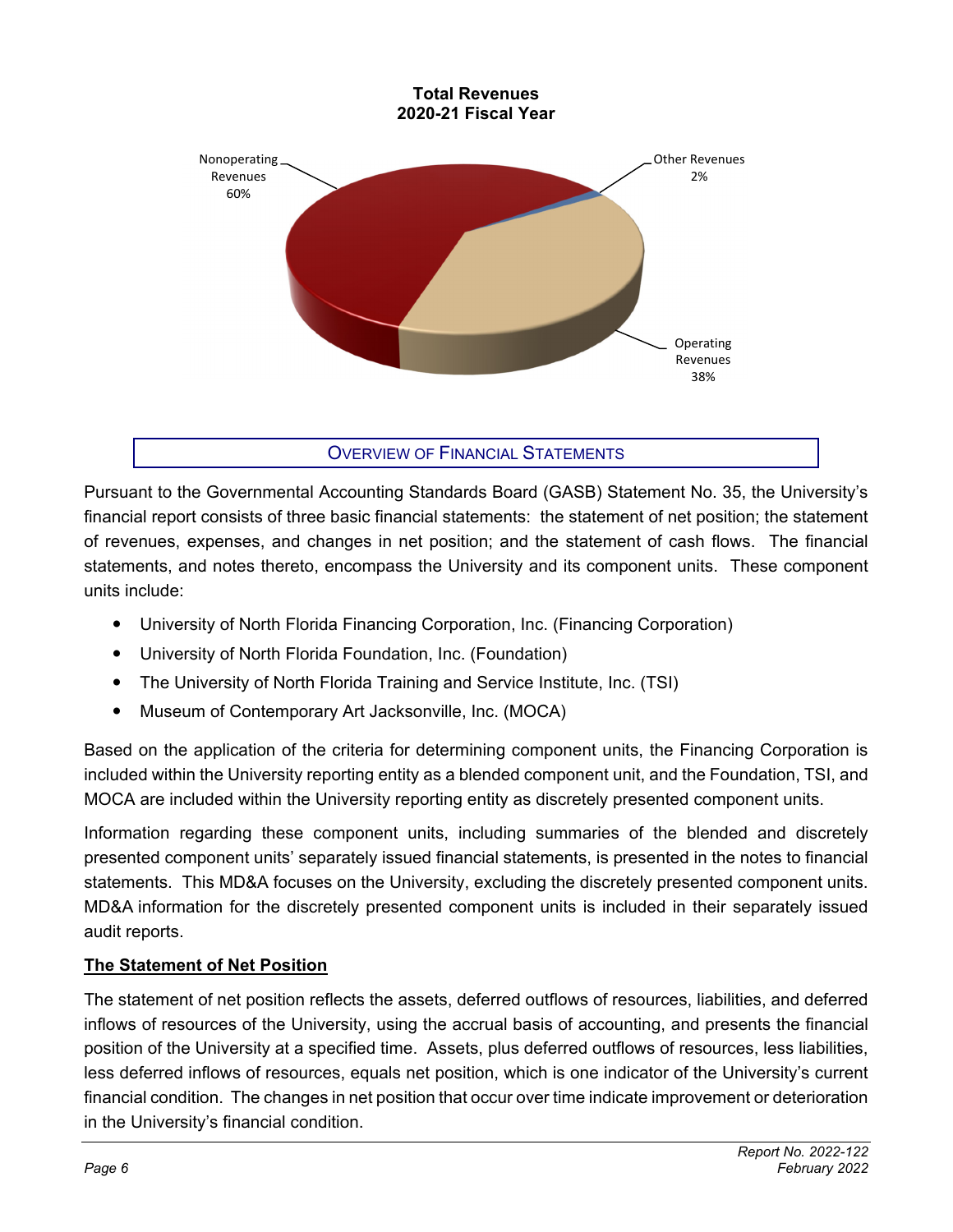**Total Revenues**
**2020-21 Fiscal Year**

Nonoperating Revenues 60%

Other Revenues 2%

Operating Revenues 38%

## OVERVIEW OF FINANCIAL STATEMENTS

Pursuant to the Governmental Accounting Standards Board (GASB) Statement No. 35, the University's financial report consists of three basic financial statements: the statement of net position; the statement of revenues, expenses, and changes in net position; and the statement of cash flows. The financial statements, and notes thereto, encompass the University and its component units. These component units include:

- University of North Florida Financing Corporation, Inc. (Financing Corporation)
- University of North Florida Foundation, Inc. (Foundation)
- The University of North Florida Training and Service Institute, Inc. (TSI)
- Museum of Contemporary Art Jacksonville, Inc. (MOCA)

Based on the application of the criteria for determining component units, the Financing Corporation is included within the University reporting entity as a blended component unit, and the Foundation, TSI, and MOCA are included within the University reporting entity as discretely presented component units.

Information regarding these component units, including summaries of the blended and discretely presented component units' separately issued financial statements, is presented in the notes to financial statements. This MD&A focuses on the University, excluding the discretely presented component units. MD&A information for the discretely presented component units is included in their separately issued audit reports.

### The Statement of Net Position

The statement of net position reflects the assets, deferred outflows of resources, liabilities, and deferred inflows of resources of the University, using the accrual basis of accounting, and presents the financial position of the University at a specified time. Assets, plus deferred outflows of resources, less liabilities, less deferred inflows of resources, equals net position, which is one indicator of the University's current financial condition. The changes in net position that occur over time indicate improvement or deterioration in the University's financial condition.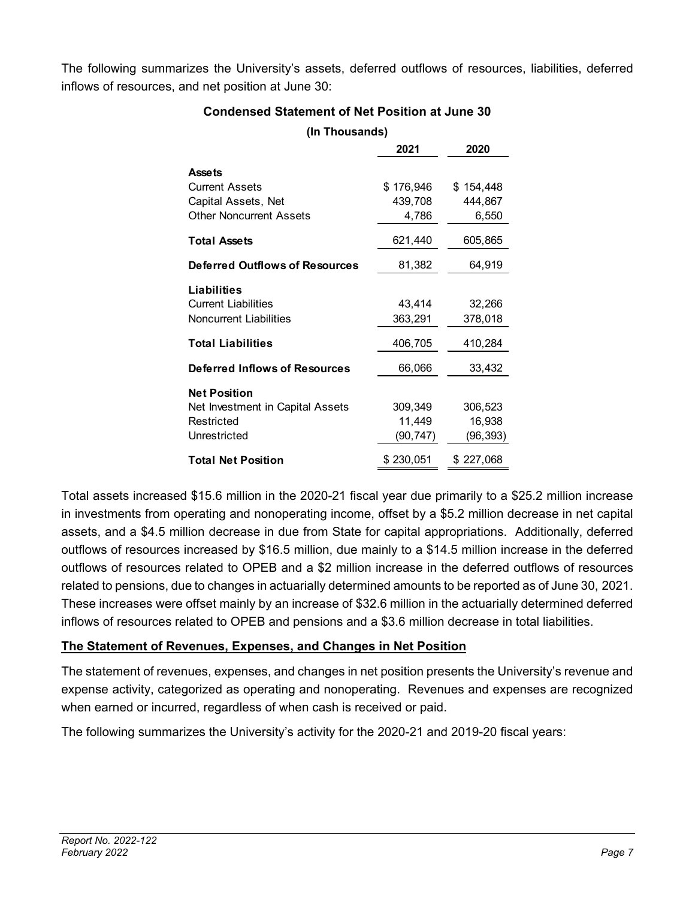The following summarizes the University's assets, deferred outflows of resources, liabilities, deferred inflows of resources, and net position at June 30:

**Condensed Statement of Net Position at June 30**

**(In Thousands)**

| | 2021 | 2020 |
|---|---|---|
| **Assets** | | |
| Current Assets | $ 176,946 | $ 154,448 |
| Capital Assets, Net | 439,708 | 444,867 |
| Other Noncurrent Assets | 4,786 | 6,550 |
| **Total Assets** | 621,440 | 605,865 |
| **Deferred Outflows of Resources** | 81,382 | 64,919 |
| **Liabilities** | | |
| Current Liabilities | 43,414 | 32,266 |
| Noncurrent Liabilities | 363,291 | 378,018 |
| **Total Liabilities** | 406,705 | 410,284 |
| **Deferred Inflows of Resources** | 66,066 | 33,432 |
| **Net Position** | | |
| Net Investment in Capital Assets | 309,349 | 306,523 |
| Restricted | 11,449 | 16,938 |
| Unrestricted | (90,747) | (96,393) |
| **Total Net Position** | $ 230,051 | $ 227,068 |

Total assets increased $15.6 million in the 2020-21 fiscal year due primarily to a $25.2 million increase in investments from operating and nonoperating income, offset by a $5.2 million decrease in net capital assets, and a $4.5 million decrease in due from State for capital appropriations. Additionally, deferred outflows of resources increased by $16.5 million, due mainly to a $14.5 million increase in the deferred outflows of resources related to OPEB and a $2 million increase in the deferred outflows of resources related to pensions, due to changes in actuarially determined amounts to be reported as of June 30, 2021. These increases were offset mainly by an increase of $32.6 million in the actuarially determined deferred inflows of resources related to OPEB and pensions and a $3.6 million decrease in total liabilities.

## The Statement of Revenues, Expenses, and Changes in Net Position

The statement of revenues, expenses, and changes in net position presents the University's revenue and expense activity, categorized as operating and nonoperating. Revenues and expenses are recognized when earned or incurred, regardless of when cash is received or paid.

The following summarizes the University's activity for the 2020-21 and 2019-20 fiscal years: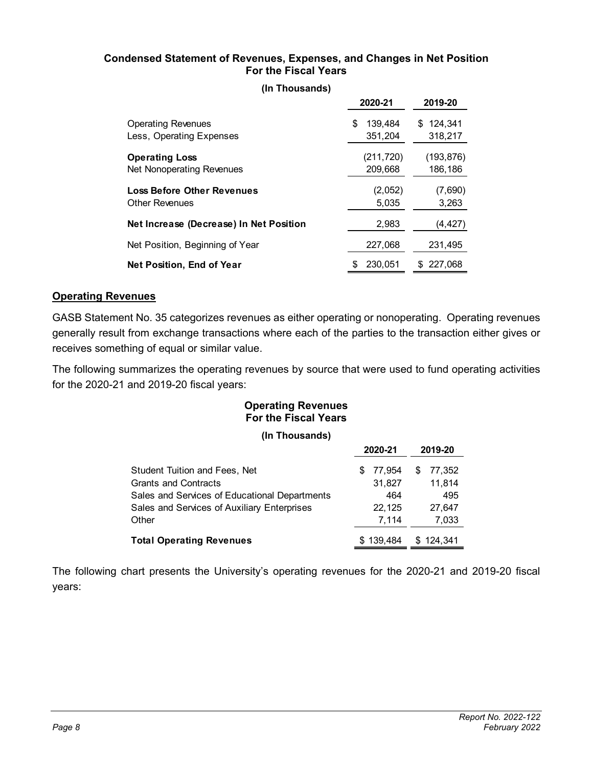**Condensed Statement of Revenues, Expenses, and Changes in Net Position For the Fiscal Years**

**(In Thousands)**

| | 2020-21 | 2019-20 |
|---|---|---|
| Operating Revenues | $ 139,484 | $ 124,341 |
| Less, Operating Expenses | 351,204 | 318,217 |
| **Operating Loss** | (211,720) | (193,876) |
| Net Nonoperating Revenues | 209,668 | 186,186 |
| **Loss Before Other Revenues** | (2,052) | (7,690) |
| Other Revenues | 5,035 | 3,263 |
| **Net Increase (Decrease) In Net Position** | 2,983 | (4,427) |
| Net Position, Beginning of Year | 227,068 | 231,495 |
| **Net Position, End of Year** | $ 230,051 | $ 227,068 |

## Operating Revenues

GASB Statement No. 35 categorizes revenues as either operating or nonoperating. Operating revenues generally result from exchange transactions where each of the parties to the transaction either gives or receives something of equal or similar value.

The following summarizes the operating revenues by source that were used to fund operating activities for the 2020-21 and 2019-20 fiscal years:

**Operating Revenues For the Fiscal Years**

**(In Thousands)**

| | 2020-21 | 2019-20 |
|---|---|---|
| Student Tuition and Fees, Net | $ 77,954 | $ 77,352 |
| Grants and Contracts | 31,827 | 11,814 |
| Sales and Services of Educational Departments | 464 | 495 |
| Sales and Services of Auxiliary Enterprises | 22,125 | 27,647 |
| Other | 7,114 | 7,033 |
| **Total Operating Revenues** | $ 139,484 | $ 124,341 |

The following chart presents the University's operating revenues for the 2020-21 and 2019-20 fiscal years: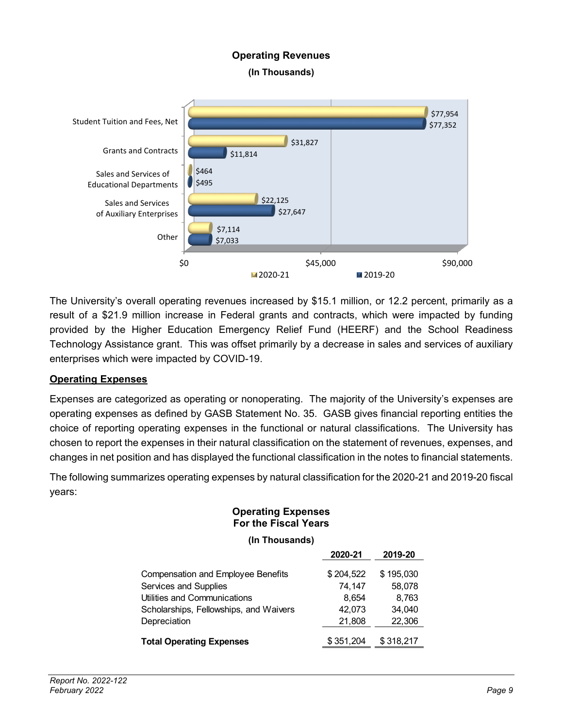**Operating Revenues**

**(In Thousands)**

| | 2020-21 | 2019-20 |
|---|---|---|
| Student Tuition and Fees, Net | $77,954 | $77,352 |
| Grants and Contracts | $31,827 | $11,814 |
| Sales and Services of Educational Departments | $464 | $495 |
| Sales and Services of Auxiliary Enterprises | $22,125 | $27,647 |
| Other | $7,114 | $7,033 |

The University's overall operating revenues increased by $15.1 million, or 12.2 percent, primarily as a result of a $21.9 million increase in Federal grants and contracts, which were impacted by funding provided by the Higher Education Emergency Relief Fund (HEERF) and the School Readiness Technology Assistance grant. This was offset primarily by a decrease in sales and services of auxiliary enterprises which were impacted by COVID-19.

## Operating Expenses

Expenses are categorized as operating or nonoperating. The majority of the University's expenses are operating expenses as defined by GASB Statement No. 35. GASB gives financial reporting entities the choice of reporting operating expenses in the functional or natural classifications. The University has chosen to report the expenses in their natural classification on the statement of revenues, expenses, and changes in net position and has displayed the functional classification in the notes to financial statements.

The following summarizes operating expenses by natural classification for the 2020-21 and 2019-20 fiscal years:

**Operating Expenses**
**For the Fiscal Years**

**(In Thousands)**

| | 2020-21 | 2019-20 |
|---|---|---|
| Compensation and Employee Benefits | $ 204,522 | $ 195,030 |
| Services and Supplies | 74,147 | 58,078 |
| Utilities and Communications | 8,654 | 8,763 |
| Scholarships, Fellowships, and Waivers | 42,073 | 34,040 |
| Depreciation | 21,808 | 22,306 |
| **Total Operating Expenses** | $ 351,204 | $ 318,217 |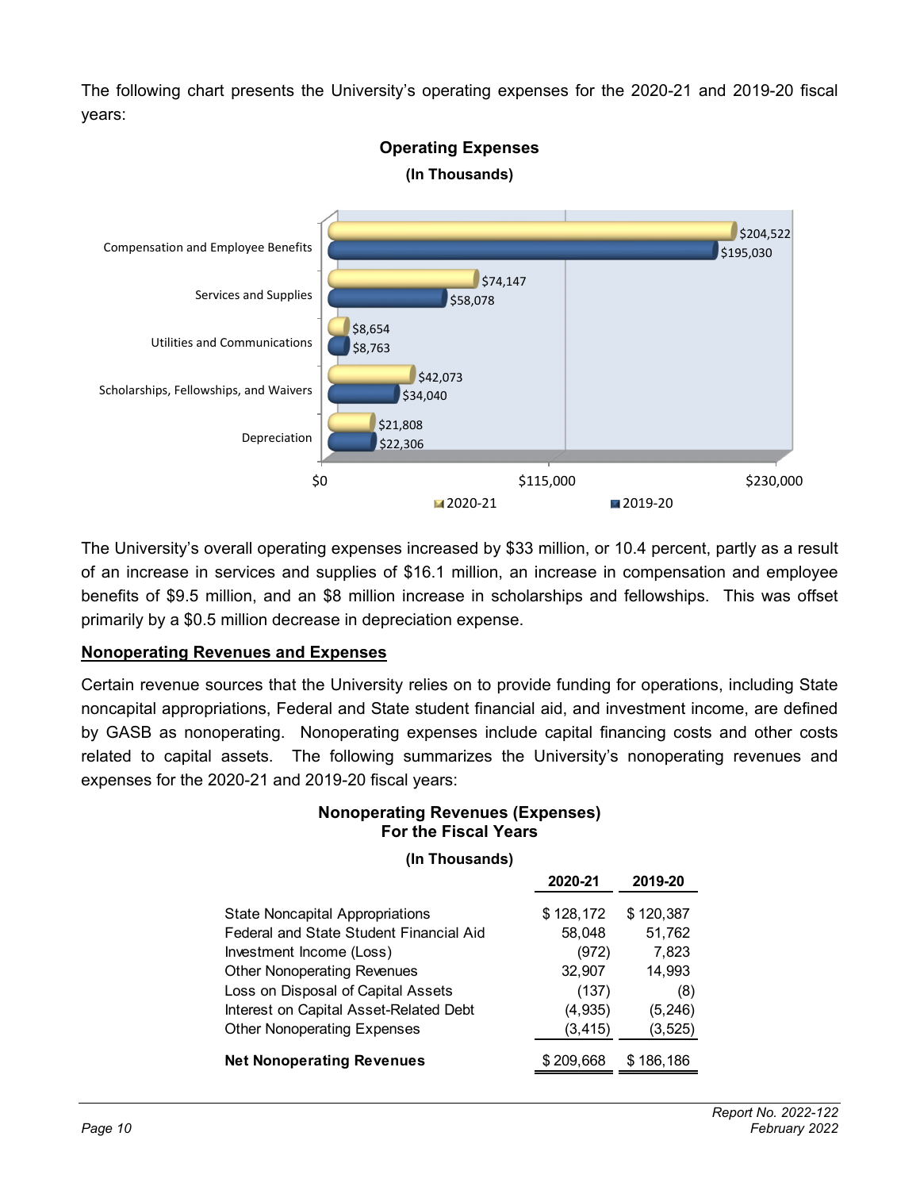The following chart presents the University's operating expenses for the 2020-21 and 2019-20 fiscal years:

**Operating Expenses**

**(In Thousands)**

| | 2020-21 | 2019-20 |
|---|---|---|
| Compensation and Employee Benefits | $204,522 | $195,030 |
| Services and Supplies | $74,147 | $58,078 |
| Utilities and Communications | $8,654 | $8,763 |
| Scholarships, Fellowships, and Waivers | $42,073 | $34,040 |
| Depreciation | $21,808 | $22,306 |

The University's overall operating expenses increased by $33 million, or 10.4 percent, partly as a result of an increase in services and supplies of $16.1 million, an increase in compensation and employee benefits of $9.5 million, and an $8 million increase in scholarships and fellowships. This was offset primarily by a $0.5 million decrease in depreciation expense.

## Nonoperating Revenues and Expenses

Certain revenue sources that the University relies on to provide funding for operations, including State noncapital appropriations, Federal and State student financial aid, and investment income, are defined by GASB as nonoperating. Nonoperating expenses include capital financing costs and other costs related to capital assets. The following summarizes the University's nonoperating revenues and expenses for the 2020-21 and 2019-20 fiscal years:

**Nonoperating Revenues (Expenses)**
**For the Fiscal Years**

**(In Thousands)**

| | 2020-21 | 2019-20 |
|---|---|---|
| State Noncapital Appropriations | $ 128,172 | $ 120,387 |
| Federal and State Student Financial Aid | 58,048 | 51,762 |
| Investment Income (Loss) | (972) | 7,823 |
| Other Nonoperating Revenues | 32,907 | 14,993 |
| Loss on Disposal of Capital Assets | (137) | (8) |
| Interest on Capital Asset-Related Debt | (4,935) | (5,246) |
| Other Nonoperating Expenses | (3,415) | (3,525) |
| **Net Nonoperating Revenues** | $ 209,668 | $ 186,186 |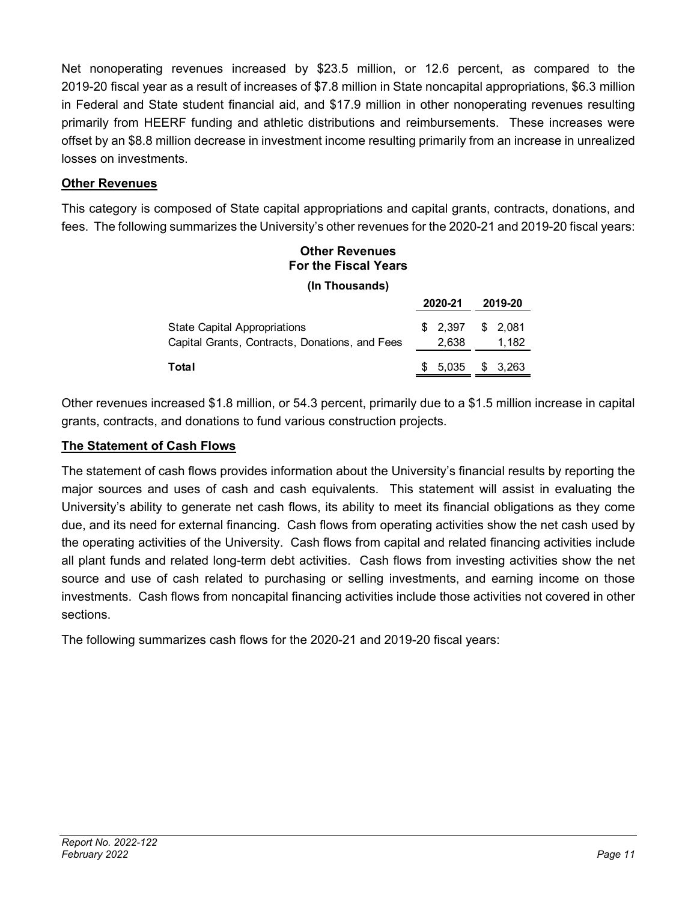Net nonoperating revenues increased by $23.5 million, or 12.6 percent, as compared to the 2019-20 fiscal year as a result of increases of $7.8 million in State noncapital appropriations, $6.3 million in Federal and State student financial aid, and $17.9 million in other nonoperating revenues resulting primarily from HEERF funding and athletic distributions and reimbursements. These increases were offset by an $8.8 million decrease in investment income resulting primarily from an increase in unrealized losses on investments.

**Other Revenues**

This category is composed of State capital appropriations and capital grants, contracts, donations, and fees. The following summarizes the University's other revenues for the 2020-21 and 2019-20 fiscal years:

**Other Revenues**
**For the Fiscal Years**
**(In Thousands)**

| | 2020-21 | 2019-20 |
|---|---|---|
| State Capital Appropriations | $ 2,397 | $ 2,081 |
| Capital Grants, Contracts, Donations, and Fees | 2,638 | 1,182 |
| **Total** | $ 5,035 | $ 3,263 |

Other revenues increased $1.8 million, or 54.3 percent, primarily due to a $1.5 million increase in capital grants, contracts, and donations to fund various construction projects.

**The Statement of Cash Flows**

The statement of cash flows provides information about the University's financial results by reporting the major sources and uses of cash and cash equivalents. This statement will assist in evaluating the University's ability to generate net cash flows, its ability to meet its financial obligations as they come due, and its need for external financing. Cash flows from operating activities show the net cash used by the operating activities of the University. Cash flows from capital and related financing activities include all plant funds and related long-term debt activities. Cash flows from investing activities show the net source and use of cash related to purchasing or selling investments, and earning income on those investments. Cash flows from noncapital financing activities include those activities not covered in other sections.

The following summarizes cash flows for the 2020-21 and 2019-20 fiscal years: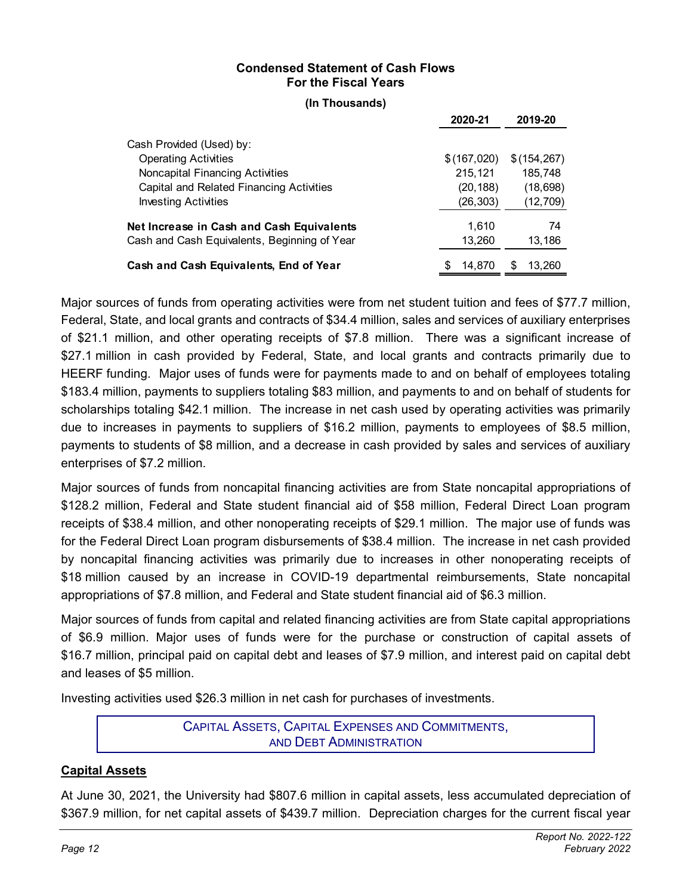**Condensed Statement of Cash Flows**
**For the Fiscal Years**

**(In Thousands)**

| | 2020-21 | 2019-20 |
|---|---|---|
| Cash Provided (Used) by: | | |
| Operating Activities | $ (167,020) | $ (154,267) |
| Noncapital Financing Activities | 215,121 | 185,748 |
| Capital and Related Financing Activities | (20,188) | (18,698) |
| Investing Activities | (26,303) | (12,709) |
| **Net Increase in Cash and Cash Equivalents** | 1,610 | 74 |
| Cash and Cash Equivalents, Beginning of Year | 13,260 | 13,186 |
| **Cash and Cash Equivalents, End of Year** | $ 14,870 | $ 13,260 |

Major sources of funds from operating activities were from net student tuition and fees of $77.7 million, Federal, State, and local grants and contracts of $34.4 million, sales and services of auxiliary enterprises of $21.1 million, and other operating receipts of $7.8 million. There was a significant increase of $27.1 million in cash provided by Federal, State, and local grants and contracts primarily due to HEERF funding. Major uses of funds were for payments made to and on behalf of employees totaling $183.4 million, payments to suppliers totaling $83 million, and payments to and on behalf of students for scholarships totaling $42.1 million. The increase in net cash used by operating activities was primarily due to increases in payments to suppliers of $16.2 million, payments to employees of $8.5 million, payments to students of $8 million, and a decrease in cash provided by sales and services of auxiliary enterprises of $7.2 million.

Major sources of funds from noncapital financing activities are from State noncapital appropriations of $128.2 million, Federal and State student financial aid of $58 million, Federal Direct Loan program receipts of $38.4 million, and other nonoperating receipts of $29.1 million. The major use of funds was for the Federal Direct Loan program disbursements of $38.4 million. The increase in net cash provided by noncapital financing activities was primarily due to increases in other nonoperating receipts of $18 million caused by an increase in COVID-19 departmental reimbursements, State noncapital appropriations of $7.8 million, and Federal and State student financial aid of $6.3 million.

Major sources of funds from capital and related financing activities are from State capital appropriations of $6.9 million. Major uses of funds were for the purchase or construction of capital assets of $16.7 million, principal paid on capital debt and leases of $7.9 million, and interest paid on capital debt and leases of $5 million.

Investing activities used $26.3 million in net cash for purchases of investments.

## CAPITAL ASSETS, CAPITAL EXPENSES AND COMMITMENTS, AND DEBT ADMINISTRATION

### Capital Assets

At June 30, 2021, the University had $807.6 million in capital assets, less accumulated depreciation of $367.9 million, for net capital assets of $439.7 million. Depreciation charges for the current fiscal year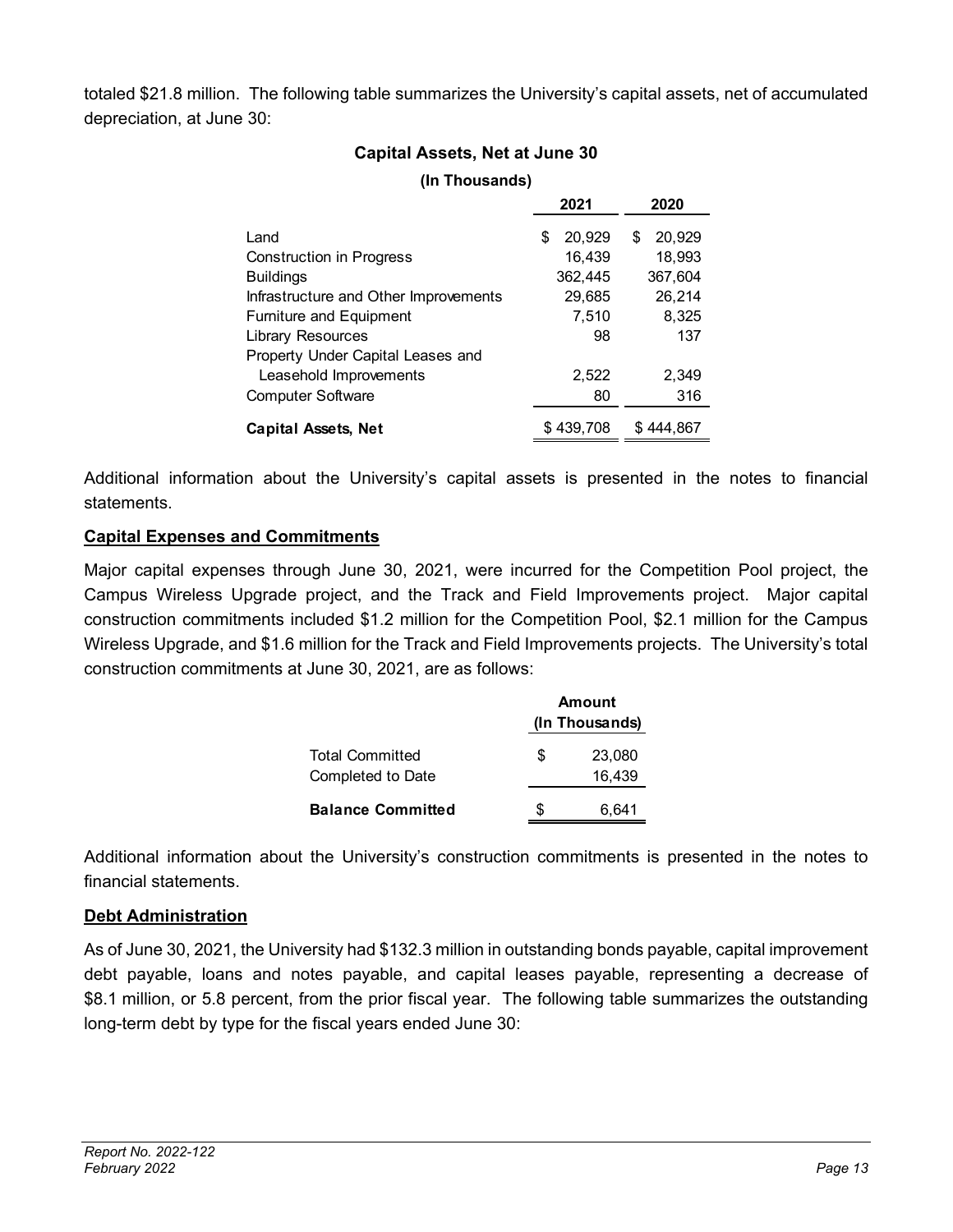totaled $21.8 million. The following table summarizes the University's capital assets, net of accumulated depreciation, at June 30:

**Capital Assets, Net at June 30**

**(In Thousands)**

| | 2021 | 2020 |
|---|---|---|
| Land | $ 20,929 | $ 20,929 |
| Construction in Progress | 16,439 | 18,993 |
| Buildings | 362,445 | 367,604 |
| Infrastructure and Other Improvements | 29,685 | 26,214 |
| Furniture and Equipment | 7,510 | 8,325 |
| Library Resources | 98 | 137 |
| Property Under Capital Leases and Leasehold Improvements | 2,522 | 2,349 |
| Computer Software | 80 | 316 |
| **Capital Assets, Net** | $ 439,708 | $ 444,867 |

Additional information about the University's capital assets is presented in the notes to financial statements.

## Capital Expenses and Commitments

Major capital expenses through June 30, 2021, were incurred for the Competition Pool project, the Campus Wireless Upgrade project, and the Track and Field Improvements project. Major capital construction commitments included $1.2 million for the Competition Pool, $2.1 million for the Campus Wireless Upgrade, and $1.6 million for the Track and Field Improvements projects. The University's total construction commitments at June 30, 2021, are as follows:

| | Amount (In Thousands) |
|---|---|
| Total Committed | $ 23,080 |
| Completed to Date | 16,439 |
| **Balance Committed** | $ 6,641 |

Additional information about the University's construction commitments is presented in the notes to financial statements.

## Debt Administration

As of June 30, 2021, the University had $132.3 million in outstanding bonds payable, capital improvement debt payable, loans and notes payable, and capital leases payable, representing a decrease of $8.1 million, or 5.8 percent, from the prior fiscal year. The following table summarizes the outstanding long-term debt by type for the fiscal years ended June 30: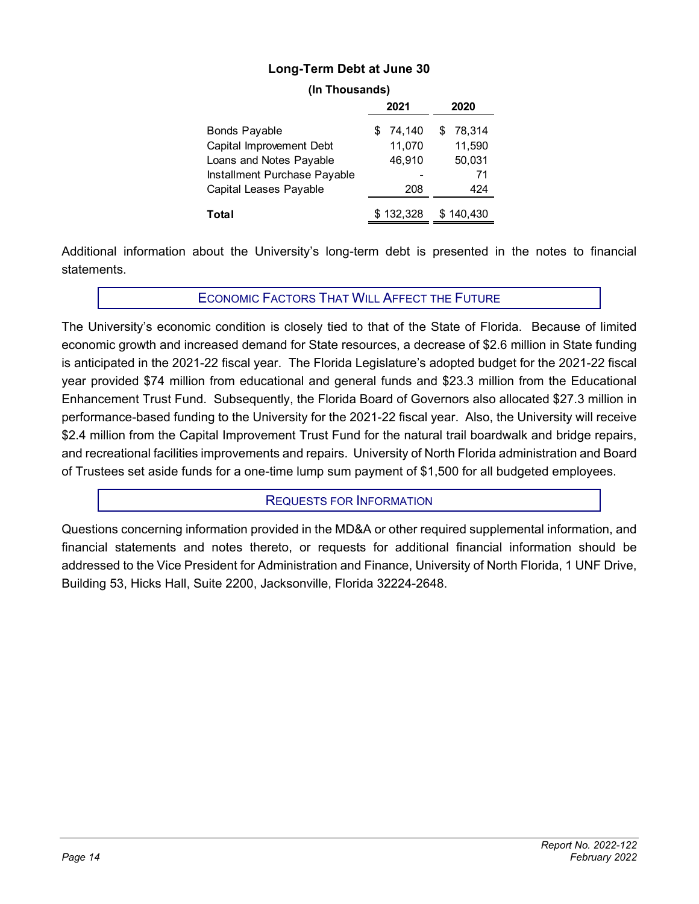**Long-Term Debt at June 30**

**(In Thousands)**

| | 2021 | 2020 |
|---|---|---|
| Bonds Payable | $ 74,140 | $ 78,314 |
| Capital Improvement Debt | 11,070 | 11,590 |
| Loans and Notes Payable | 46,910 | 50,031 |
| Installment Purchase Payable | - | 71 |
| Capital Leases Payable | 208 | 424 |
| **Total** | $ 132,328 | $ 140,430 |

Additional information about the University's long-term debt is presented in the notes to financial statements.

## Economic Factors That Will Affect the Future

The University's economic condition is closely tied to that of the State of Florida. Because of limited economic growth and increased demand for State resources, a decrease of $2.6 million in State funding is anticipated in the 2021-22 fiscal year. The Florida Legislature's adopted budget for the 2021-22 fiscal year provided $74 million from educational and general funds and $23.3 million from the Educational Enhancement Trust Fund. Subsequently, the Florida Board of Governors also allocated $27.3 million in performance-based funding to the University for the 2021-22 fiscal year. Also, the University will receive $2.4 million from the Capital Improvement Trust Fund for the natural trail boardwalk and bridge repairs, and recreational facilities improvements and repairs. University of North Florida administration and Board of Trustees set aside funds for a one-time lump sum payment of $1,500 for all budgeted employees.

## Requests for Information

Questions concerning information provided in the MD&A or other required supplemental information, and financial statements and notes thereto, or requests for additional financial information should be addressed to the Vice President for Administration and Finance, University of North Florida, 1 UNF Drive, Building 53, Hicks Hall, Suite 2200, Jacksonville, Florida 32224-2648.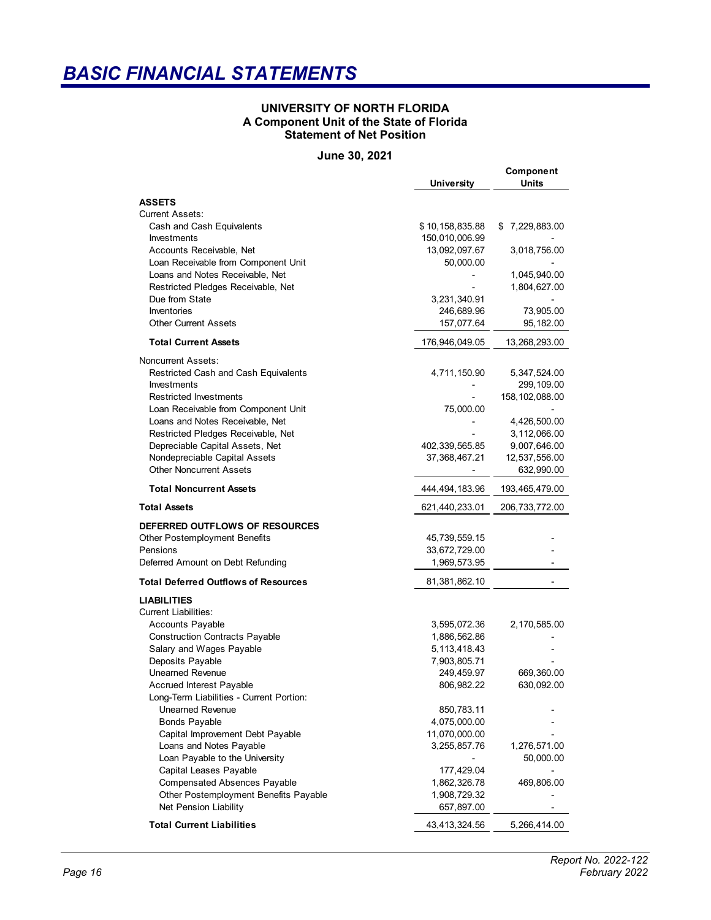# BASIC FINANCIAL STATEMENTS

**UNIVERSITY OF NORTH FLORIDA**
**A Component Unit of the State of Florida**
**Statement of Net Position**

**June 30, 2021**

| | University | Component Units |
|---|---|---|
| **ASSETS** | | |
| Current Assets: | | |
| Cash and Cash Equivalents | $ 10,158,835.88 | $ 7,229,883.00 |
| Investments | 150,010,006.99 | - |
| Accounts Receivable, Net | 13,092,097.67 | 3,018,756.00 |
| Loan Receivable from Component Unit | 50,000.00 | - |
| Loans and Notes Receivable, Net | - | 1,045,940.00 |
| Restricted Pledges Receivable, Net | - | 1,804,627.00 |
| Due from State | 3,231,340.91 | - |
| Inventories | 246,689.96 | 73,905.00 |
| Other Current Assets | 157,077.64 | 95,182.00 |
| **Total Current Assets** | 176,946,049.05 | 13,268,293.00 |
| Noncurrent Assets: | | |
| Restricted Cash and Cash Equivalents | 4,711,150.90 | 5,347,524.00 |
| Investments | - | 299,109.00 |
| Restricted Investments | - | 158,102,088.00 |
| Loan Receivable from Component Unit | 75,000.00 | - |
| Loans and Notes Receivable, Net | - | 4,426,500.00 |
| Restricted Pledges Receivable, Net | - | 3,112,066.00 |
| Depreciable Capital Assets, Net | 402,339,565.85 | 9,007,646.00 |
| Nondepreciable Capital Assets | 37,368,467.21 | 12,537,556.00 |
| Other Noncurrent Assets | - | 632,990.00 |
| **Total Noncurrent Assets** | 444,494,183.96 | 193,465,479.00 |
| **Total Assets** | 621,440,233.01 | 206,733,772.00 |
| **DEFERRED OUTFLOWS OF RESOURCES** | | |
| Other Postemployment Benefits | 45,739,559.15 | - |
| Pensions | 33,672,729.00 | - |
| Deferred Amount on Debt Refunding | 1,969,573.95 | - |
| **Total Deferred Outflows of Resources** | 81,381,862.10 | - |
| **LIABILITIES** | | |
| Current Liabilities: | | |
| Accounts Payable | 3,595,072.36 | 2,170,585.00 |
| Construction Contracts Payable | 1,886,562.86 | - |
| Salary and Wages Payable | 5,113,418.43 | - |
| Deposits Payable | 7,903,805.71 | - |
| Unearned Revenue | 249,459.97 | 669,360.00 |
| Accrued Interest Payable | 806,982.22 | 630,092.00 |
| Long-Term Liabilities - Current Portion: | | |
| Unearned Revenue | 850,783.11 | - |
| Bonds Payable | 4,075,000.00 | - |
| Capital Improvement Debt Payable | 11,070,000.00 | - |
| Loans and Notes Payable | 3,255,857.76 | 1,276,571.00 |
| Loan Payable to the University | - | 50,000.00 |
| Capital Leases Payable | 177,429.04 | - |
| Compensated Absences Payable | 1,862,326.78 | 469,806.00 |
| Other Postemployment Benefits Payable | 1,908,729.32 | - |
| Net Pension Liability | 657,897.00 | - |
| **Total Current Liabilities** | 43,413,324.56 | 5,266,414.00 |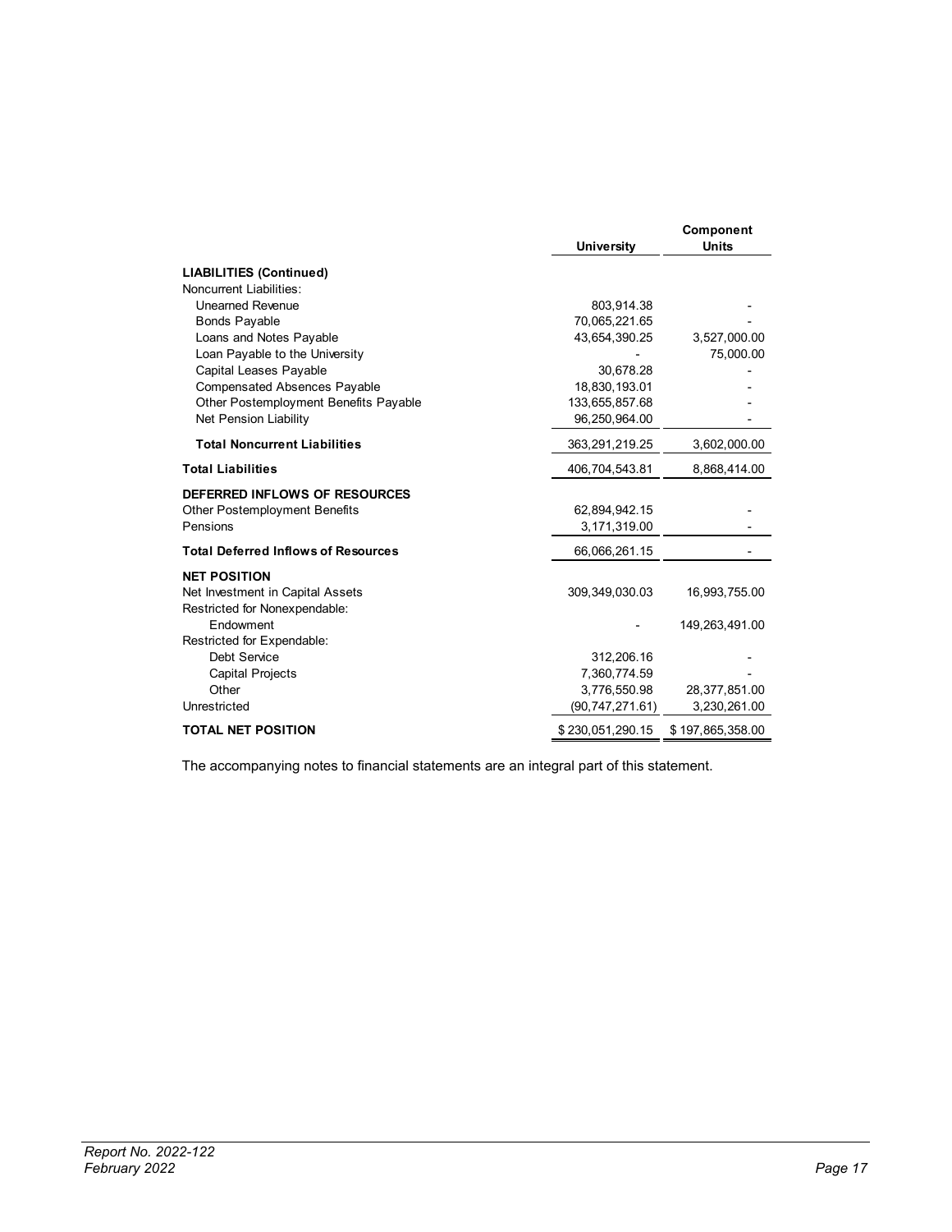| | University | Component Units |
|---|---|---|
| **LIABILITIES (Continued)** | | |
| Noncurrent Liabilities: | | |
| Unearned Revenue | 803,914.38 | - |
| Bonds Payable | 70,065,221.65 | - |
| Loans and Notes Payable | 43,654,390.25 | 3,527,000.00 |
| Loan Payable to the University | - | 75,000.00 |
| Capital Leases Payable | 30,678.28 | - |
| Compensated Absences Payable | 18,830,193.01 | - |
| Other Postemployment Benefits Payable | 133,655,857.68 | - |
| Net Pension Liability | 96,250,964.00 | - |
| **Total Noncurrent Liabilities** | 363,291,219.25 | 3,602,000.00 |
| **Total Liabilities** | 406,704,543.81 | 8,868,414.00 |
| **DEFERRED INFLOWS OF RESOURCES** | | |
| Other Postemployment Benefits | 62,894,942.15 | - |
| Pensions | 3,171,319.00 | - |
| **Total Deferred Inflows of Resources** | 66,066,261.15 | - |
| **NET POSITION** | | |
| Net Investment in Capital Assets | 309,349,030.03 | 16,993,755.00 |
| Restricted for Nonexpendable: | | |
| Endowment | - | 149,263,491.00 |
| Restricted for Expendable: | | |
| Debt Service | 312,206.16 | - |
| Capital Projects | 7,360,774.59 | - |
| Other | 3,776,550.98 | 28,377,851.00 |
| Unrestricted | (90,747,271.61) | 3,230,261.00 |
| **TOTAL NET POSITION** | $ 230,051,290.15 | $ 197,865,358.00 |

The accompanying notes to financial statements are an integral part of this statement.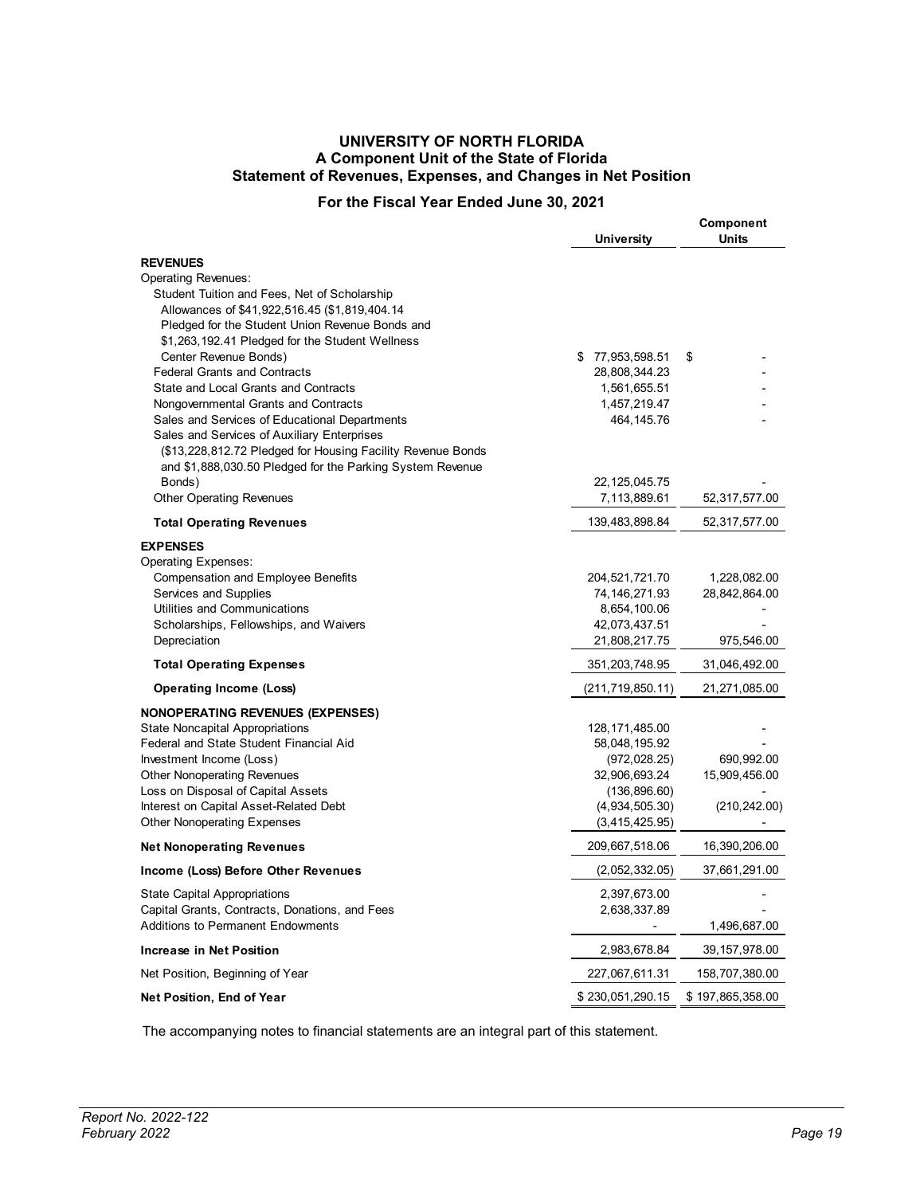# UNIVERSITY OF NORTH FLORIDA
## A Component Unit of the State of Florida
## Statement of Revenues, Expenses, and Changes in Net Position

### For the Fiscal Year Ended June 30, 2021

| | University | Component Units |
|---|---|---|
| **REVENUES** | | |
| Operating Revenues: | | |
| Student Tuition and Fees, Net of Scholarship Allowances of $41,922,516.45 ($1,819,404.14 Pledged for the Student Union Revenue Bonds and $1,263,192.41 Pledged for the Student Wellness Center Revenue Bonds) | $ 77,953,598.51 | $ - |
| Federal Grants and Contracts | 28,808,344.23 | - |
| State and Local Grants and Contracts | 1,561,655.51 | - |
| Nongovernmental Grants and Contracts | 1,457,219.47 | - |
| Sales and Services of Educational Departments | 464,145.76 | - |
| Sales and Services of Auxiliary Enterprises ($13,228,812.72 Pledged for Housing Facility Revenue Bonds and $1,888,030.50 Pledged for the Parking System Revenue Bonds) | 22,125,045.75 | - |
| Other Operating Revenues | 7,113,889.61 | 52,317,577.00 |
| **Total Operating Revenues** | 139,483,898.84 | 52,317,577.00 |
| **EXPENSES** | | |
| Operating Expenses: | | |
| Compensation and Employee Benefits | 204,521,721.70 | 1,228,082.00 |
| Services and Supplies | 74,146,271.93 | 28,842,864.00 |
| Utilities and Communications | 8,654,100.06 | - |
| Scholarships, Fellowships, and Waivers | 42,073,437.51 | - |
| Depreciation | 21,808,217.75 | 975,546.00 |
| **Total Operating Expenses** | 351,203,748.95 | 31,046,492.00 |
| **Operating Income (Loss)** | (211,719,850.11) | 21,271,085.00 |
| **NONOPERATING REVENUES (EXPENSES)** | | |
| State Noncapital Appropriations | 128,171,485.00 | - |
| Federal and State Student Financial Aid | 58,048,195.92 | - |
| Investment Income (Loss) | (972,028.25) | 690,992.00 |
| Other Nonoperating Revenues | 32,906,693.24 | 15,909,456.00 |
| Loss on Disposal of Capital Assets | (136,896.60) | - |
| Interest on Capital Asset-Related Debt | (4,934,505.30) | (210,242.00) |
| Other Nonoperating Expenses | (3,415,425.95) | - |
| **Net Nonoperating Revenues** | 209,667,518.06 | 16,390,206.00 |
| **Income (Loss) Before Other Revenues** | (2,052,332.05) | 37,661,291.00 |
| State Capital Appropriations | 2,397,673.00 | - |
| Capital Grants, Contracts, Donations, and Fees | 2,638,337.89 | - |
| Additions to Permanent Endowments | - | 1,496,687.00 |
| **Increase in Net Position** | 2,983,678.84 | 39,157,978.00 |
| Net Position, Beginning of Year | 227,067,611.31 | 158,707,380.00 |
| **Net Position, End of Year** | $ 230,051,290.15 | $ 197,865,358.00 |

The accompanying notes to financial statements are an integral part of this statement.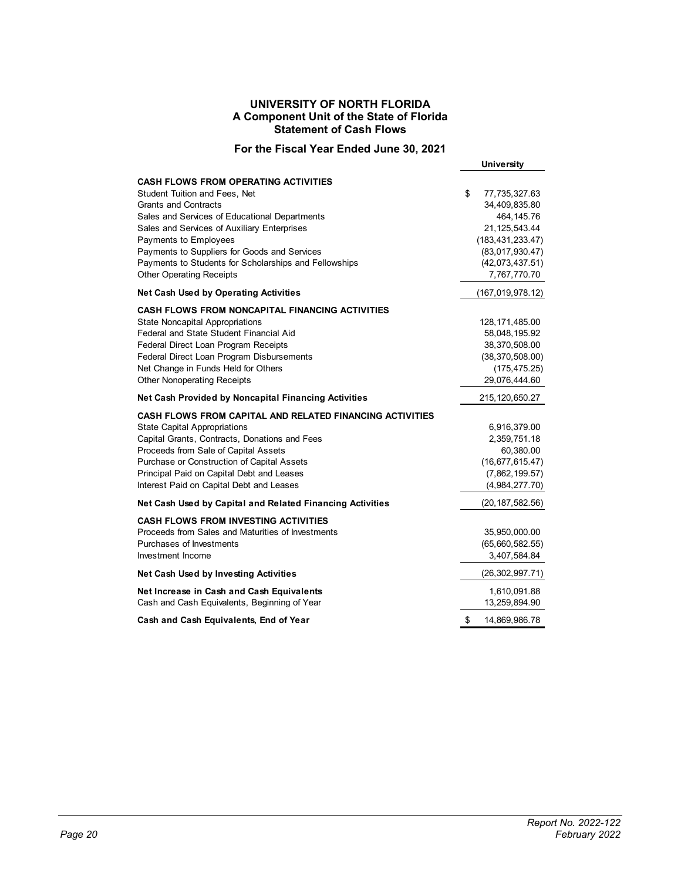# UNIVERSITY OF NORTH FLORIDA
## A Component Unit of the State of Florida
## Statement of Cash Flows

### For the Fiscal Year Ended June 30, 2021

| | University |
|---|---|
| **CASH FLOWS FROM OPERATING ACTIVITIES** | |
| Student Tuition and Fees, Net | $ 77,735,327.63 |
| Grants and Contracts | 34,409,835.80 |
| Sales and Services of Educational Departments | 464,145.76 |
| Sales and Services of Auxiliary Enterprises | 21,125,543.44 |
| Payments to Employees | (183,431,233.47) |
| Payments to Suppliers for Goods and Services | (83,017,930.47) |
| Payments to Students for Scholarships and Fellowships | (42,073,437.51) |
| Other Operating Receipts | 7,767,770.70 |
| **Net Cash Used by Operating Activities** | (167,019,978.12) |
| **CASH FLOWS FROM NONCAPITAL FINANCING ACTIVITIES** | |
| State Noncapital Appropriations | 128,171,485.00 |
| Federal and State Student Financial Aid | 58,048,195.92 |
| Federal Direct Loan Program Receipts | 38,370,508.00 |
| Federal Direct Loan Program Disbursements | (38,370,508.00) |
| Net Change in Funds Held for Others | (175,475.25) |
| Other Nonoperating Receipts | 29,076,444.60 |
| **Net Cash Provided by Noncapital Financing Activities** | 215,120,650.27 |
| **CASH FLOWS FROM CAPITAL AND RELATED FINANCING ACTIVITIES** | |
| State Capital Appropriations | 6,916,379.00 |
| Capital Grants, Contracts, Donations and Fees | 2,359,751.18 |
| Proceeds from Sale of Capital Assets | 60,380.00 |
| Purchase or Construction of Capital Assets | (16,677,615.47) |
| Principal Paid on Capital Debt and Leases | (7,862,199.57) |
| Interest Paid on Capital Debt and Leases | (4,984,277.70) |
| **Net Cash Used by Capital and Related Financing Activities** | (20,187,582.56) |
| **CASH FLOWS FROM INVESTING ACTIVITIES** | |
| Proceeds from Sales and Maturities of Investments | 35,950,000.00 |
| Purchases of Investments | (65,660,582.55) |
| Investment Income | 3,407,584.84 |
| **Net Cash Used by Investing Activities** | (26,302,997.71) |
| **Net Increase in Cash and Cash Equivalents** | 1,610,091.88 |
| Cash and Cash Equivalents, Beginning of Year | 13,259,894.90 |
| **Cash and Cash Equivalents, End of Year** | $ 14,869,986.78 |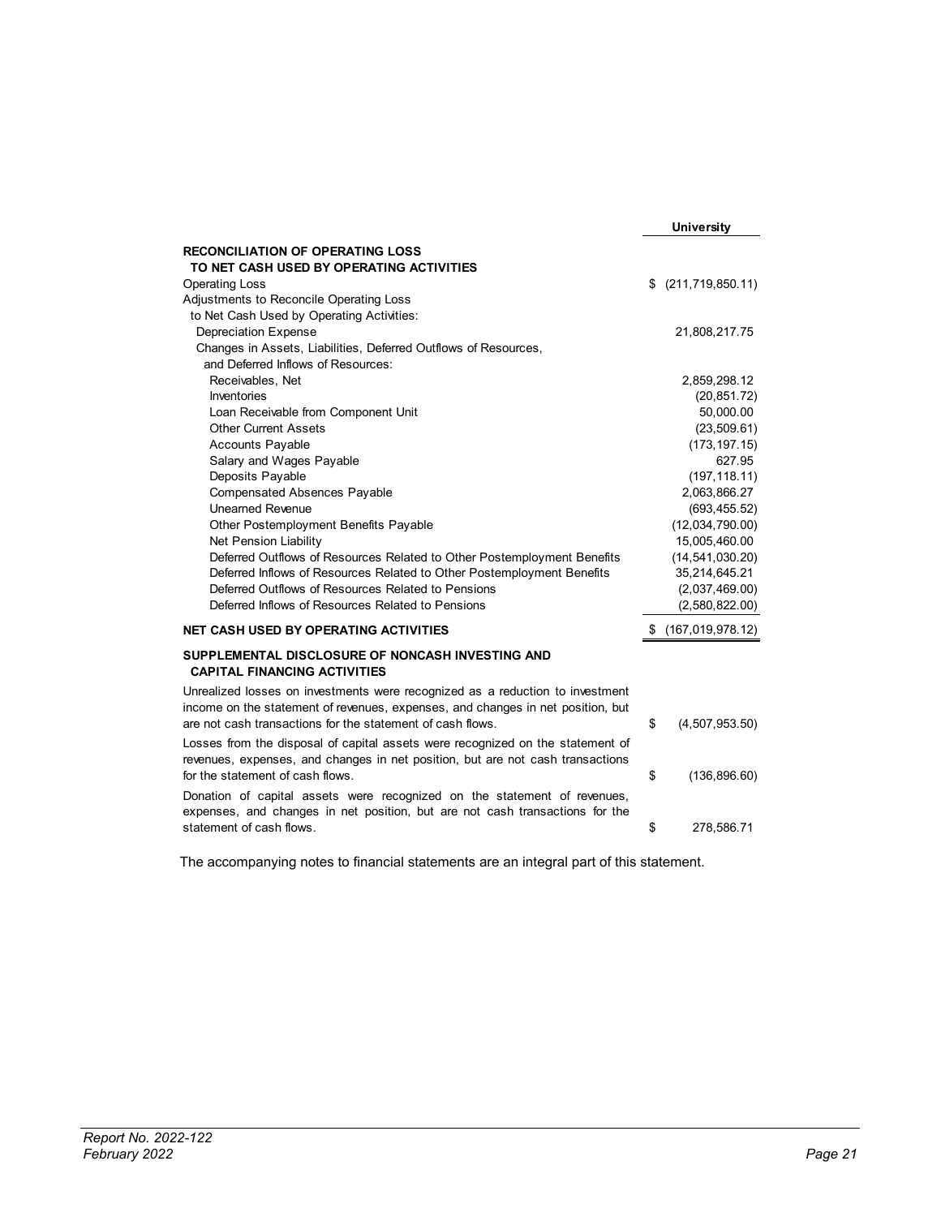| | University |
|---|---|
| **RECONCILIATION OF OPERATING LOSS TO NET CASH USED BY OPERATING ACTIVITIES** | |
| Operating Loss | $ (211,719,850.11) |
| Adjustments to Reconcile Operating Loss to Net Cash Used by Operating Activities: | |
| Depreciation Expense | 21,808,217.75 |
| Changes in Assets, Liabilities, Deferred Outflows of Resources, and Deferred Inflows of Resources: | |
| Receivables, Net | 2,859,298.12 |
| Inventories | (20,851.72) |
| Loan Receivable from Component Unit | 50,000.00 |
| Other Current Assets | (23,509.61) |
| Accounts Payable | (173,197.15) |
| Salary and Wages Payable | 627.95 |
| Deposits Payable | (197,118.11) |
| Compensated Absences Payable | 2,063,866.27 |
| Unearned Revenue | (693,455.52) |
| Other Postemployment Benefits Payable | (12,034,790.00) |
| Net Pension Liability | 15,005,460.00 |
| Deferred Outflows of Resources Related to Other Postemployment Benefits | (14,541,030.20) |
| Deferred Inflows of Resources Related to Other Postemployment Benefits | 35,214,645.21 |
| Deferred Outflows of Resources Related to Pensions | (2,037,469.00) |
| Deferred Inflows of Resources Related to Pensions | (2,580,822.00) |
| **NET CASH USED BY OPERATING ACTIVITIES** | $ (167,019,978.12) |

**SUPPLEMENTAL DISCLOSURE OF NONCASH INVESTING AND CAPITAL FINANCING ACTIVITIES**

| | |
|---|---|
| Unrealized losses on investments were recognized as a reduction to investment income on the statement of revenues, expenses, and changes in net position, but are not cash transactions for the statement of cash flows. | $ (4,507,953.50) |
| Losses from the disposal of capital assets were recognized on the statement of revenues, expenses, and changes in net position, but are not cash transactions for the statement of cash flows. | $ (136,896.60) |
| Donation of capital assets were recognized on the statement of revenues, expenses, and changes in net position, but are not cash transactions for the statement of cash flows. | $ 278,586.71 |

The accompanying notes to financial statements are an integral part of this statement.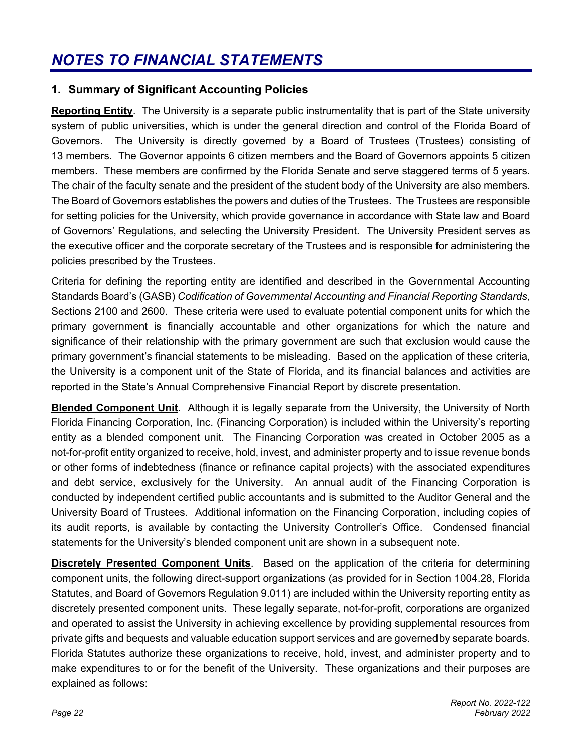# *NOTES TO FINANCIAL STATEMENTS*

## 1. Summary of Significant Accounting Policies

**Reporting Entity**. The University is a separate public instrumentality that is part of the State university system of public universities, which is under the general direction and control of the Florida Board of Governors. The University is directly governed by a Board of Trustees (Trustees) consisting of 13 members. The Governor appoints 6 citizen members and the Board of Governors appoints 5 citizen members. These members are confirmed by the Florida Senate and serve staggered terms of 5 years. The chair of the faculty senate and the president of the student body of the University are also members. The Board of Governors establishes the powers and duties of the Trustees. The Trustees are responsible for setting policies for the University, which provide governance in accordance with State law and Board of Governors' Regulations, and selecting the University President. The University President serves as the executive officer and the corporate secretary of the Trustees and is responsible for administering the policies prescribed by the Trustees.

Criteria for defining the reporting entity are identified and described in the Governmental Accounting Standards Board's (GASB) *Codification of Governmental Accounting and Financial Reporting Standards*, Sections 2100 and 2600. These criteria were used to evaluate potential component units for which the primary government is financially accountable and other organizations for which the nature and significance of their relationship with the primary government are such that exclusion would cause the primary government's financial statements to be misleading. Based on the application of these criteria, the University is a component unit of the State of Florida, and its financial balances and activities are reported in the State's Annual Comprehensive Financial Report by discrete presentation.

**Blended Component Unit**. Although it is legally separate from the University, the University of North Florida Financing Corporation, Inc. (Financing Corporation) is included within the University's reporting entity as a blended component unit. The Financing Corporation was created in October 2005 as a not-for-profit entity organized to receive, hold, invest, and administer property and to issue revenue bonds or other forms of indebtedness (finance or refinance capital projects) with the associated expenditures and debt service, exclusively for the University. An annual audit of the Financing Corporation is conducted by independent certified public accountants and is submitted to the Auditor General and the University Board of Trustees. Additional information on the Financing Corporation, including copies of its audit reports, is available by contacting the University Controller's Office. Condensed financial statements for the University's blended component unit are shown in a subsequent note.

**Discretely Presented Component Units**. Based on the application of the criteria for determining component units, the following direct-support organizations (as provided for in Section 1004.28, Florida Statutes, and Board of Governors Regulation 9.011) are included within the University reporting entity as discretely presented component units. These legally separate, not-for-profit, corporations are organized and operated to assist the University in achieving excellence by providing supplemental resources from private gifts and bequests and valuable education support services and are governed by separate boards. Florida Statutes authorize these organizations to receive, hold, invest, and administer property and to make expenditures to or for the benefit of the University. These organizations and their purposes are explained as follows: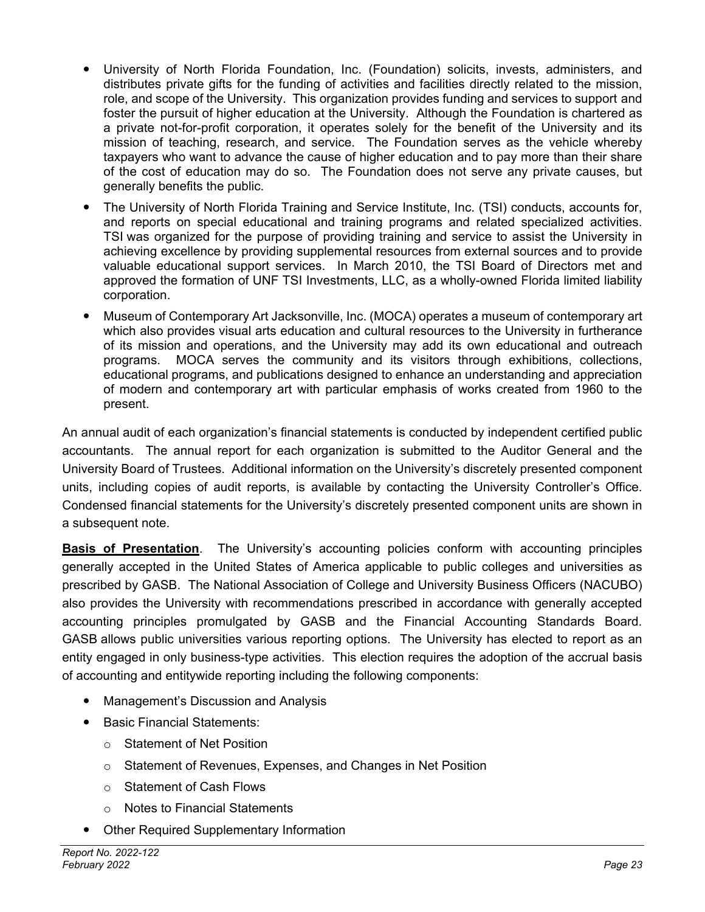- University of North Florida Foundation, Inc. (Foundation) solicits, invests, administers, and distributes private gifts for the funding of activities and facilities directly related to the mission, role, and scope of the University. This organization provides funding and services to support and foster the pursuit of higher education at the University. Although the Foundation is chartered as a private not-for-profit corporation, it operates solely for the benefit of the University and its mission of teaching, research, and service. The Foundation serves as the vehicle whereby taxpayers who want to advance the cause of higher education and to pay more than their share of the cost of education may do so. The Foundation does not serve any private causes, but generally benefits the public.
- The University of North Florida Training and Service Institute, Inc. (TSI) conducts, accounts for, and reports on special educational and training programs and related specialized activities. TSI was organized for the purpose of providing training and service to assist the University in achieving excellence by providing supplemental resources from external sources and to provide valuable educational support services. In March 2010, the TSI Board of Directors met and approved the formation of UNF TSI Investments, LLC, as a wholly-owned Florida limited liability corporation.
- Museum of Contemporary Art Jacksonville, Inc. (MOCA) operates a museum of contemporary art which also provides visual arts education and cultural resources to the University in furtherance of its mission and operations, and the University may add its own educational and outreach programs. MOCA serves the community and its visitors through exhibitions, collections, educational programs, and publications designed to enhance an understanding and appreciation of modern and contemporary art with particular emphasis of works created from 1960 to the present.

An annual audit of each organization's financial statements is conducted by independent certified public accountants. The annual report for each organization is submitted to the Auditor General and the University Board of Trustees. Additional information on the University's discretely presented component units, including copies of audit reports, is available by contacting the University Controller's Office. Condensed financial statements for the University's discretely presented component units are shown in a subsequent note.

**Basis of Presentation**. The University's accounting policies conform with accounting principles generally accepted in the United States of America applicable to public colleges and universities as prescribed by GASB. The National Association of College and University Business Officers (NACUBO) also provides the University with recommendations prescribed in accordance with generally accepted accounting principles promulgated by GASB and the Financial Accounting Standards Board. GASB allows public universities various reporting options. The University has elected to report as an entity engaged in only business-type activities. This election requires the adoption of the accrual basis of accounting and entitywide reporting including the following components:

- Management's Discussion and Analysis
- Basic Financial Statements:
  - Statement of Net Position
  - Statement of Revenues, Expenses, and Changes in Net Position
  - Statement of Cash Flows
  - Notes to Financial Statements
- Other Required Supplementary Information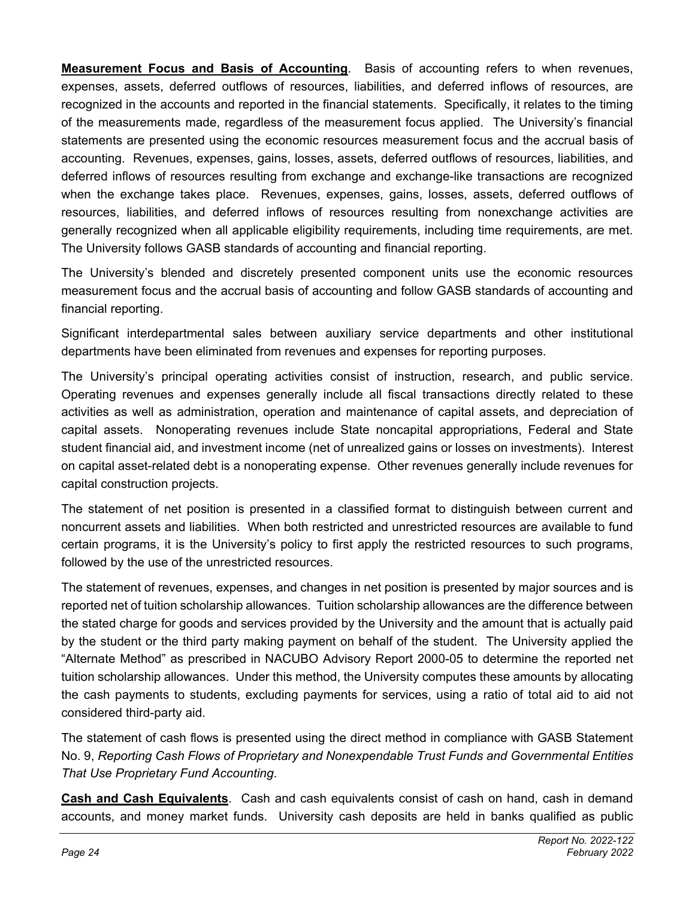**Measurement Focus and Basis of Accounting**. Basis of accounting refers to when revenues, expenses, assets, deferred outflows of resources, liabilities, and deferred inflows of resources, are recognized in the accounts and reported in the financial statements. Specifically, it relates to the timing of the measurements made, regardless of the measurement focus applied. The University's financial statements are presented using the economic resources measurement focus and the accrual basis of accounting. Revenues, expenses, gains, losses, assets, deferred outflows of resources, liabilities, and deferred inflows of resources resulting from exchange and exchange-like transactions are recognized when the exchange takes place. Revenues, expenses, gains, losses, assets, deferred outflows of resources, liabilities, and deferred inflows of resources resulting from nonexchange activities are generally recognized when all applicable eligibility requirements, including time requirements, are met. The University follows GASB standards of accounting and financial reporting.

The University's blended and discretely presented component units use the economic resources measurement focus and the accrual basis of accounting and follow GASB standards of accounting and financial reporting.

Significant interdepartmental sales between auxiliary service departments and other institutional departments have been eliminated from revenues and expenses for reporting purposes.

The University's principal operating activities consist of instruction, research, and public service. Operating revenues and expenses generally include all fiscal transactions directly related to these activities as well as administration, operation and maintenance of capital assets, and depreciation of capital assets. Nonoperating revenues include State noncapital appropriations, Federal and State student financial aid, and investment income (net of unrealized gains or losses on investments). Interest on capital asset-related debt is a nonoperating expense. Other revenues generally include revenues for capital construction projects.

The statement of net position is presented in a classified format to distinguish between current and noncurrent assets and liabilities. When both restricted and unrestricted resources are available to fund certain programs, it is the University's policy to first apply the restricted resources to such programs, followed by the use of the unrestricted resources.

The statement of revenues, expenses, and changes in net position is presented by major sources and is reported net of tuition scholarship allowances. Tuition scholarship allowances are the difference between the stated charge for goods and services provided by the University and the amount that is actually paid by the student or the third party making payment on behalf of the student. The University applied the "Alternate Method" as prescribed in NACUBO Advisory Report 2000-05 to determine the reported net tuition scholarship allowances. Under this method, the University computes these amounts by allocating the cash payments to students, excluding payments for services, using a ratio of total aid to aid not considered third-party aid.

The statement of cash flows is presented using the direct method in compliance with GASB Statement No. 9, *Reporting Cash Flows of Proprietary and Nonexpendable Trust Funds and Governmental Entities That Use Proprietary Fund Accounting*.

**Cash and Cash Equivalents**. Cash and cash equivalents consist of cash on hand, cash in demand accounts, and money market funds. University cash deposits are held in banks qualified as public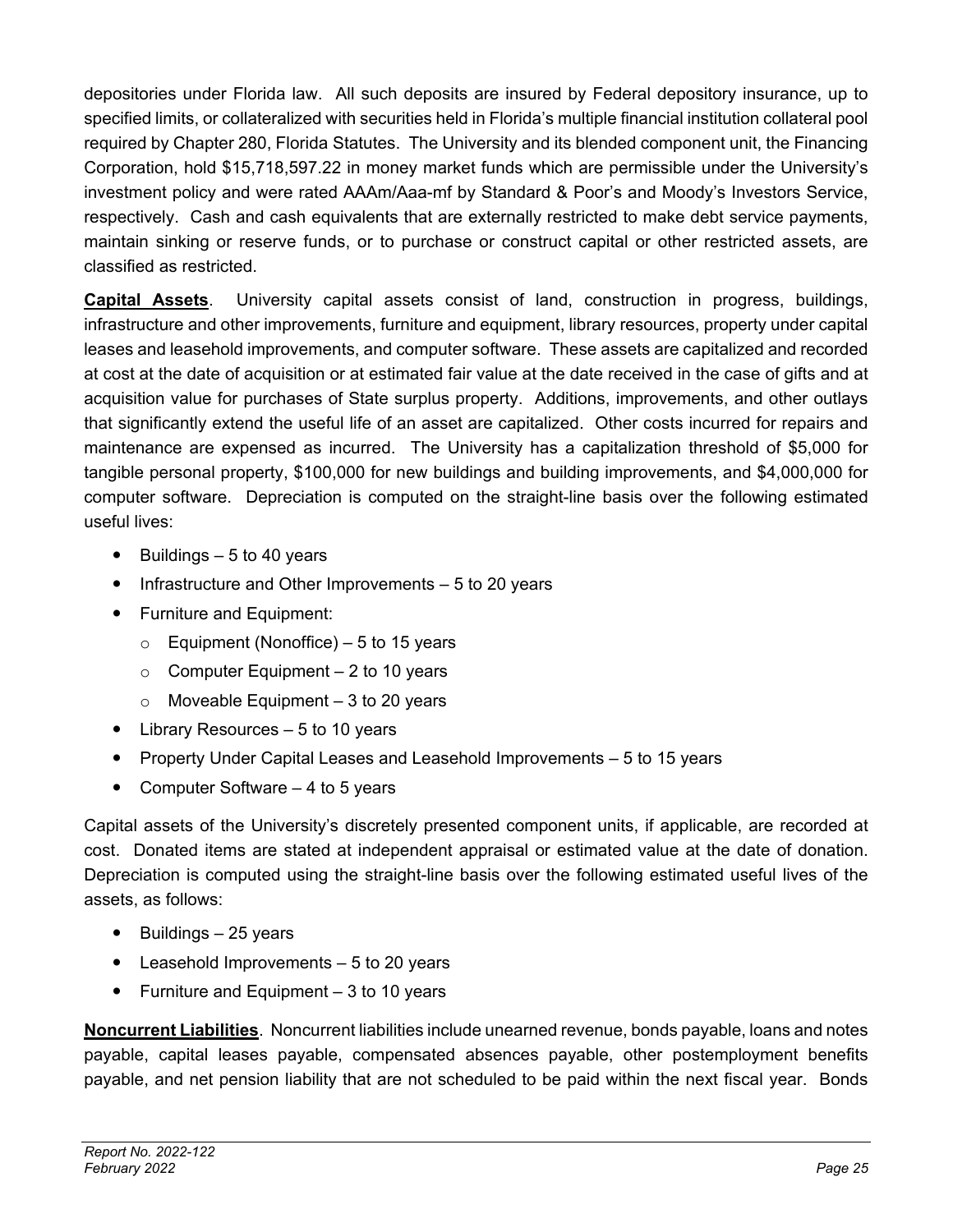depositories under Florida law. All such deposits are insured by Federal depository insurance, up to specified limits, or collateralized with securities held in Florida's multiple financial institution collateral pool required by Chapter 280, Florida Statutes. The University and its blended component unit, the Financing Corporation, hold $15,718,597.22 in money market funds which are permissible under the University's investment policy and were rated AAAm/Aaa-mf by Standard & Poor's and Moody's Investors Service, respectively. Cash and cash equivalents that are externally restricted to make debt service payments, maintain sinking or reserve funds, or to purchase or construct capital or other restricted assets, are classified as restricted.

**Capital Assets**. University capital assets consist of land, construction in progress, buildings, infrastructure and other improvements, furniture and equipment, library resources, property under capital leases and leasehold improvements, and computer software. These assets are capitalized and recorded at cost at the date of acquisition or at estimated fair value at the date received in the case of gifts and at acquisition value for purchases of State surplus property. Additions, improvements, and other outlays that significantly extend the useful life of an asset are capitalized. Other costs incurred for repairs and maintenance are expensed as incurred. The University has a capitalization threshold of $5,000 for tangible personal property, $100,000 for new buildings and building improvements, and $4,000,000 for computer software. Depreciation is computed on the straight-line basis over the following estimated useful lives:

- Buildings – 5 to 40 years
- Infrastructure and Other Improvements – 5 to 20 years
- Furniture and Equipment:
  - Equipment (Nonoffice) – 5 to 15 years
  - Computer Equipment – 2 to 10 years
  - Moveable Equipment – 3 to 20 years
- Library Resources – 5 to 10 years
- Property Under Capital Leases and Leasehold Improvements – 5 to 15 years
- Computer Software – 4 to 5 years

Capital assets of the University's discretely presented component units, if applicable, are recorded at cost. Donated items are stated at independent appraisal or estimated value at the date of donation. Depreciation is computed using the straight-line basis over the following estimated useful lives of the assets, as follows:

- Buildings – 25 years
- Leasehold Improvements – 5 to 20 years
- Furniture and Equipment – 3 to 10 years

**Noncurrent Liabilities**. Noncurrent liabilities include unearned revenue, bonds payable, loans and notes payable, capital leases payable, compensated absences payable, other postemployment benefits payable, and net pension liability that are not scheduled to be paid within the next fiscal year. Bonds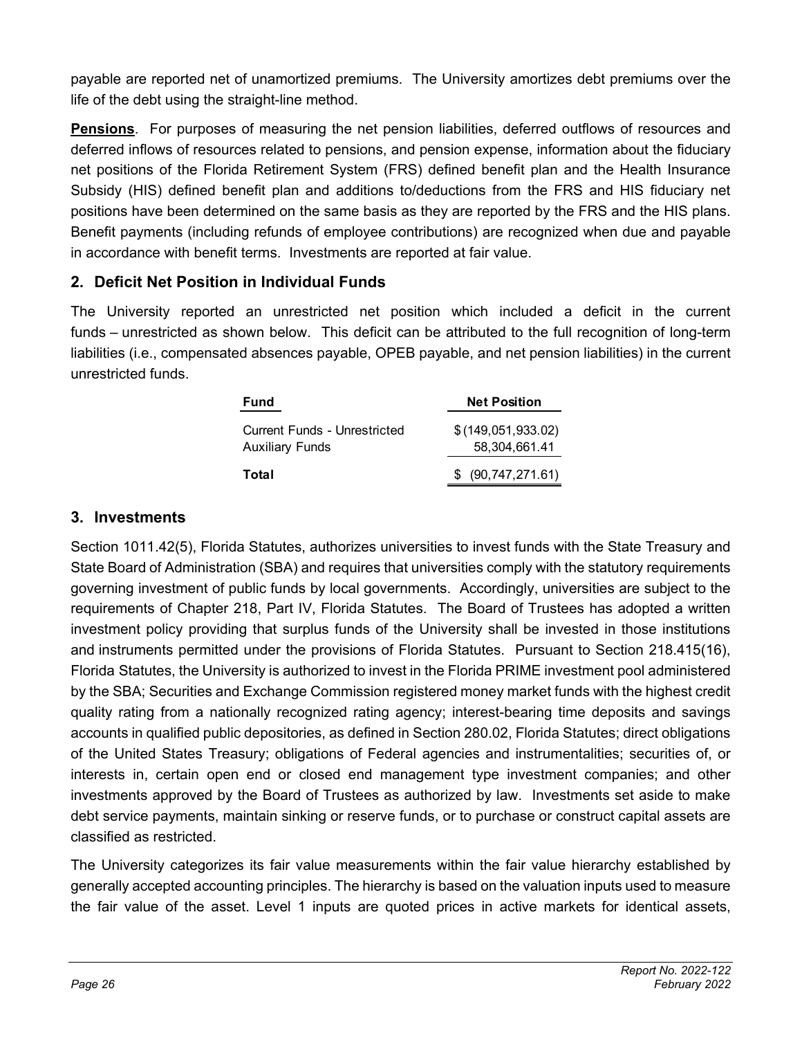payable are reported net of unamortized premiums. The University amortizes debt premiums over the life of the debt using the straight-line method.

**Pensions**. For purposes of measuring the net pension liabilities, deferred outflows of resources and deferred inflows of resources related to pensions, and pension expense, information about the fiduciary net positions of the Florida Retirement System (FRS) defined benefit plan and the Health Insurance Subsidy (HIS) defined benefit plan and additions to/deductions from the FRS and HIS fiduciary net positions have been determined on the same basis as they are reported by the FRS and the HIS plans. Benefit payments (including refunds of employee contributions) are recognized when due and payable in accordance with benefit terms. Investments are reported at fair value.

## 2. Deficit Net Position in Individual Funds

The University reported an unrestricted net position which included a deficit in the current funds – unrestricted as shown below. This deficit can be attributed to the full recognition of long-term liabilities (i.e., compensated absences payable, OPEB payable, and net pension liabilities) in the current unrestricted funds.

| Fund | Net Position |
| --- | --- |
| Current Funds - Unrestricted | $ (149,051,933.02) |
| Auxiliary Funds | 58,304,661.41 |
| **Total** | $ (90,747,271.61) |

## 3. Investments

Section 1011.42(5), Florida Statutes, authorizes universities to invest funds with the State Treasury and State Board of Administration (SBA) and requires that universities comply with the statutory requirements governing investment of public funds by local governments. Accordingly, universities are subject to the requirements of Chapter 218, Part IV, Florida Statutes. The Board of Trustees has adopted a written investment policy providing that surplus funds of the University shall be invested in those institutions and instruments permitted under the provisions of Florida Statutes. Pursuant to Section 218.415(16), Florida Statutes, the University is authorized to invest in the Florida PRIME investment pool administered by the SBA; Securities and Exchange Commission registered money market funds with the highest credit quality rating from a nationally recognized rating agency; interest-bearing time deposits and savings accounts in qualified public depositories, as defined in Section 280.02, Florida Statutes; direct obligations of the United States Treasury; obligations of Federal agencies and instrumentalities; securities of, or interests in, certain open end or closed end management type investment companies; and other investments approved by the Board of Trustees as authorized by law. Investments set aside to make debt service payments, maintain sinking or reserve funds, or to purchase or construct capital assets are classified as restricted.

The University categorizes its fair value measurements within the fair value hierarchy established by generally accepted accounting principles. The hierarchy is based on the valuation inputs used to measure the fair value of the asset. Level 1 inputs are quoted prices in active markets for identical assets,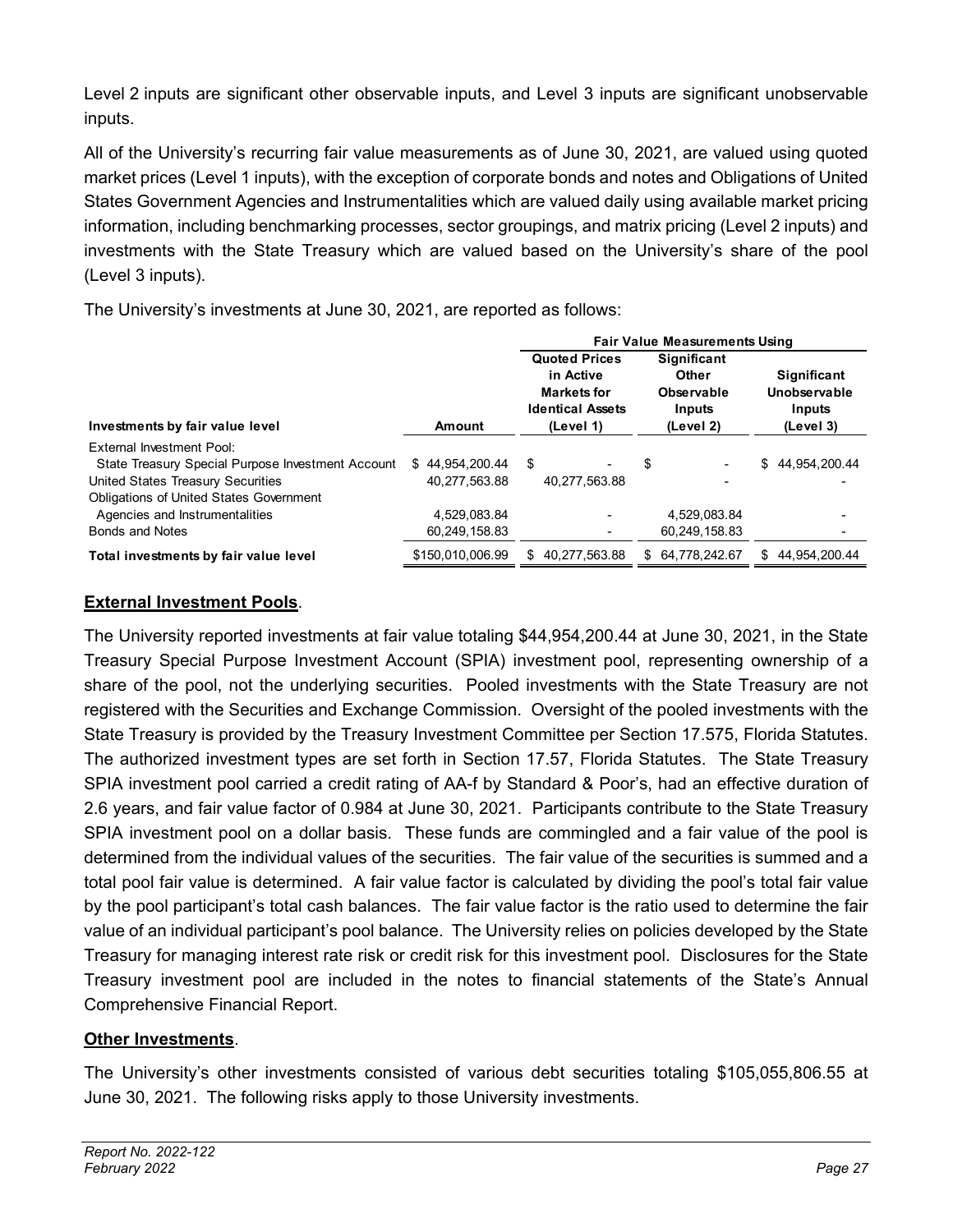Level 2 inputs are significant other observable inputs, and Level 3 inputs are significant unobservable inputs.

All of the University's recurring fair value measurements as of June 30, 2021, are valued using quoted market prices (Level 1 inputs), with the exception of corporate bonds and notes and Obligations of United States Government Agencies and Instrumentalities which are valued daily using available market pricing information, including benchmarking processes, sector groupings, and matrix pricing (Level 2 inputs) and investments with the State Treasury which are valued based on the University's share of the pool (Level 3 inputs).

The University's investments at June 30, 2021, are reported as follows:

| | | Fair Value Measurements Using | | |
|---|---|---|---|---|
| **Investments by fair value level** | **Amount** | **Quoted Prices in Active Markets for Identical Assets (Level 1)** | **Significant Other Observable Inputs (Level 2)** | **Significant Unobservable Inputs (Level 3)** |
| External Investment Pool: | | | | |
| State Treasury Special Purpose Investment Account | $ 44,954,200.44 | $ - | $ - | $ 44,954,200.44 |
| United States Treasury Securities | 40,277,563.88 | 40,277,563.88 | - | - |
| Obligations of United States Government Agencies and Instrumentalities | 4,529,083.84 | - | 4,529,083.84 | - |
| Bonds and Notes | 60,249,158.83 | - | 60,249,158.83 | - |
| **Total investments by fair value level** | $150,010,006.99 | $ 40,277,563.88 | $ 64,778,242.67 | $ 44,954,200.44 |

**External Investment Pools**.

The University reported investments at fair value totaling $44,954,200.44 at June 30, 2021, in the State Treasury Special Purpose Investment Account (SPIA) investment pool, representing ownership of a share of the pool, not the underlying securities. Pooled investments with the State Treasury are not registered with the Securities and Exchange Commission. Oversight of the pooled investments with the State Treasury is provided by the Treasury Investment Committee per Section 17.575, Florida Statutes. The authorized investment types are set forth in Section 17.57, Florida Statutes. The State Treasury SPIA investment pool carried a credit rating of AA-f by Standard & Poor's, had an effective duration of 2.6 years, and fair value factor of 0.984 at June 30, 2021. Participants contribute to the State Treasury SPIA investment pool on a dollar basis. These funds are commingled and a fair value of the pool is determined from the individual values of the securities. The fair value of the securities is summed and a total pool fair value is determined. A fair value factor is calculated by dividing the pool's total fair value by the pool participant's total cash balances. The fair value factor is the ratio used to determine the fair value of an individual participant's pool balance. The University relies on policies developed by the State Treasury for managing interest rate risk or credit risk for this investment pool. Disclosures for the State Treasury investment pool are included in the notes to financial statements of the State's Annual Comprehensive Financial Report.

**Other Investments**.

The University's other investments consisted of various debt securities totaling $105,055,806.55 at June 30, 2021. The following risks apply to those University investments.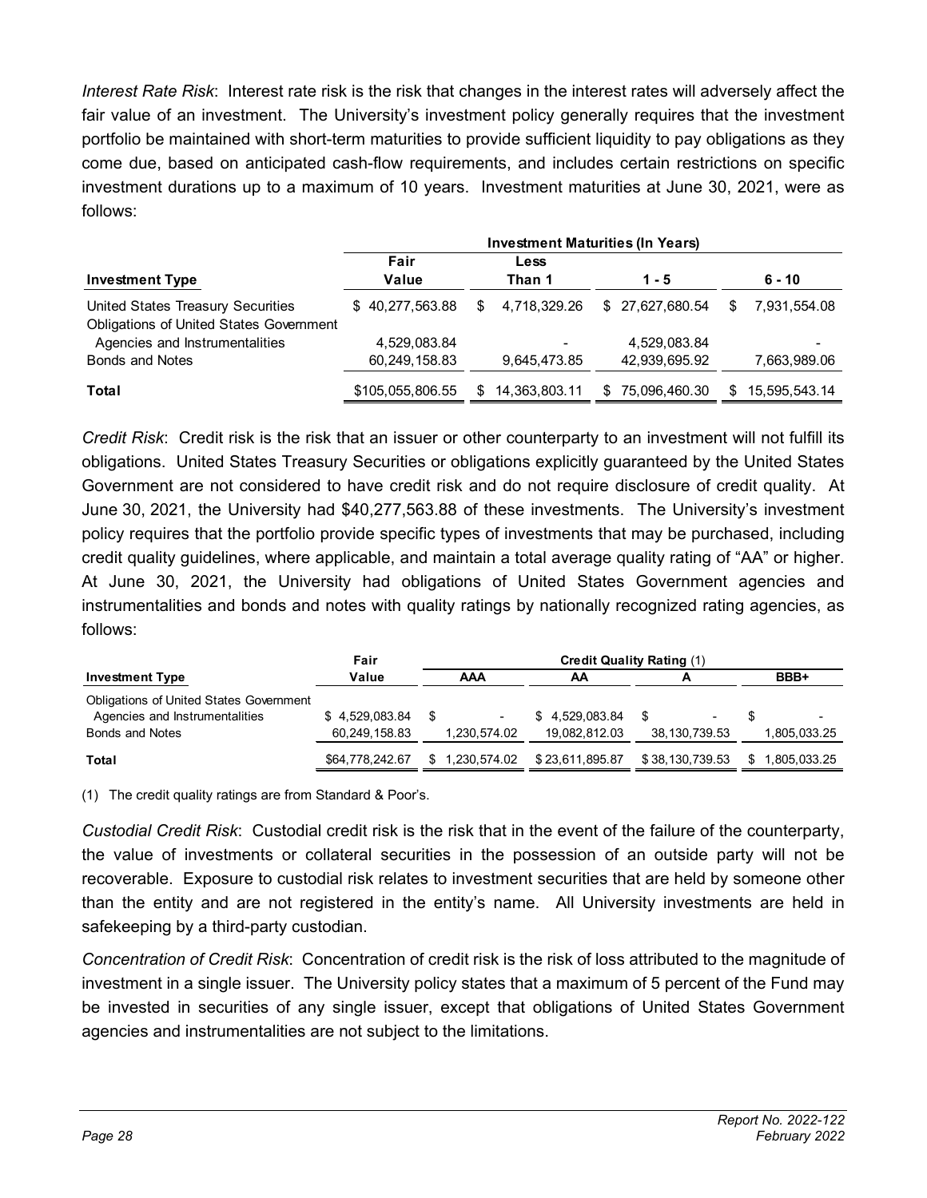*Interest Rate Risk*: Interest rate risk is the risk that changes in the interest rates will adversely affect the fair value of an investment. The University's investment policy generally requires that the investment portfolio be maintained with short-term maturities to provide sufficient liquidity to pay obligations as they come due, based on anticipated cash-flow requirements, and includes certain restrictions on specific investment durations up to a maximum of 10 years. Investment maturities at June 30, 2021, were as follows:

| | | Investment Maturities (In Years) | | |
|---|---|---|---|---|
| **Investment Type** | **Fair Value** | **Less Than 1** | **1 - 5** | **6 - 10** |
| United States Treasury Securities | $ 40,277,563.88 | $ 4,718,329.26 | $ 27,627,680.54 | $ 7,931,554.08 |
| Obligations of United States Government Agencies and Instrumentalities | 4,529,083.84 | - | 4,529,083.84 | - |
| Bonds and Notes | 60,249,158.83 | 9,645,473.85 | 42,939,695.92 | 7,663,989.06 |
| **Total** | $105,055,806.55 | $ 14,363,803.11 | $ 75,096,460.30 | $ 15,595,543.14 |

*Credit Risk*: Credit risk is the risk that an issuer or other counterparty to an investment will not fulfill its obligations. United States Treasury Securities or obligations explicitly guaranteed by the United States Government are not considered to have credit risk and do not require disclosure of credit quality. At June 30, 2021, the University had $40,277,563.88 of these investments. The University's investment policy requires that the portfolio provide specific types of investments that may be purchased, including credit quality guidelines, where applicable, and maintain a total average quality rating of "AA" or higher. At June 30, 2021, the University had obligations of United States Government agencies and instrumentalities and bonds and notes with quality ratings by nationally recognized rating agencies, as follows:

| | | Credit Quality Rating (1) | | | |
|---|---|---|---|---|---|
| **Investment Type** | **Fair Value** | **AAA** | **AA** | **A** | **BBB+** |
| Obligations of United States Government Agencies and Instrumentalities | $ 4,529,083.84 | $ - | $ 4,529,083.84 | $ - | $ - |
| Bonds and Notes | 60,249,158.83 | 1,230,574.02 | 19,082,812.03 | 38,130,739.53 | 1,805,033.25 |
| **Total** | $64,778,242.67 | $ 1,230,574.02 | $ 23,611,895.87 | $ 38,130,739.53 | $ 1,805,033.25 |

(1) The credit quality ratings are from Standard & Poor's.

*Custodial Credit Risk*: Custodial credit risk is the risk that in the event of the failure of the counterparty, the value of investments or collateral securities in the possession of an outside party will not be recoverable. Exposure to custodial risk relates to investment securities that are held by someone other than the entity and are not registered in the entity's name. All University investments are held in safekeeping by a third-party custodian.

*Concentration of Credit Risk*: Concentration of credit risk is the risk of loss attributed to the magnitude of investment in a single issuer. The University policy states that a maximum of 5 percent of the Fund may be invested in securities of any single issuer, except that obligations of United States Government agencies and instrumentalities are not subject to the limitations.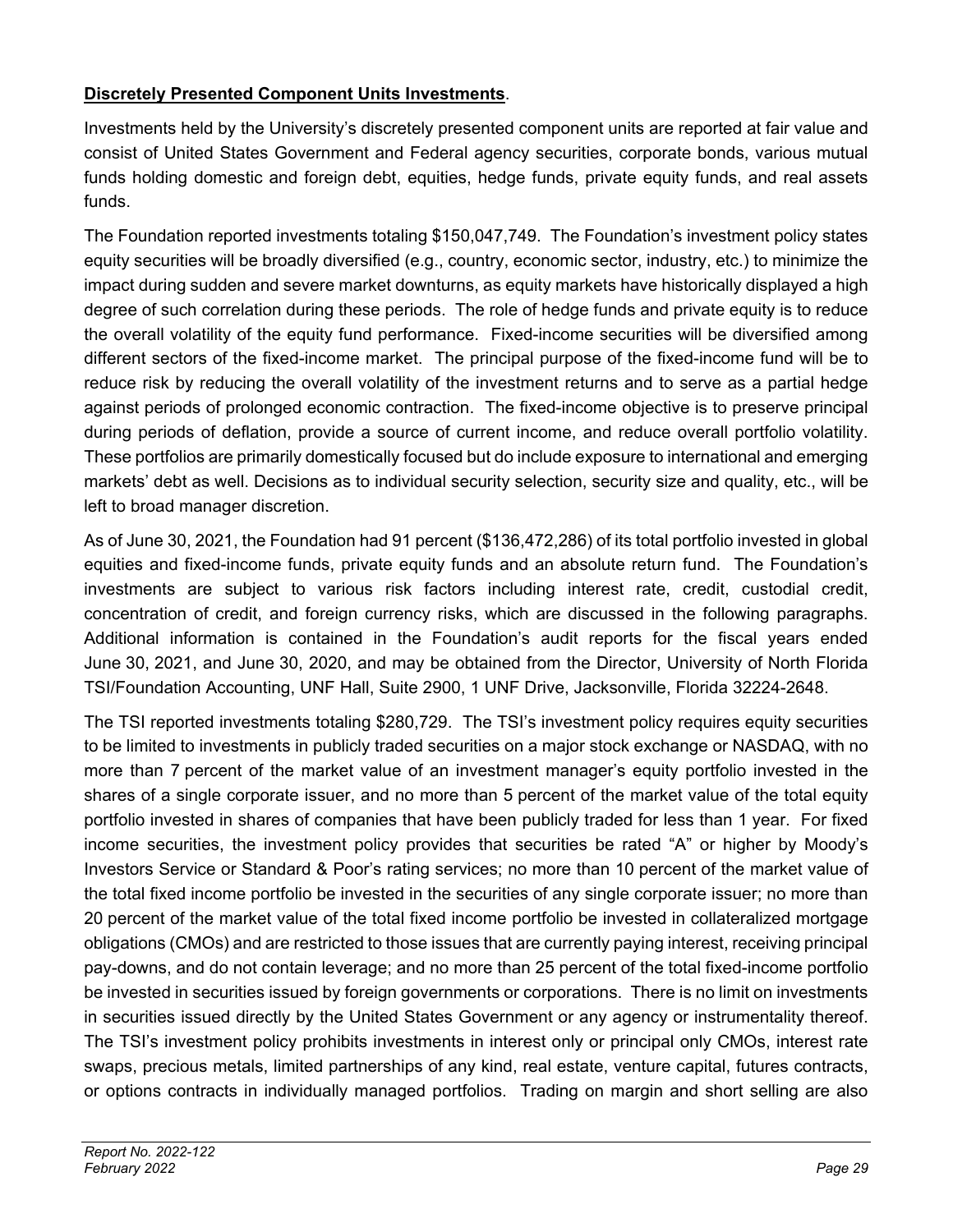**Discretely Presented Component Units Investments**.

Investments held by the University's discretely presented component units are reported at fair value and consist of United States Government and Federal agency securities, corporate bonds, various mutual funds holding domestic and foreign debt, equities, hedge funds, private equity funds, and real assets funds.

The Foundation reported investments totaling $150,047,749. The Foundation's investment policy states equity securities will be broadly diversified (e.g., country, economic sector, industry, etc.) to minimize the impact during sudden and severe market downturns, as equity markets have historically displayed a high degree of such correlation during these periods. The role of hedge funds and private equity is to reduce the overall volatility of the equity fund performance. Fixed-income securities will be diversified among different sectors of the fixed-income market. The principal purpose of the fixed-income fund will be to reduce risk by reducing the overall volatility of the investment returns and to serve as a partial hedge against periods of prolonged economic contraction. The fixed-income objective is to preserve principal during periods of deflation, provide a source of current income, and reduce overall portfolio volatility. These portfolios are primarily domestically focused but do include exposure to international and emerging markets' debt as well. Decisions as to individual security selection, security size and quality, etc., will be left to broad manager discretion.

As of June 30, 2021, the Foundation had 91 percent ($136,472,286) of its total portfolio invested in global equities and fixed-income funds, private equity funds and an absolute return fund. The Foundation's investments are subject to various risk factors including interest rate, credit, custodial credit, concentration of credit, and foreign currency risks, which are discussed in the following paragraphs. Additional information is contained in the Foundation's audit reports for the fiscal years ended June 30, 2021, and June 30, 2020, and may be obtained from the Director, University of North Florida TSI/Foundation Accounting, UNF Hall, Suite 2900, 1 UNF Drive, Jacksonville, Florida 32224-2648.

The TSI reported investments totaling $280,729. The TSI's investment policy requires equity securities to be limited to investments in publicly traded securities on a major stock exchange or NASDAQ, with no more than 7 percent of the market value of an investment manager's equity portfolio invested in the shares of a single corporate issuer, and no more than 5 percent of the market value of the total equity portfolio invested in shares of companies that have been publicly traded for less than 1 year. For fixed income securities, the investment policy provides that securities be rated "A" or higher by Moody's Investors Service or Standard & Poor's rating services; no more than 10 percent of the market value of the total fixed income portfolio be invested in the securities of any single corporate issuer; no more than 20 percent of the market value of the total fixed income portfolio be invested in collateralized mortgage obligations (CMOs) and are restricted to those issues that are currently paying interest, receiving principal pay-downs, and do not contain leverage; and no more than 25 percent of the total fixed-income portfolio be invested in securities issued by foreign governments or corporations. There is no limit on investments in securities issued directly by the United States Government or any agency or instrumentality thereof. The TSI's investment policy prohibits investments in interest only or principal only CMOs, interest rate swaps, precious metals, limited partnerships of any kind, real estate, venture capital, futures contracts, or options contracts in individually managed portfolios. Trading on margin and short selling are also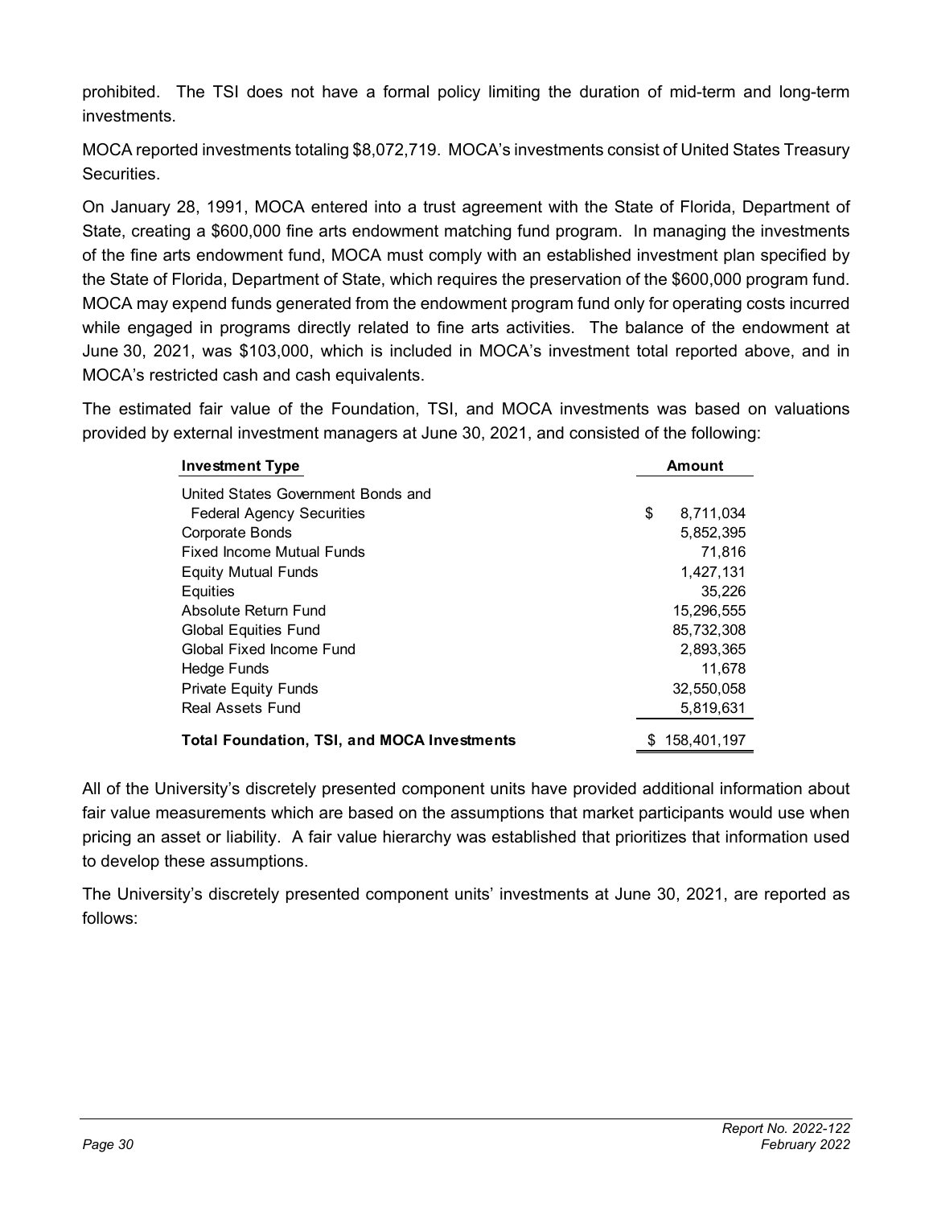prohibited. The TSI does not have a formal policy limiting the duration of mid-term and long-term investments.

MOCA reported investments totaling $8,072,719. MOCA's investments consist of United States Treasury Securities.

On January 28, 1991, MOCA entered into a trust agreement with the State of Florida, Department of State, creating a $600,000 fine arts endowment matching fund program. In managing the investments of the fine arts endowment fund, MOCA must comply with an established investment plan specified by the State of Florida, Department of State, which requires the preservation of the $600,000 program fund. MOCA may expend funds generated from the endowment program fund only for operating costs incurred while engaged in programs directly related to fine arts activities. The balance of the endowment at June 30, 2021, was $103,000, which is included in MOCA's investment total reported above, and in MOCA's restricted cash and cash equivalents.

The estimated fair value of the Foundation, TSI, and MOCA investments was based on valuations provided by external investment managers at June 30, 2021, and consisted of the following:

| Investment Type | Amount |
|---|---|
| United States Government Bonds and Federal Agency Securities | $ 8,711,034 |
| Corporate Bonds | 5,852,395 |
| Fixed Income Mutual Funds | 71,816 |
| Equity Mutual Funds | 1,427,131 |
| Equities | 35,226 |
| Absolute Return Fund | 15,296,555 |
| Global Equities Fund | 85,732,308 |
| Global Fixed Income Fund | 2,893,365 |
| Hedge Funds | 11,678 |
| Private Equity Funds | 32,550,058 |
| Real Assets Fund | 5,819,631 |
| **Total Foundation, TSI, and MOCA Investments** | $ 158,401,197 |

All of the University's discretely presented component units have provided additional information about fair value measurements which are based on the assumptions that market participants would use when pricing an asset or liability. A fair value hierarchy was established that prioritizes that information used to develop these assumptions.

The University's discretely presented component units' investments at June 30, 2021, are reported as follows: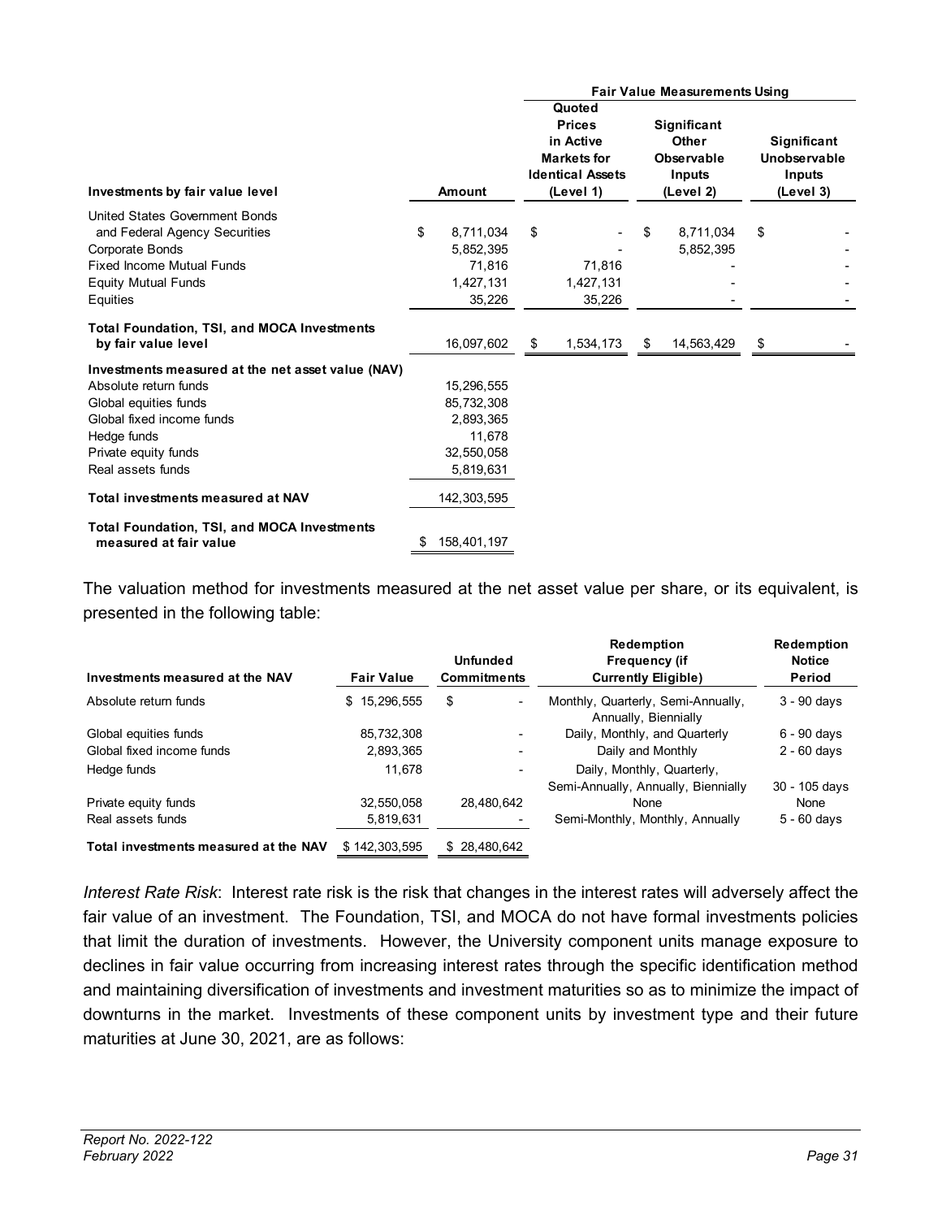| Investments by fair value level | Amount | Fair Value Measurements Using | | |
|---|---|---|---|---|
| | | Quoted Prices in Active Markets for Identical Assets (Level 1) | Significant Other Observable Inputs (Level 2) | Significant Unobservable Inputs (Level 3) |
| United States Government Bonds and Federal Agency Securities | $ 8,711,034 | $ - | $ 8,711,034 | $ - |
| Corporate Bonds | 5,852,395 | - | 5,852,395 | - |
| Fixed Income Mutual Funds | 71,816 | 71,816 | - | - |
| Equity Mutual Funds | 1,427,131 | 1,427,131 | - | - |
| Equities | 35,226 | 35,226 | - | - |
| **Total Foundation, TSI, and MOCA Investments by fair value level** | 16,097,602 | $ 1,534,173 | $ 14,563,429 | $ - |
| **Investments measured at the net asset value (NAV)** | | | | |
| Absolute return funds | 15,296,555 | | | |
| Global equities funds | 85,732,308 | | | |
| Global fixed income funds | 2,893,365 | | | |
| Hedge funds | 11,678 | | | |
| Private equity funds | 32,550,058 | | | |
| Real assets funds | 5,819,631 | | | |
| **Total investments measured at NAV** | 142,303,595 | | | |
| **Total Foundation, TSI, and MOCA Investments measured at fair value** | $ 158,401,197 | | | |

The valuation method for investments measured at the net asset value per share, or its equivalent, is presented in the following table:

| Investments measured at the NAV | Fair Value | Unfunded Commitments | Redemption Frequency (if Currently Eligible) | Redemption Notice Period |
|---|---|---|---|---|
| Absolute return funds | $ 15,296,555 | $ - | Monthly, Quarterly, Semi-Annually, Annually, Biennially | 3 - 90 days |
| Global equities funds | 85,732,308 | - | Daily, Monthly, and Quarterly | 6 - 90 days |
| Global fixed income funds | 2,893,365 | - | Daily and Monthly | 2 - 60 days |
| Hedge funds | 11,678 | - | Daily, Monthly, Quarterly, Semi-Annually, Annually, Biennially | 30 - 105 days |
| Private equity funds | 32,550,058 | 28,480,642 | None | None |
| Real assets funds | 5,819,631 | - | Semi-Monthly, Monthly, Annually | 5 - 60 days |
| **Total investments measured at the NAV** | $ 142,303,595 | $ 28,480,642 | | |

*Interest Rate Risk*: Interest rate risk is the risk that changes in the interest rates will adversely affect the fair value of an investment. The Foundation, TSI, and MOCA do not have formal investments policies that limit the duration of investments. However, the University component units manage exposure to declines in fair value occurring from increasing interest rates through the specific identification method and maintaining diversification of investments and investment maturities so as to minimize the impact of downturns in the market. Investments of these component units by investment type and their future maturities at June 30, 2021, are as follows: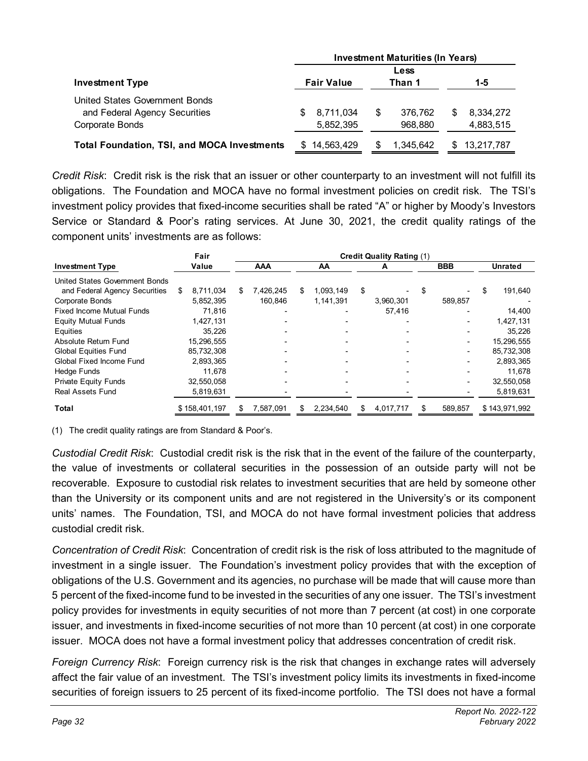| Investment Type | Fair Value | Investment Maturities (In Years) Less Than 1 | 1-5 |
|---|---|---|---|
| United States Government Bonds and Federal Agency Securities | $ 8,711,034 | $ 376,762 | $ 8,334,272 |
| Corporate Bonds | 5,852,395 | 968,880 | 4,883,515 |
| **Total Foundation, TSI, and MOCA Investments** | $ 14,563,429 | $ 1,345,642 | $ 13,217,787 |

*Credit Risk*: Credit risk is the risk that an issuer or other counterparty to an investment will not fulfill its obligations. The Foundation and MOCA have no formal investment policies on credit risk. The TSI's investment policy provides that fixed-income securities shall be rated "A" or higher by Moody's Investors Service or Standard & Poor's rating services. At June 30, 2021, the credit quality ratings of the component units' investments are as follows:

| Investment Type | Fair Value | Credit Quality Rating (1) AAA | AA | A | BBB | Unrated |
|---|---|---|---|---|---|---|
| United States Government Bonds and Federal Agency Securities | $ 8,711,034 | $ 7,426,245 | $ 1,093,149 | $ - | $ - | $ 191,640 |
| Corporate Bonds | 5,852,395 | 160,846 | 1,141,391 | 3,960,301 | 589,857 | - |
| Fixed Income Mutual Funds | 71,816 | - | - | 57,416 | - | 14,400 |
| Equity Mutual Funds | 1,427,131 | - | - | - | - | 1,427,131 |
| Equities | 35,226 | - | - | - | - | 35,226 |
| Absolute Return Fund | 15,296,555 | - | - | - | - | 15,296,555 |
| Global Equities Fund | 85,732,308 | - | - | - | - | 85,732,308 |
| Global Fixed Income Fund | 2,893,365 | - | - | - | - | 2,893,365 |
| Hedge Funds | 11,678 | - | - | - | - | 11,678 |
| Private Equity Funds | 32,550,058 | - | - | - | - | 32,550,058 |
| Real Assets Fund | 5,819,631 | - | - | - | - | 5,819,631 |
| **Total** | $ 158,401,197 | $ 7,587,091 | $ 2,234,540 | $ 4,017,717 | $ 589,857 | $ 143,971,992 |

(1) The credit quality ratings are from Standard & Poor's.

*Custodial Credit Risk*: Custodial credit risk is the risk that in the event of the failure of the counterparty, the value of investments or collateral securities in the possession of an outside party will not be recoverable. Exposure to custodial risk relates to investment securities that are held by someone other than the University or its component units and are not registered in the University's or its component units' names. The Foundation, TSI, and MOCA do not have formal investment policies that address custodial credit risk.

*Concentration of Credit Risk*: Concentration of credit risk is the risk of loss attributed to the magnitude of investment in a single issuer. The Foundation's investment policy provides that with the exception of obligations of the U.S. Government and its agencies, no purchase will be made that will cause more than 5 percent of the fixed-income fund to be invested in the securities of any one issuer. The TSI's investment policy provides for investments in equity securities of not more than 7 percent (at cost) in one corporate issuer, and investments in fixed-income securities of not more than 10 percent (at cost) in one corporate issuer. MOCA does not have a formal investment policy that addresses concentration of credit risk.

*Foreign Currency Risk*: Foreign currency risk is the risk that changes in exchange rates will adversely affect the fair value of an investment. The TSI's investment policy limits its investments in fixed-income securities of foreign issuers to 25 percent of its fixed-income portfolio. The TSI does not have a formal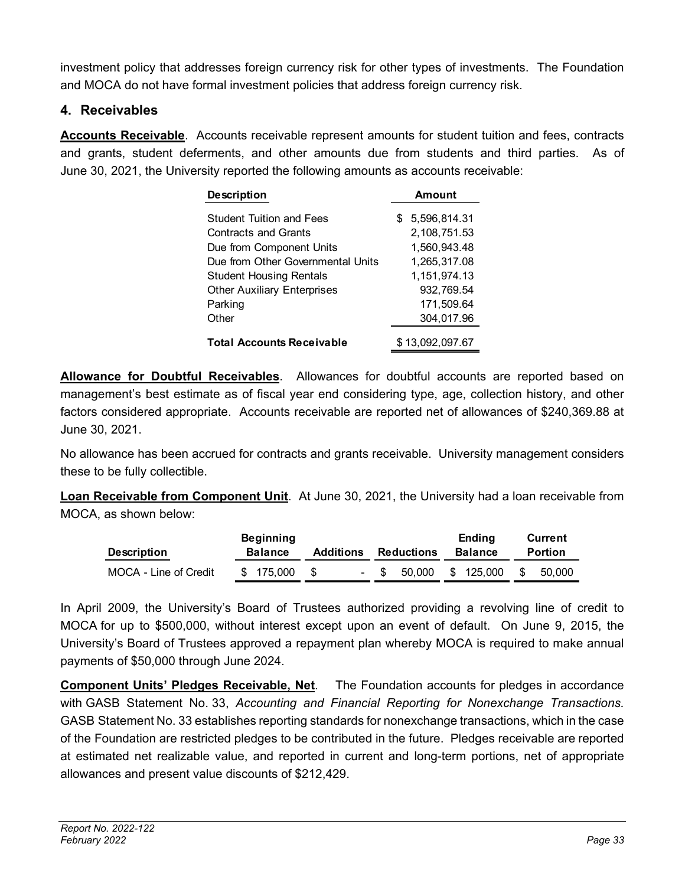investment policy that addresses foreign currency risk for other types of investments. The Foundation and MOCA do not have formal investment policies that address foreign currency risk.

## 4. Receivables

**Accounts Receivable**. Accounts receivable represent amounts for student tuition and fees, contracts and grants, student deferments, and other amounts due from students and third parties. As of June 30, 2021, the University reported the following amounts as accounts receivable:

| Description | Amount |
|---|---|
| Student Tuition and Fees | $ 5,596,814.31 |
| Contracts and Grants | 2,108,751.53 |
| Due from Component Units | 1,560,943.48 |
| Due from Other Governmental Units | 1,265,317.08 |
| Student Housing Rentals | 1,151,974.13 |
| Other Auxiliary Enterprises | 932,769.54 |
| Parking | 171,509.64 |
| Other | 304,017.96 |
| **Total Accounts Receivable** | $ 13,092,097.67 |

**Allowance for Doubtful Receivables**. Allowances for doubtful accounts are reported based on management's best estimate as of fiscal year end considering type, age, collection history, and other factors considered appropriate. Accounts receivable are reported net of allowances of $240,369.88 at June 30, 2021.

No allowance has been accrued for contracts and grants receivable. University management considers these to be fully collectible.

**Loan Receivable from Component Unit**. At June 30, 2021, the University had a loan receivable from MOCA, as shown below:

| Description | Beginning Balance | Additions | Reductions | Ending Balance | Current Portion |
|---|---|---|---|---|---|
| MOCA - Line of Credit | $ 175,000 | $ - | $ 50,000 | $ 125,000 | $ 50,000 |

In April 2009, the University's Board of Trustees authorized providing a revolving line of credit to MOCA for up to $500,000, without interest except upon an event of default. On June 9, 2015, the University's Board of Trustees approved a repayment plan whereby MOCA is required to make annual payments of $50,000 through June 2024.

**Component Units' Pledges Receivable, Net**. The Foundation accounts for pledges in accordance with GASB Statement No. 33, *Accounting and Financial Reporting for Nonexchange Transactions.* GASB Statement No. 33 establishes reporting standards for nonexchange transactions, which in the case of the Foundation are restricted pledges to be contributed in the future. Pledges receivable are reported at estimated net realizable value, and reported in current and long-term portions, net of appropriate allowances and present value discounts of $212,429.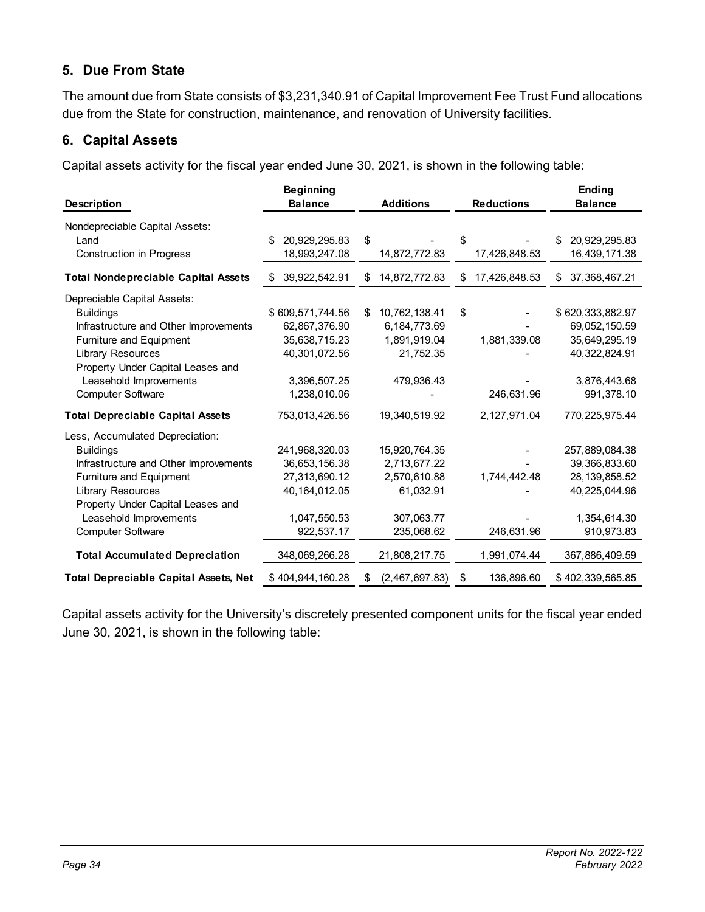## 5. Due From State

The amount due from State consists of $3,231,340.91 of Capital Improvement Fee Trust Fund allocations due from the State for construction, maintenance, and renovation of University facilities.

## 6. Capital Assets

Capital assets activity for the fiscal year ended June 30, 2021, is shown in the following table:

| Description | Beginning Balance | Additions | Reductions | Ending Balance |
|---|---|---|---|---|
| Nondepreciable Capital Assets: | | | | |
| Land | $ 20,929,295.83 | $ - | $ - | $ 20,929,295.83 |
| Construction in Progress | 18,993,247.08 | 14,872,772.83 | 17,426,848.53 | 16,439,171.38 |
| **Total Nondepreciable Capital Assets** | $ 39,922,542.91 | $ 14,872,772.83 | $ 17,426,848.53 | $ 37,368,467.21 |
| Depreciable Capital Assets: | | | | |
| Buildings | $ 609,571,744.56 | $ 10,762,138.41 | $ - | $ 620,333,882.97 |
| Infrastructure and Other Improvements | 62,867,376.90 | 6,184,773.69 | - | 69,052,150.59 |
| Furniture and Equipment | 35,638,715.23 | 1,891,919.04 | 1,881,339.08 | 35,649,295.19 |
| Library Resources | 40,301,072.56 | 21,752.35 | - | 40,322,824.91 |
| Property Under Capital Leases and Leasehold Improvements | 3,396,507.25 | 479,936.43 | - | 3,876,443.68 |
| Computer Software | 1,238,010.06 | - | 246,631.96 | 991,378.10 |
| **Total Depreciable Capital Assets** | 753,013,426.56 | 19,340,519.92 | 2,127,971.04 | 770,225,975.44 |
| Less, Accumulated Depreciation: | | | | |
| Buildings | 241,968,320.03 | 15,920,764.35 | - | 257,889,084.38 |
| Infrastructure and Other Improvements | 36,653,156.38 | 2,713,677.22 | - | 39,366,833.60 |
| Furniture and Equipment | 27,313,690.12 | 2,570,610.88 | 1,744,442.48 | 28,139,858.52 |
| Library Resources | 40,164,012.05 | 61,032.91 | - | 40,225,044.96 |
| Property Under Capital Leases and Leasehold Improvements | 1,047,550.53 | 307,063.77 | - | 1,354,614.30 |
| Computer Software | 922,537.17 | 235,068.62 | 246,631.96 | 910,973.83 |
| **Total Accumulated Depreciation** | 348,069,266.28 | 21,808,217.75 | 1,991,074.44 | 367,886,409.59 |
| **Total Depreciable Capital Assets, Net** | $ 404,944,160.28 | $ (2,467,697.83) | $ 136,896.60 | $ 402,339,565.85 |

Capital assets activity for the University's discretely presented component units for the fiscal year ended June 30, 2021, is shown in the following table: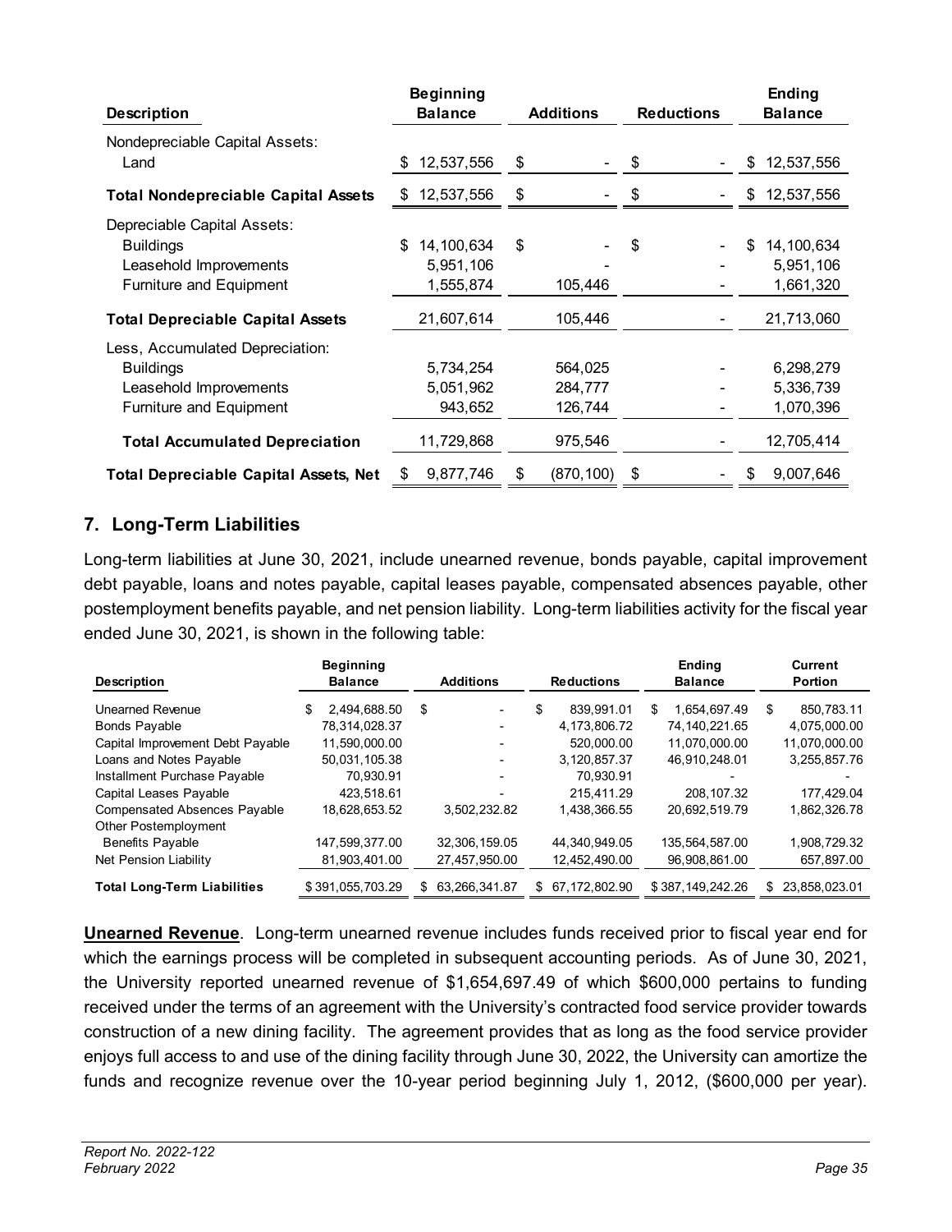| Description | Beginning Balance | Additions | Reductions | Ending Balance |
|---|---|---|---|---|
| Nondepreciable Capital Assets: | | | | |
| Land | $ 12,537,556 | $ - | $ - | $ 12,537,556 |
| **Total Nondepreciable Capital Assets** | $ 12,537,556 | $ - | $ - | $ 12,537,556 |
| Depreciable Capital Assets: | | | | |
| Buildings | $ 14,100,634 | $ - | $ - | $ 14,100,634 |
| Leasehold Improvements | 5,951,106 | - | - | 5,951,106 |
| Furniture and Equipment | 1,555,874 | 105,446 | - | 1,661,320 |
| **Total Depreciable Capital Assets** | 21,607,614 | 105,446 | - | 21,713,060 |
| Less, Accumulated Depreciation: | | | | |
| Buildings | 5,734,254 | 564,025 | - | 6,298,279 |
| Leasehold Improvements | 5,051,962 | 284,777 | - | 5,336,739 |
| Furniture and Equipment | 943,652 | 126,744 | - | 1,070,396 |
| **Total Accumulated Depreciation** | 11,729,868 | 975,546 | - | 12,705,414 |
| **Total Depreciable Capital Assets, Net** | $ 9,877,746 | $ (870,100) | $ - | $ 9,007,646 |

## 7. Long-Term Liabilities

Long-term liabilities at June 30, 2021, include unearned revenue, bonds payable, capital improvement debt payable, loans and notes payable, capital leases payable, compensated absences payable, other postemployment benefits payable, and net pension liability. Long-term liabilities activity for the fiscal year ended June 30, 2021, is shown in the following table:

| Description | Beginning Balance | Additions | Reductions | Ending Balance | Current Portion |
|---|---|---|---|---|---|
| Unearned Revenue | $ 2,494,688.50 | $ - | $ 839,991.01 | $ 1,654,697.49 | $ 850,783.11 |
| Bonds Payable | 78,314,028.37 | - | 4,173,806.72 | 74,140,221.65 | 4,075,000.00 |
| Capital Improvement Debt Payable | 11,590,000.00 | - | 520,000.00 | 11,070,000.00 | 11,070,000.00 |
| Loans and Notes Payable | 50,031,105.38 | - | 3,120,857.37 | 46,910,248.01 | 3,255,857.76 |
| Installment Purchase Payable | 70,930.91 | - | 70,930.91 | - | - |
| Capital Leases Payable | 423,518.61 | - | 215,411.29 | 208,107.32 | 177,429.04 |
| Compensated Absences Payable | 18,628,653.52 | 3,502,232.82 | 1,438,366.55 | 20,692,519.79 | 1,862,326.78 |
| Other Postemployment Benefits Payable | 147,599,377.00 | 32,306,159.05 | 44,340,949.05 | 135,564,587.00 | 1,908,729.32 |
| Net Pension Liability | 81,903,401.00 | 27,457,950.00 | 12,452,490.00 | 96,908,861.00 | 657,897.00 |
| **Total Long-Term Liabilities** | $ 391,055,703.29 | $ 63,266,341.87 | $ 67,172,802.90 | $ 387,149,242.26 | $ 23,858,023.01 |

**Unearned Revenue**. Long-term unearned revenue includes funds received prior to fiscal year end for which the earnings process will be completed in subsequent accounting periods. As of June 30, 2021, the University reported unearned revenue of $1,654,697.49 of which $600,000 pertains to funding received under the terms of an agreement with the University's contracted food service provider towards construction of a new dining facility. The agreement provides that as long as the food service provider enjoys full access to and use of the dining facility through June 30, 2022, the University can amortize the funds and recognize revenue over the 10-year period beginning July 1, 2012, ($600,000 per year).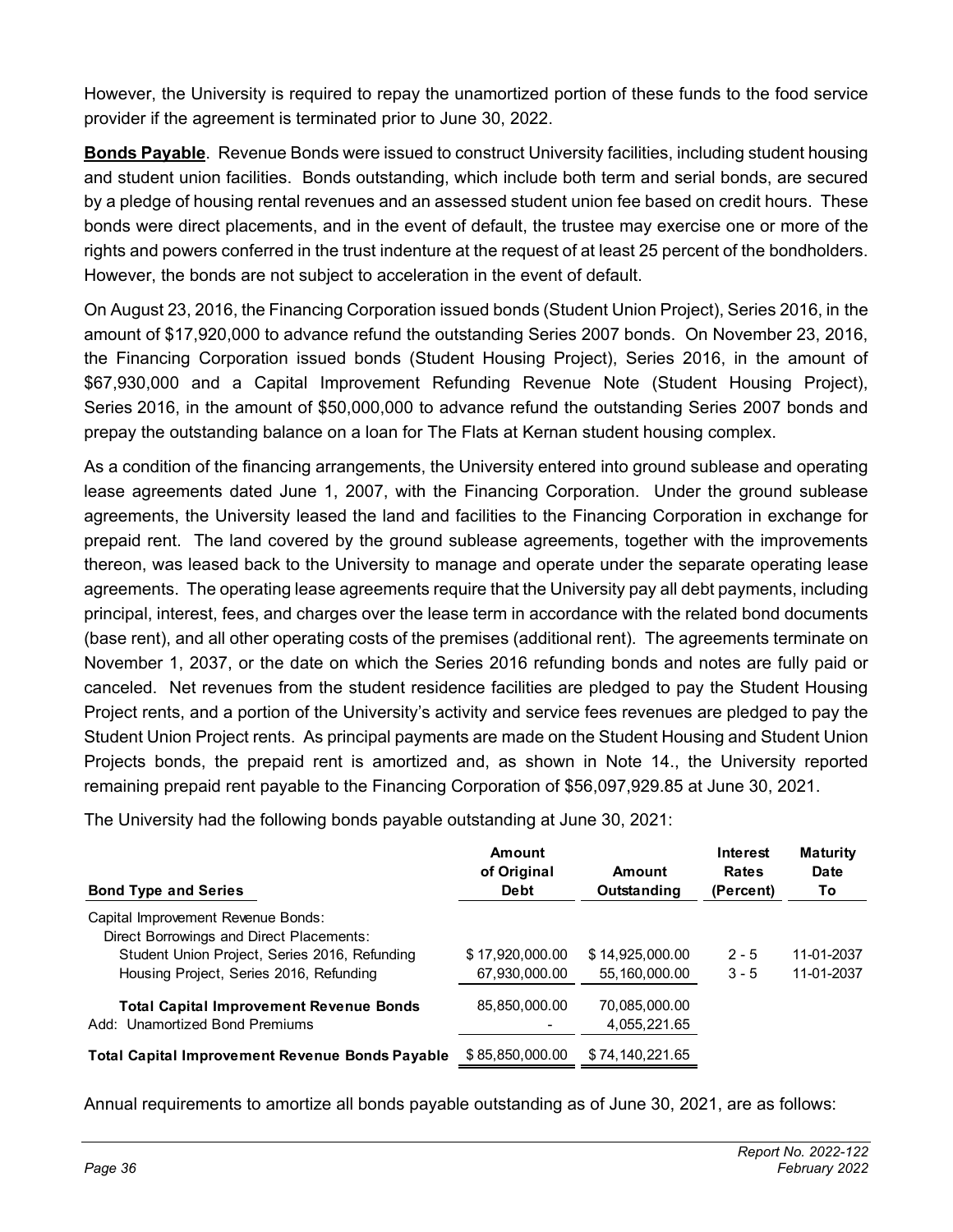However, the University is required to repay the unamortized portion of these funds to the food service provider if the agreement is terminated prior to June 30, 2022.

**Bonds Payable**. Revenue Bonds were issued to construct University facilities, including student housing and student union facilities. Bonds outstanding, which include both term and serial bonds, are secured by a pledge of housing rental revenues and an assessed student union fee based on credit hours. These bonds were direct placements, and in the event of default, the trustee may exercise one or more of the rights and powers conferred in the trust indenture at the request of at least 25 percent of the bondholders. However, the bonds are not subject to acceleration in the event of default.

On August 23, 2016, the Financing Corporation issued bonds (Student Union Project), Series 2016, in the amount of $17,920,000 to advance refund the outstanding Series 2007 bonds. On November 23, 2016, the Financing Corporation issued bonds (Student Housing Project), Series 2016, in the amount of $67,930,000 and a Capital Improvement Refunding Revenue Note (Student Housing Project), Series 2016, in the amount of $50,000,000 to advance refund the outstanding Series 2007 bonds and prepay the outstanding balance on a loan for The Flats at Kernan student housing complex.

As a condition of the financing arrangements, the University entered into ground sublease and operating lease agreements dated June 1, 2007, with the Financing Corporation. Under the ground sublease agreements, the University leased the land and facilities to the Financing Corporation in exchange for prepaid rent. The land covered by the ground sublease agreements, together with the improvements thereon, was leased back to the University to manage and operate under the separate operating lease agreements. The operating lease agreements require that the University pay all debt payments, including principal, interest, fees, and charges over the lease term in accordance with the related bond documents (base rent), and all other operating costs of the premises (additional rent). The agreements terminate on November 1, 2037, or the date on which the Series 2016 refunding bonds and notes are fully paid or canceled. Net revenues from the student residence facilities are pledged to pay the Student Housing Project rents, and a portion of the University's activity and service fees revenues are pledged to pay the Student Union Project rents. As principal payments are made on the Student Housing and Student Union Projects bonds, the prepaid rent is amortized and, as shown in Note 14., the University reported remaining prepaid rent payable to the Financing Corporation of $56,097,929.85 at June 30, 2021.

The University had the following bonds payable outstanding at June 30, 2021:

| Bond Type and Series | Amount of Original Debt | Amount Outstanding | Interest Rates (Percent) | Maturity Date To |
|---|---|---|---|---|
| Capital Improvement Revenue Bonds: | | | | |
| Direct Borrowings and Direct Placements: | | | | |
| Student Union Project, Series 2016, Refunding | $ 17,920,000.00 | $ 14,925,000.00 | 2 - 5 | 11-01-2037 |
| Housing Project, Series 2016, Refunding | 67,930,000.00 | 55,160,000.00 | 3 - 5 | 11-01-2037 |
| **Total Capital Improvement Revenue Bonds** | 85,850,000.00 | 70,085,000.00 | | |
| Add: Unamortized Bond Premiums | - | 4,055,221.65 | | |
| **Total Capital Improvement Revenue Bonds Payable** | $ 85,850,000.00 | $ 74,140,221.65 | | |

Annual requirements to amortize all bonds payable outstanding as of June 30, 2021, are as follows: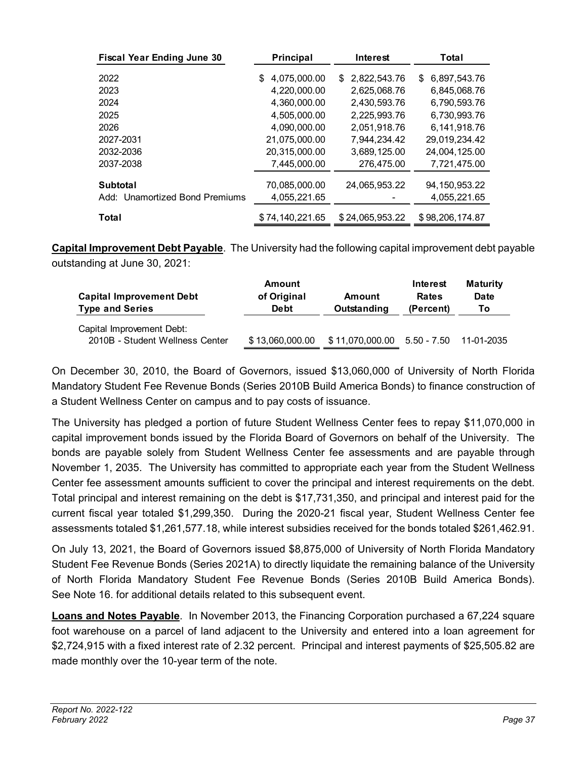| Fiscal Year Ending June 30 | Principal | Interest | Total |
|---|---|---|---|
| 2022 | $ 4,075,000.00 | $ 2,822,543.76 | $ 6,897,543.76 |
| 2023 | 4,220,000.00 | 2,625,068.76 | 6,845,068.76 |
| 2024 | 4,360,000.00 | 2,430,593.76 | 6,790,593.76 |
| 2025 | 4,505,000.00 | 2,225,993.76 | 6,730,993.76 |
| 2026 | 4,090,000.00 | 2,051,918.76 | 6,141,918.76 |
| 2027-2031 | 21,075,000.00 | 7,944,234.42 | 29,019,234.42 |
| 2032-2036 | 20,315,000.00 | 3,689,125.00 | 24,004,125.00 |
| 2037-2038 | 7,445,000.00 | 276,475.00 | 7,721,475.00 |
| **Subtotal** | 70,085,000.00 | 24,065,953.22 | 94,150,953.22 |
| Add: Unamortized Bond Premiums | 4,055,221.65 | - | 4,055,221.65 |
| **Total** | $ 74,140,221.65 | $ 24,065,953.22 | $ 98,206,174.87 |

**Capital Improvement Debt Payable**. The University had the following capital improvement debt payable outstanding at June 30, 2021:

| Capital Improvement Debt Type and Series | Amount of Original Debt | Amount Outstanding | Interest Rates (Percent) | Maturity Date To |
|---|---|---|---|---|
| Capital Improvement Debt: | | | | |
| 2010B - Student Wellness Center | $ 13,060,000.00 | $ 11,070,000.00 | 5.50 - 7.50 | 11-01-2035 |

On December 30, 2010, the Board of Governors, issued $13,060,000 of University of North Florida Mandatory Student Fee Revenue Bonds (Series 2010B Build America Bonds) to finance construction of a Student Wellness Center on campus and to pay costs of issuance.

The University has pledged a portion of future Student Wellness Center fees to repay $11,070,000 in capital improvement bonds issued by the Florida Board of Governors on behalf of the University. The bonds are payable solely from Student Wellness Center fee assessments and are payable through November 1, 2035. The University has committed to appropriate each year from the Student Wellness Center fee assessment amounts sufficient to cover the principal and interest requirements on the debt. Total principal and interest remaining on the debt is $17,731,350, and principal and interest paid for the current fiscal year totaled $1,299,350. During the 2020-21 fiscal year, Student Wellness Center fee assessments totaled $1,261,577.18, while interest subsidies received for the bonds totaled $261,462.91.

On July 13, 2021, the Board of Governors issued $8,875,000 of University of North Florida Mandatory Student Fee Revenue Bonds (Series 2021A) to directly liquidate the remaining balance of the University of North Florida Mandatory Student Fee Revenue Bonds (Series 2010B Build America Bonds). See Note 16. for additional details related to this subsequent event.

**Loans and Notes Payable**. In November 2013, the Financing Corporation purchased a 67,224 square foot warehouse on a parcel of land adjacent to the University and entered into a loan agreement for $2,724,915 with a fixed interest rate of 2.32 percent. Principal and interest payments of $25,505.82 are made monthly over the 10-year term of the note.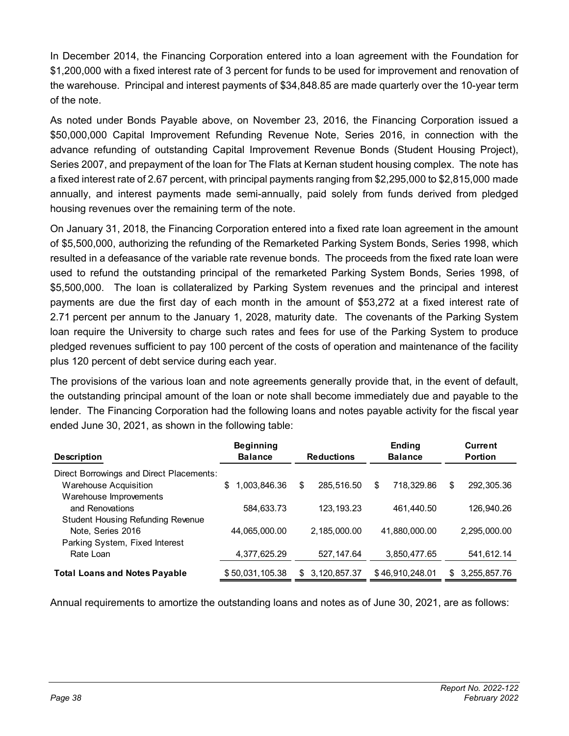In December 2014, the Financing Corporation entered into a loan agreement with the Foundation for $1,200,000 with a fixed interest rate of 3 percent for funds to be used for improvement and renovation of the warehouse. Principal and interest payments of $34,848.85 are made quarterly over the 10-year term of the note.

As noted under Bonds Payable above, on November 23, 2016, the Financing Corporation issued a $50,000,000 Capital Improvement Refunding Revenue Note, Series 2016, in connection with the advance refunding of outstanding Capital Improvement Revenue Bonds (Student Housing Project), Series 2007, and prepayment of the loan for The Flats at Kernan student housing complex. The note has a fixed interest rate of 2.67 percent, with principal payments ranging from $2,295,000 to $2,815,000 made annually, and interest payments made semi-annually, paid solely from funds derived from pledged housing revenues over the remaining term of the note.

On January 31, 2018, the Financing Corporation entered into a fixed rate loan agreement in the amount of $5,500,000, authorizing the refunding of the Remarketed Parking System Bonds, Series 1998, which resulted in a defeasance of the variable rate revenue bonds. The proceeds from the fixed rate loan were used to refund the outstanding principal of the remarketed Parking System Bonds, Series 1998, of $5,500,000. The loan is collateralized by Parking System revenues and the principal and interest payments are due the first day of each month in the amount of $53,272 at a fixed interest rate of 2.71 percent per annum to the January 1, 2028, maturity date. The covenants of the Parking System loan require the University to charge such rates and fees for use of the Parking System to produce pledged revenues sufficient to pay 100 percent of the costs of operation and maintenance of the facility plus 120 percent of debt service during each year.

The provisions of the various loan and note agreements generally provide that, in the event of default, the outstanding principal amount of the loan or note shall become immediately due and payable to the lender. The Financing Corporation had the following loans and notes payable activity for the fiscal year ended June 30, 2021, as shown in the following table:

| Description | Beginning Balance | Reductions | Ending Balance | Current Portion |
|---|---|---|---|---|
| Direct Borrowings and Direct Placements: | | | | |
| Warehouse Acquisition | $ 1,003,846.36 | $ 285,516.50 | $ 718,329.86 | $ 292,305.36 |
| Warehouse Improvements and Renovations | 584,633.73 | 123,193.23 | 461,440.50 | 126,940.26 |
| Student Housing Refunding Revenue Note, Series 2016 | 44,065,000.00 | 2,185,000.00 | 41,880,000.00 | 2,295,000.00 |
| Parking System, Fixed Interest Rate Loan | 4,377,625.29 | 527,147.64 | 3,850,477.65 | 541,612.14 |
| **Total Loans and Notes Payable** | $ 50,031,105.38 | $ 3,120,857.37 | $ 46,910,248.01 | $ 3,255,857.76 |

Annual requirements to amortize the outstanding loans and notes as of June 30, 2021, are as follows: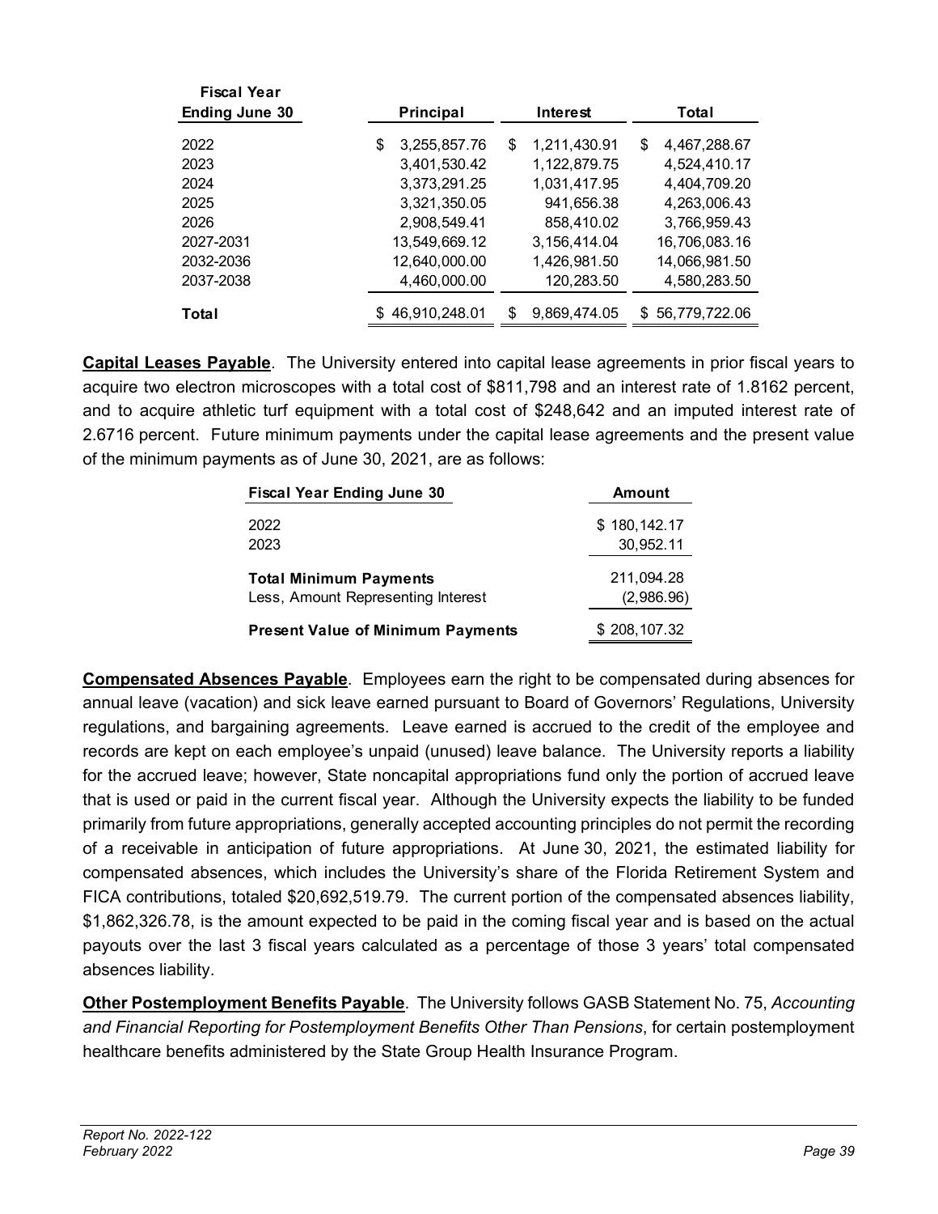| Fiscal Year Ending June 30 | Principal | Interest | Total |
|---|---|---|---|
| 2022 | $ 3,255,857.76 | $ 1,211,430.91 | $ 4,467,288.67 |
| 2023 | 3,401,530.42 | 1,122,879.75 | 4,524,410.17 |
| 2024 | 3,373,291.25 | 1,031,417.95 | 4,404,709.20 |
| 2025 | 3,321,350.05 | 941,656.38 | 4,263,006.43 |
| 2026 | 2,908,549.41 | 858,410.02 | 3,766,959.43 |
| 2027-2031 | 13,549,669.12 | 3,156,414.04 | 16,706,083.16 |
| 2032-2036 | 12,640,000.00 | 1,426,981.50 | 14,066,981.50 |
| 2037-2038 | 4,460,000.00 | 120,283.50 | 4,580,283.50 |
| **Total** | $ 46,910,248.01 | $ 9,869,474.05 | $ 56,779,722.06 |

**Capital Leases Payable**. The University entered into capital lease agreements in prior fiscal years to acquire two electron microscopes with a total cost of $811,798 and an interest rate of 1.8162 percent, and to acquire athletic turf equipment with a total cost of $248,642 and an imputed interest rate of 2.6716 percent. Future minimum payments under the capital lease agreements and the present value of the minimum payments as of June 30, 2021, are as follows:

| Fiscal Year Ending June 30 | Amount |
|---|---|
| 2022 | $ 180,142.17 |
| 2023 | 30,952.11 |
| **Total Minimum Payments** | 211,094.28 |
| Less, Amount Representing Interest | (2,986.96) |
| **Present Value of Minimum Payments** | $ 208,107.32 |

**Compensated Absences Payable**. Employees earn the right to be compensated during absences for annual leave (vacation) and sick leave earned pursuant to Board of Governors' Regulations, University regulations, and bargaining agreements. Leave earned is accrued to the credit of the employee and records are kept on each employee's unpaid (unused) leave balance. The University reports a liability for the accrued leave; however, State noncapital appropriations fund only the portion of accrued leave that is used or paid in the current fiscal year. Although the University expects the liability to be funded primarily from future appropriations, generally accepted accounting principles do not permit the recording of a receivable in anticipation of future appropriations. At June 30, 2021, the estimated liability for compensated absences, which includes the University's share of the Florida Retirement System and FICA contributions, totaled $20,692,519.79. The current portion of the compensated absences liability, $1,862,326.78, is the amount expected to be paid in the coming fiscal year and is based on the actual payouts over the last 3 fiscal years calculated as a percentage of those 3 years' total compensated absences liability.

**Other Postemployment Benefits Payable**. The University follows GASB Statement No. 75, *Accounting and Financial Reporting for Postemployment Benefits Other Than Pensions*, for certain postemployment healthcare benefits administered by the State Group Health Insurance Program.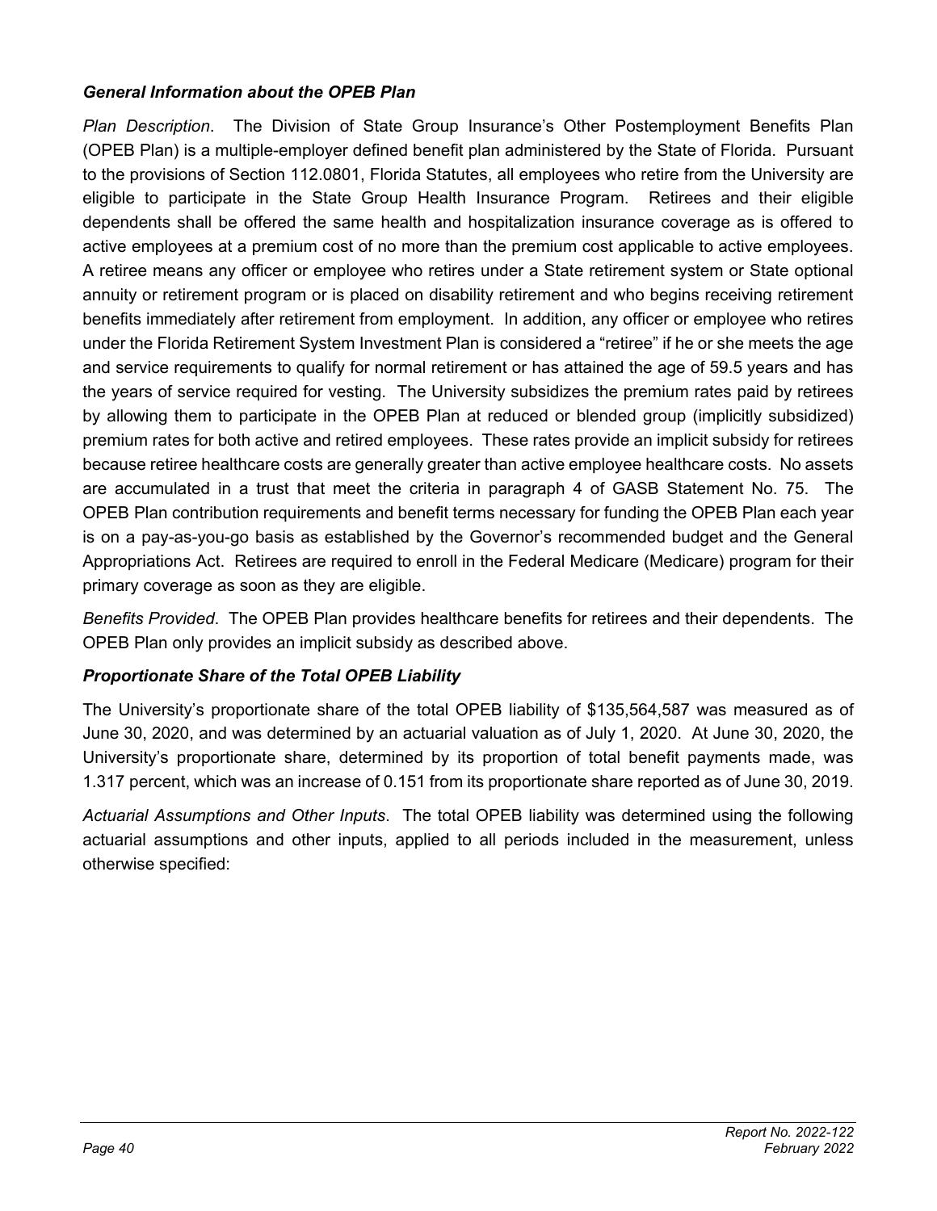### General Information about the OPEB Plan

*Plan Description*. The Division of State Group Insurance's Other Postemployment Benefits Plan (OPEB Plan) is a multiple-employer defined benefit plan administered by the State of Florida. Pursuant to the provisions of Section 112.0801, Florida Statutes, all employees who retire from the University are eligible to participate in the State Group Health Insurance Program. Retirees and their eligible dependents shall be offered the same health and hospitalization insurance coverage as is offered to active employees at a premium cost of no more than the premium cost applicable to active employees. A retiree means any officer or employee who retires under a State retirement system or State optional annuity or retirement program or is placed on disability retirement and who begins receiving retirement benefits immediately after retirement from employment. In addition, any officer or employee who retires under the Florida Retirement System Investment Plan is considered a "retiree" if he or she meets the age and service requirements to qualify for normal retirement or has attained the age of 59.5 years and has the years of service required for vesting. The University subsidizes the premium rates paid by retirees by allowing them to participate in the OPEB Plan at reduced or blended group (implicitly subsidized) premium rates for both active and retired employees. These rates provide an implicit subsidy for retirees because retiree healthcare costs are generally greater than active employee healthcare costs. No assets are accumulated in a trust that meet the criteria in paragraph 4 of GASB Statement No. 75. The OPEB Plan contribution requirements and benefit terms necessary for funding the OPEB Plan each year is on a pay-as-you-go basis as established by the Governor's recommended budget and the General Appropriations Act. Retirees are required to enroll in the Federal Medicare (Medicare) program for their primary coverage as soon as they are eligible.

*Benefits Provided*. The OPEB Plan provides healthcare benefits for retirees and their dependents. The OPEB Plan only provides an implicit subsidy as described above.

### Proportionate Share of the Total OPEB Liability

The University's proportionate share of the total OPEB liability of $135,564,587 was measured as of June 30, 2020, and was determined by an actuarial valuation as of July 1, 2020. At June 30, 2020, the University's proportionate share, determined by its proportion of total benefit payments made, was 1.317 percent, which was an increase of 0.151 from its proportionate share reported as of June 30, 2019.

*Actuarial Assumptions and Other Inputs*. The total OPEB liability was determined using the following actuarial assumptions and other inputs, applied to all periods included in the measurement, unless otherwise specified: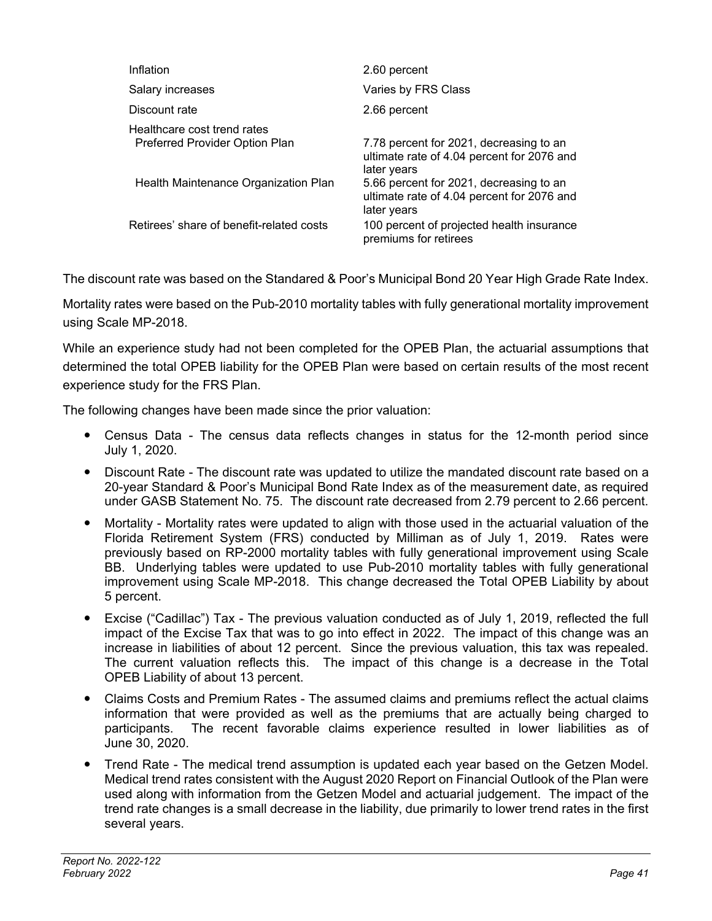| | |
|---|---|
| Inflation | 2.60 percent |
| Salary increases | Varies by FRS Class |
| Discount rate | 2.66 percent |
| Healthcare cost trend rates | |
| Preferred Provider Option Plan | 7.78 percent for 2021, decreasing to an ultimate rate of 4.04 percent for 2076 and later years |
| Health Maintenance Organization Plan | 5.66 percent for 2021, decreasing to an ultimate rate of 4.04 percent for 2076 and later years |
| Retirees' share of benefit-related costs | 100 percent of projected health insurance premiums for retirees |

The discount rate was based on the Standared & Poor's Municipal Bond 20 Year High Grade Rate Index.

Mortality rates were based on the Pub-2010 mortality tables with fully generational mortality improvement using Scale MP-2018.

While an experience study had not been completed for the OPEB Plan, the actuarial assumptions that determined the total OPEB liability for the OPEB Plan were based on certain results of the most recent experience study for the FRS Plan.

The following changes have been made since the prior valuation:

- Census Data - The census data reflects changes in status for the 12-month period since July 1, 2020.
- Discount Rate - The discount rate was updated to utilize the mandated discount rate based on a 20-year Standard & Poor's Municipal Bond Rate Index as of the measurement date, as required under GASB Statement No. 75. The discount rate decreased from 2.79 percent to 2.66 percent.
- Mortality - Mortality rates were updated to align with those used in the actuarial valuation of the Florida Retirement System (FRS) conducted by Milliman as of July 1, 2019. Rates were previously based on RP-2000 mortality tables with fully generational improvement using Scale BB. Underlying tables were updated to use Pub-2010 mortality tables with fully generational improvement using Scale MP-2018. This change decreased the Total OPEB Liability by about 5 percent.
- Excise ("Cadillac") Tax - The previous valuation conducted as of July 1, 2019, reflected the full impact of the Excise Tax that was to go into effect in 2022. The impact of this change was an increase in liabilities of about 12 percent. Since the previous valuation, this tax was repealed. The current valuation reflects this. The impact of this change is a decrease in the Total OPEB Liability of about 13 percent.
- Claims Costs and Premium Rates - The assumed claims and premiums reflect the actual claims information that were provided as well as the premiums that are actually being charged to participants. The recent favorable claims experience resulted in lower liabilities as of June 30, 2020.
- Trend Rate - The medical trend assumption is updated each year based on the Getzen Model. Medical trend rates consistent with the August 2020 Report on Financial Outlook of the Plan were used along with information from the Getzen Model and actuarial judgement. The impact of the trend rate changes is a small decrease in the liability, due primarily to lower trend rates in the first several years.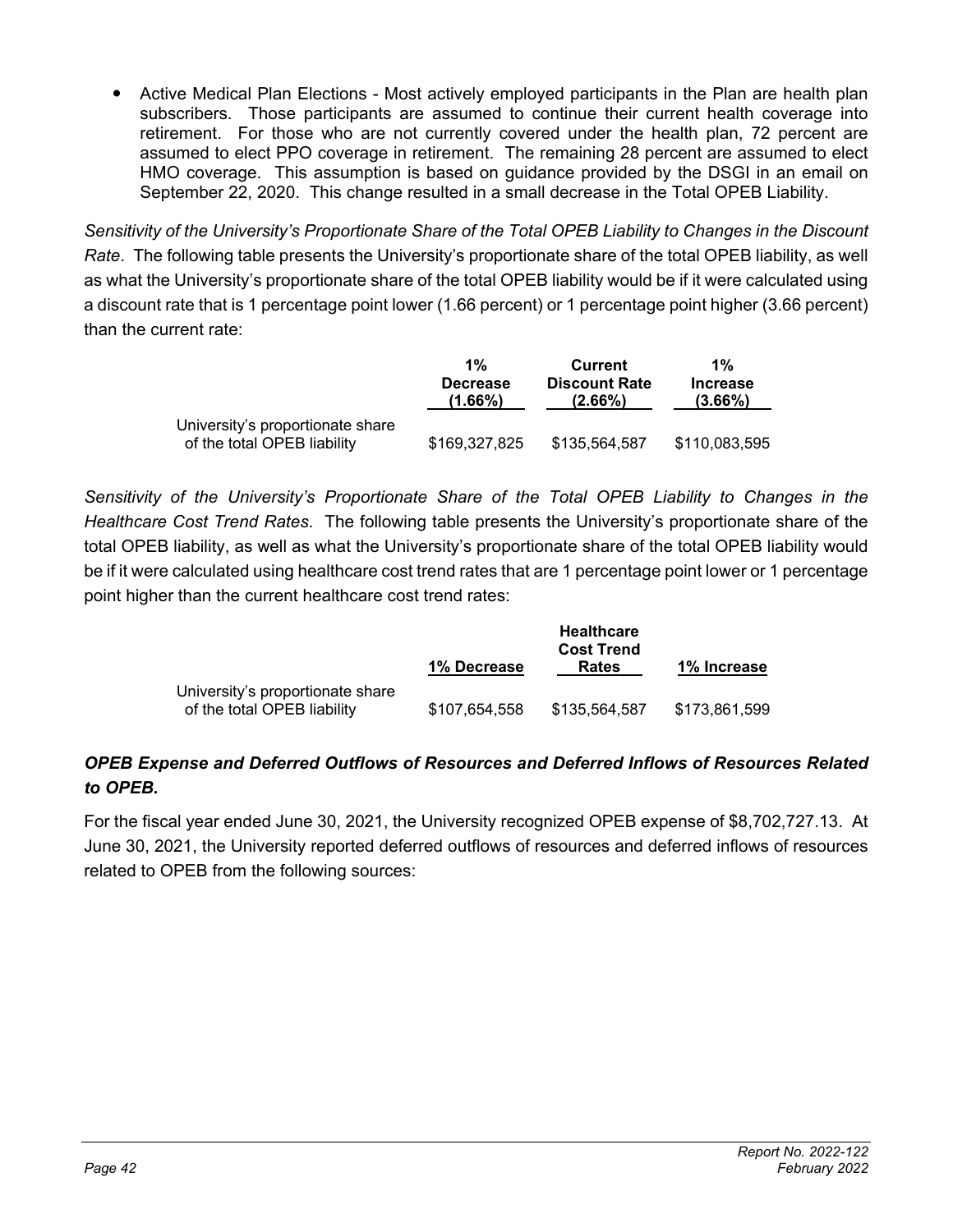- Active Medical Plan Elections - Most actively employed participants in the Plan are health plan subscribers. Those participants are assumed to continue their current health coverage into retirement. For those who are not currently covered under the health plan, 72 percent are assumed to elect PPO coverage in retirement. The remaining 28 percent are assumed to elect HMO coverage. This assumption is based on guidance provided by the DSGI in an email on September 22, 2020. This change resulted in a small decrease in the Total OPEB Liability.

*Sensitivity of the University's Proportionate Share of the Total OPEB Liability to Changes in the Discount Rate*. The following table presents the University's proportionate share of the total OPEB liability, as well as what the University's proportionate share of the total OPEB liability would be if it were calculated using a discount rate that is 1 percentage point lower (1.66 percent) or 1 percentage point higher (3.66 percent) than the current rate:

| | 1% Decrease (1.66%) | Current Discount Rate (2.66%) | 1% Increase (3.66%) |
|---|---|---|---|
| University's proportionate share of the total OPEB liability | $169,327,825 | $135,564,587 | $110,083,595 |

*Sensitivity of the University's Proportionate Share of the Total OPEB Liability to Changes in the Healthcare Cost Trend Rates*. The following table presents the University's proportionate share of the total OPEB liability, as well as what the University's proportionate share of the total OPEB liability would be if it were calculated using healthcare cost trend rates that are 1 percentage point lower or 1 percentage point higher than the current healthcare cost trend rates:

| | 1% Decrease | Healthcare Cost Trend Rates | 1% Increase |
|---|---|---|---|
| University's proportionate share of the total OPEB liability | $107,654,558 | $135,564,587 | $173,861,599 |

***OPEB Expense and Deferred Outflows of Resources and Deferred Inflows of Resources Related to OPEB.***

For the fiscal year ended June 30, 2021, the University recognized OPEB expense of $8,702,727.13. At June 30, 2021, the University reported deferred outflows of resources and deferred inflows of resources related to OPEB from the following sources: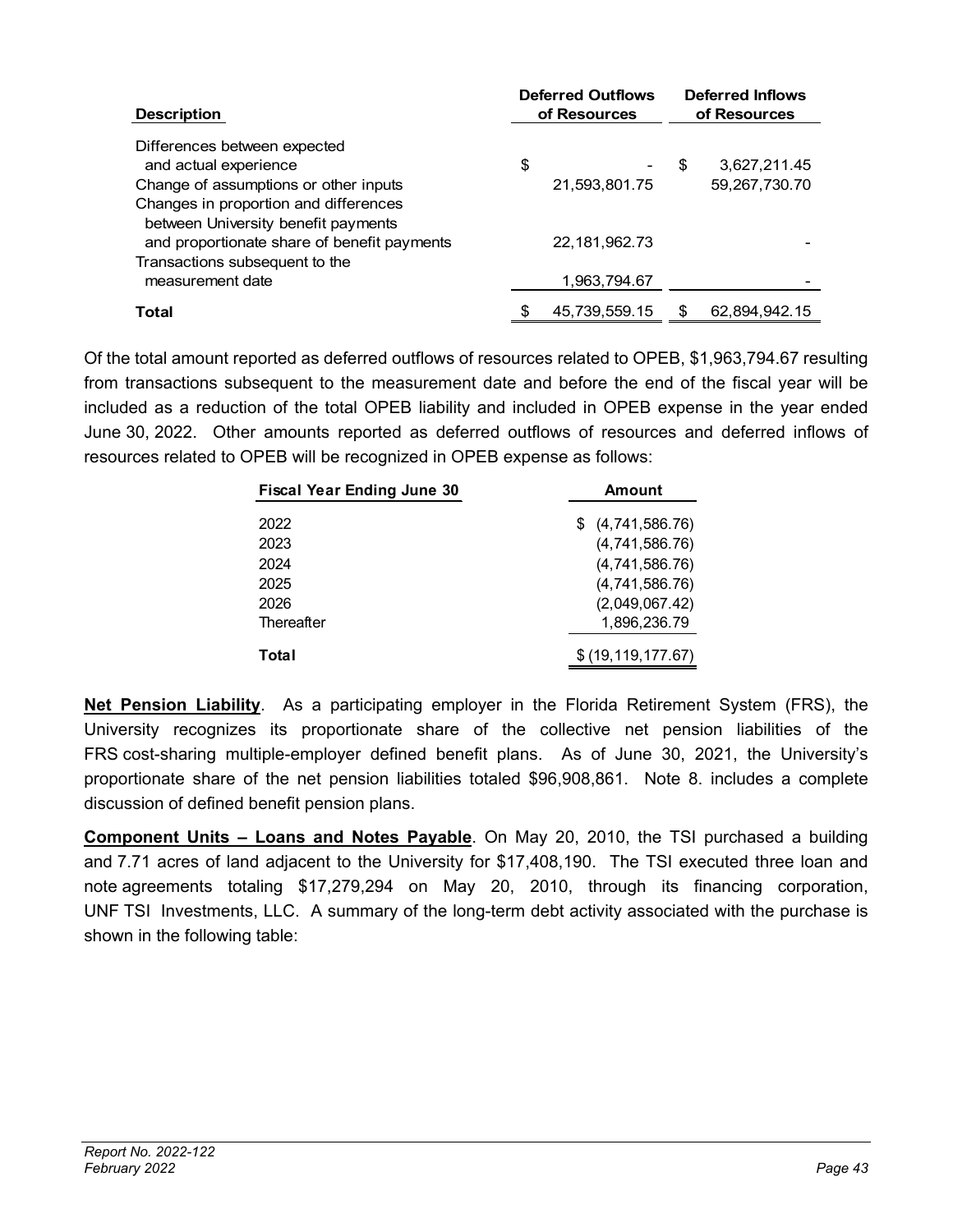| Description | Deferred Outflows of Resources | Deferred Inflows of Resources |
|---|---|---|
| Differences between expected and actual experience | $ - | $ 3,627,211.45 |
| Change of assumptions or other inputs | 21,593,801.75 | 59,267,730.70 |
| Changes in proportion and differences between University benefit payments and proportionate share of benefit payments | 22,181,962.73 | - |
| Transactions subsequent to the measurement date | 1,963,794.67 | - |
| **Total** | $ 45,739,559.15 | $ 62,894,942.15 |

Of the total amount reported as deferred outflows of resources related to OPEB, $1,963,794.67 resulting from transactions subsequent to the measurement date and before the end of the fiscal year will be included as a reduction of the total OPEB liability and included in OPEB expense in the year ended June 30, 2022. Other amounts reported as deferred outflows of resources and deferred inflows of resources related to OPEB will be recognized in OPEB expense as follows:

| Fiscal Year Ending June 30 | Amount |
|---|---|
| 2022 | $ (4,741,586.76) |
| 2023 | (4,741,586.76) |
| 2024 | (4,741,586.76) |
| 2025 | (4,741,586.76) |
| 2026 | (2,049,067.42) |
| Thereafter | 1,896,236.79 |
| **Total** | $ (19,119,177.67) |

**Net Pension Liability**. As a participating employer in the Florida Retirement System (FRS), the University recognizes its proportionate share of the collective net pension liabilities of the FRS cost-sharing multiple-employer defined benefit plans. As of June 30, 2021, the University's proportionate share of the net pension liabilities totaled $96,908,861. Note 8. includes a complete discussion of defined benefit pension plans.

**Component Units – Loans and Notes Payable**. On May 20, 2010, the TSI purchased a building and 7.71 acres of land adjacent to the University for $17,408,190. The TSI executed three loan and note agreements totaling $17,279,294 on May 20, 2010, through its financing corporation, UNF TSI Investments, LLC. A summary of the long-term debt activity associated with the purchase is shown in the following table: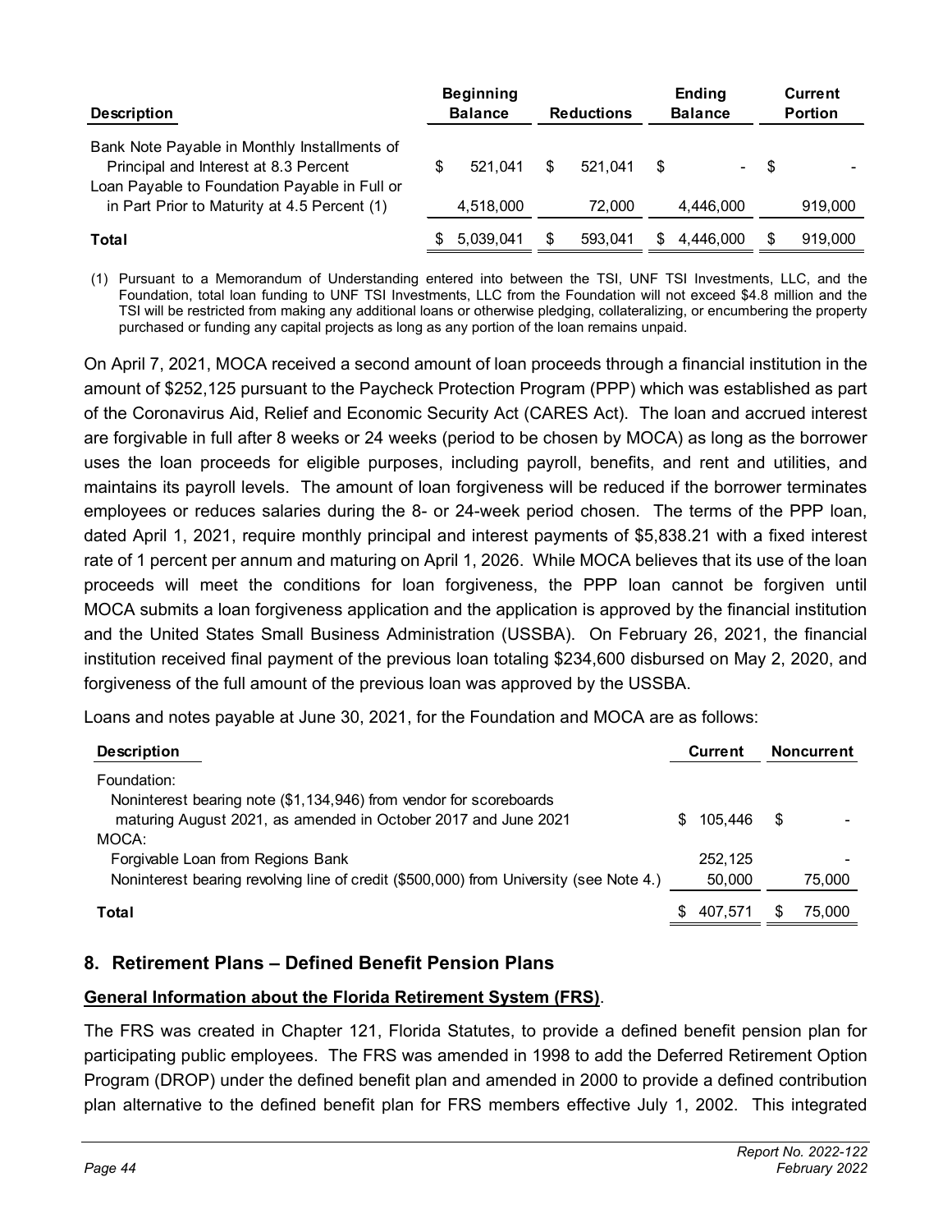| Description | Beginning Balance | Reductions | Ending Balance | Current Portion |
|---|---|---|---|---|
| Bank Note Payable in Monthly Installments of Principal and Interest at 8.3 Percent | $ 521,041 | $ 521,041 | $ - | $ - |
| Loan Payable to Foundation Payable in Full or in Part Prior to Maturity at 4.5 Percent (1) | 4,518,000 | 72,000 | 4,446,000 | 919,000 |
| **Total** | $ 5,039,041 | $ 593,041 | $ 4,446,000 | $ 919,000 |

(1) Pursuant to a Memorandum of Understanding entered into between the TSI, UNF TSI Investments, LLC, and the Foundation, total loan funding to UNF TSI Investments, LLC from the Foundation will not exceed $4.8 million and the TSI will be restricted from making any additional loans or otherwise pledging, collateralizing, or encumbering the property purchased or funding any capital projects as long as any portion of the loan remains unpaid.

On April 7, 2021, MOCA received a second amount of loan proceeds through a financial institution in the amount of $252,125 pursuant to the Paycheck Protection Program (PPP) which was established as part of the Coronavirus Aid, Relief and Economic Security Act (CARES Act). The loan and accrued interest are forgivable in full after 8 weeks or 24 weeks (period to be chosen by MOCA) as long as the borrower uses the loan proceeds for eligible purposes, including payroll, benefits, and rent and utilities, and maintains its payroll levels. The amount of loan forgiveness will be reduced if the borrower terminates employees or reduces salaries during the 8- or 24-week period chosen. The terms of the PPP loan, dated April 1, 2021, require monthly principal and interest payments of $5,838.21 with a fixed interest rate of 1 percent per annum and maturing on April 1, 2026. While MOCA believes that its use of the loan proceeds will meet the conditions for loan forgiveness, the PPP loan cannot be forgiven until MOCA submits a loan forgiveness application and the application is approved by the financial institution and the United States Small Business Administration (USSBA). On February 26, 2021, the financial institution received final payment of the previous loan totaling $234,600 disbursed on May 2, 2020, and forgiveness of the full amount of the previous loan was approved by the USSBA.

Loans and notes payable at June 30, 2021, for the Foundation and MOCA are as follows:

| Description | Current | Noncurrent |
|---|---|---|
| Foundation: | | |
| Noninterest bearing note ($1,134,946) from vendor for scoreboards maturing August 2021, as amended in October 2017 and June 2021 | $ 105,446 | $ - |
| MOCA: | | |
| Forgivable Loan from Regions Bank | 252,125 | - |
| Noninterest bearing revolving line of credit ($500,000) from University (see Note 4.) | 50,000 | 75,000 |
| **Total** | $ 407,571 | $ 75,000 |

## 8. Retirement Plans – Defined Benefit Pension Plans

**General Information about the Florida Retirement System (FRS)**.

The FRS was created in Chapter 121, Florida Statutes, to provide a defined benefit pension plan for participating public employees. The FRS was amended in 1998 to add the Deferred Retirement Option Program (DROP) under the defined benefit plan and amended in 2000 to provide a defined contribution plan alternative to the defined benefit plan for FRS members effective July 1, 2002. This integrated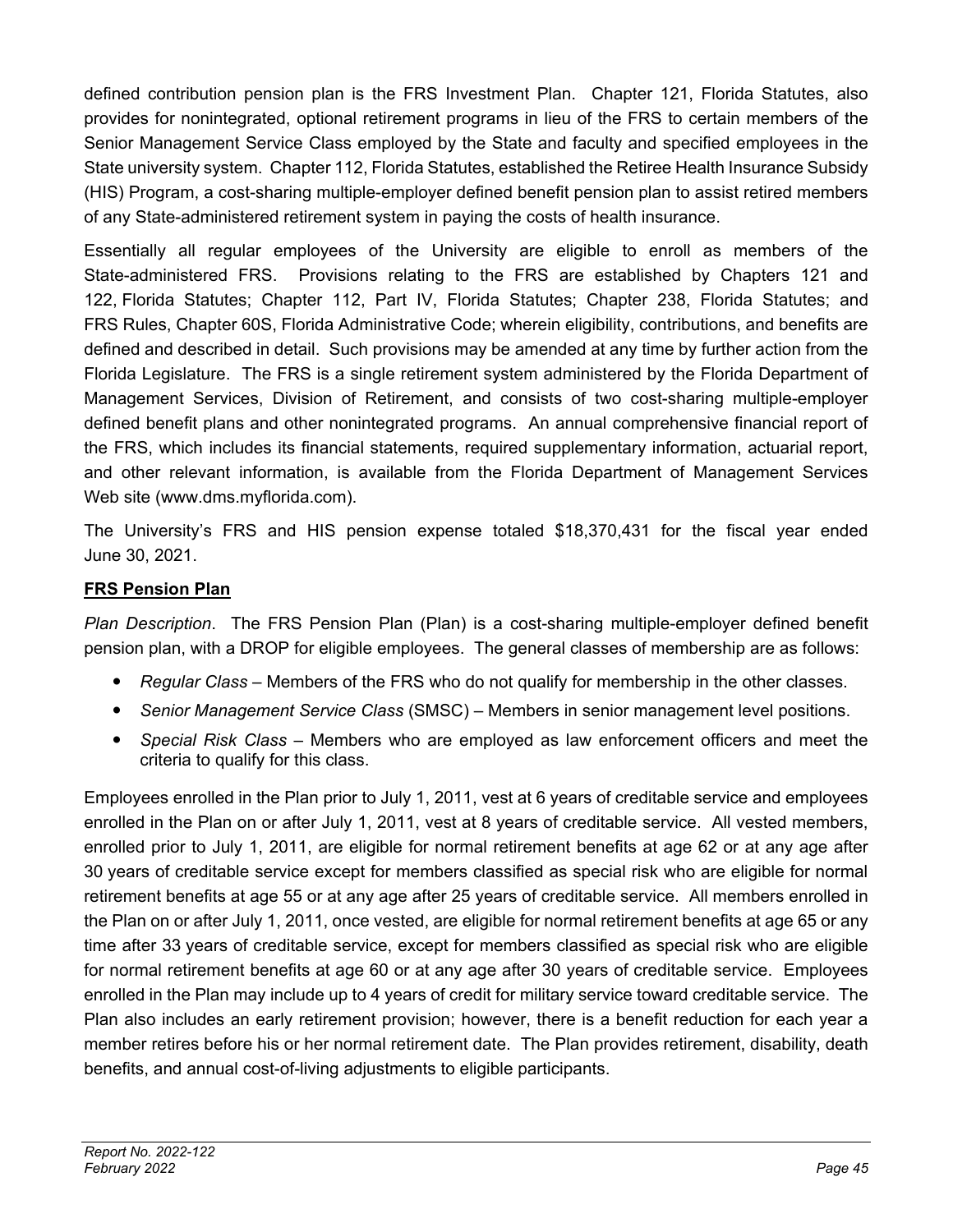defined contribution pension plan is the FRS Investment Plan. Chapter 121, Florida Statutes, also provides for nonintegrated, optional retirement programs in lieu of the FRS to certain members of the Senior Management Service Class employed by the State and faculty and specified employees in the State university system. Chapter 112, Florida Statutes, established the Retiree Health Insurance Subsidy (HIS) Program, a cost-sharing multiple-employer defined benefit pension plan to assist retired members of any State-administered retirement system in paying the costs of health insurance.

Essentially all regular employees of the University are eligible to enroll as members of the State-administered FRS. Provisions relating to the FRS are established by Chapters 121 and 122, Florida Statutes; Chapter 112, Part IV, Florida Statutes; Chapter 238, Florida Statutes; and FRS Rules, Chapter 60S, Florida Administrative Code; wherein eligibility, contributions, and benefits are defined and described in detail. Such provisions may be amended at any time by further action from the Florida Legislature. The FRS is a single retirement system administered by the Florida Department of Management Services, Division of Retirement, and consists of two cost-sharing multiple-employer defined benefit plans and other nonintegrated programs. An annual comprehensive financial report of the FRS, which includes its financial statements, required supplementary information, actuarial report, and other relevant information, is available from the Florida Department of Management Services Web site (www.dms.myflorida.com).

The University's FRS and HIS pension expense totaled $18,370,431 for the fiscal year ended June 30, 2021.

**FRS Pension Plan**

*Plan Description*. The FRS Pension Plan (Plan) is a cost-sharing multiple-employer defined benefit pension plan, with a DROP for eligible employees. The general classes of membership are as follows:

- *Regular Class* – Members of the FRS who do not qualify for membership in the other classes.
- *Senior Management Service Class* (SMSC) – Members in senior management level positions.
- *Special Risk Class* – Members who are employed as law enforcement officers and meet the criteria to qualify for this class.

Employees enrolled in the Plan prior to July 1, 2011, vest at 6 years of creditable service and employees enrolled in the Plan on or after July 1, 2011, vest at 8 years of creditable service. All vested members, enrolled prior to July 1, 2011, are eligible for normal retirement benefits at age 62 or at any age after 30 years of creditable service except for members classified as special risk who are eligible for normal retirement benefits at age 55 or at any age after 25 years of creditable service. All members enrolled in the Plan on or after July 1, 2011, once vested, are eligible for normal retirement benefits at age 65 or any time after 33 years of creditable service, except for members classified as special risk who are eligible for normal retirement benefits at age 60 or at any age after 30 years of creditable service. Employees enrolled in the Plan may include up to 4 years of credit for military service toward creditable service. The Plan also includes an early retirement provision; however, there is a benefit reduction for each year a member retires before his or her normal retirement date. The Plan provides retirement, disability, death benefits, and annual cost-of-living adjustments to eligible participants.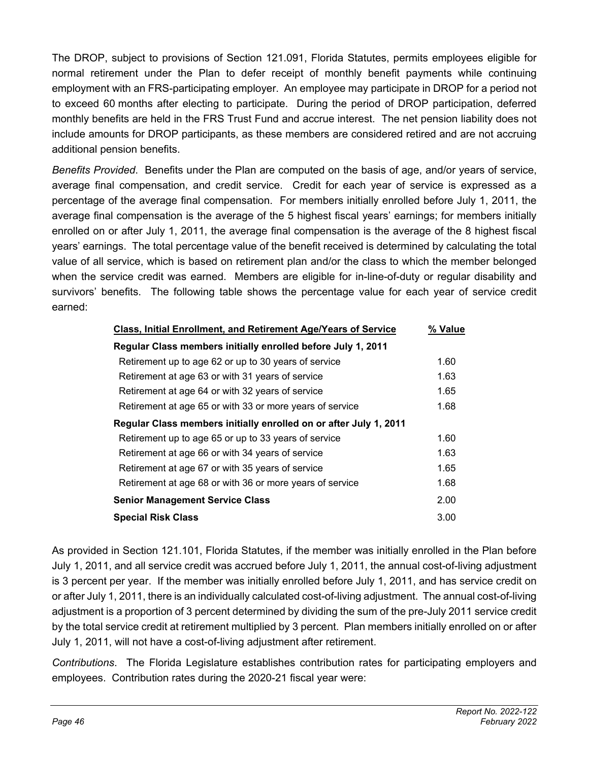The DROP, subject to provisions of Section 121.091, Florida Statutes, permits employees eligible for normal retirement under the Plan to defer receipt of monthly benefit payments while continuing employment with an FRS-participating employer. An employee may participate in DROP for a period not to exceed 60 months after electing to participate. During the period of DROP participation, deferred monthly benefits are held in the FRS Trust Fund and accrue interest. The net pension liability does not include amounts for DROP participants, as these members are considered retired and are not accruing additional pension benefits.

*Benefits Provided*. Benefits under the Plan are computed on the basis of age, and/or years of service, average final compensation, and credit service. Credit for each year of service is expressed as a percentage of the average final compensation. For members initially enrolled before July 1, 2011, the average final compensation is the average of the 5 highest fiscal years' earnings; for members initially enrolled on or after July 1, 2011, the average final compensation is the average of the 8 highest fiscal years' earnings. The total percentage value of the benefit received is determined by calculating the total value of all service, which is based on retirement plan and/or the class to which the member belonged when the service credit was earned. Members are eligible for in-line-of-duty or regular disability and survivors' benefits. The following table shows the percentage value for each year of service credit earned:

| Class, Initial Enrollment, and Retirement Age/Years of Service | % Value |
|---|---|
| **Regular Class members initially enrolled before July 1, 2011** | |
| Retirement up to age 62 or up to 30 years of service | 1.60 |
| Retirement at age 63 or with 31 years of service | 1.63 |
| Retirement at age 64 or with 32 years of service | 1.65 |
| Retirement at age 65 or with 33 or more years of service | 1.68 |
| **Regular Class members initially enrolled on or after July 1, 2011** | |
| Retirement up to age 65 or up to 33 years of service | 1.60 |
| Retirement at age 66 or with 34 years of service | 1.63 |
| Retirement at age 67 or with 35 years of service | 1.65 |
| Retirement at age 68 or with 36 or more years of service | 1.68 |
| **Senior Management Service Class** | 2.00 |
| **Special Risk Class** | 3.00 |

As provided in Section 121.101, Florida Statutes, if the member was initially enrolled in the Plan before July 1, 2011, and all service credit was accrued before July 1, 2011, the annual cost-of-living adjustment is 3 percent per year. If the member was initially enrolled before July 1, 2011, and has service credit on or after July 1, 2011, there is an individually calculated cost-of-living adjustment. The annual cost-of-living adjustment is a proportion of 3 percent determined by dividing the sum of the pre-July 2011 service credit by the total service credit at retirement multiplied by 3 percent. Plan members initially enrolled on or after July 1, 2011, will not have a cost-of-living adjustment after retirement.

*Contributions*. The Florida Legislature establishes contribution rates for participating employers and employees. Contribution rates during the 2020-21 fiscal year were: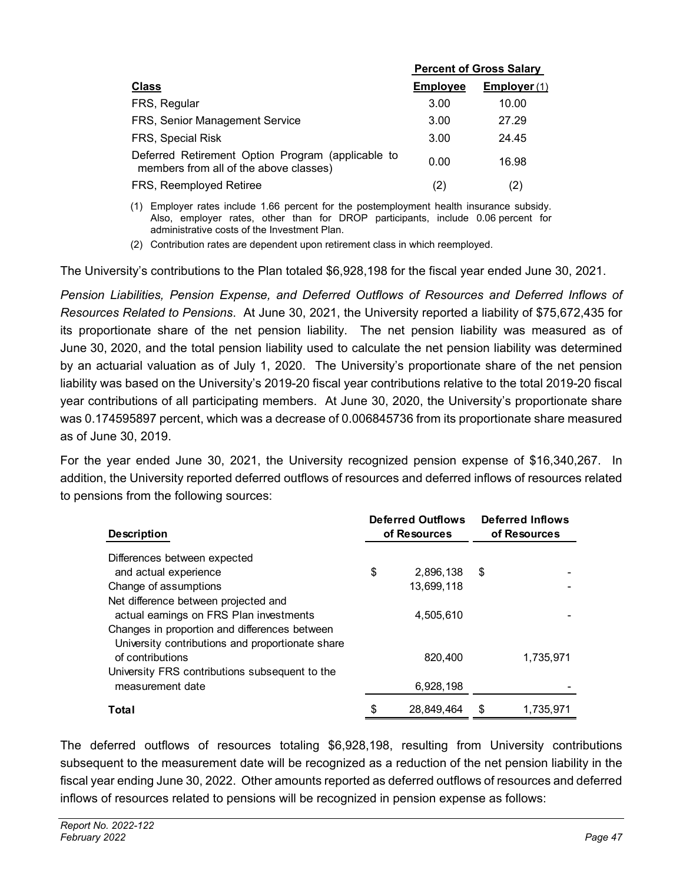| Class | Percent of Gross Salary | |
|---|---|---|
| | Employee | Employer (1) |
| FRS, Regular | 3.00 | 10.00 |
| FRS, Senior Management Service | 3.00 | 27.29 |
| FRS, Special Risk | 3.00 | 24.45 |
| Deferred Retirement Option Program (applicable to members from all of the above classes) | 0.00 | 16.98 |
| FRS, Reemployed Retiree | (2) | (2) |

(1) Employer rates include 1.66 percent for the postemployment health insurance subsidy. Also, employer rates, other than for DROP participants, include 0.06 percent for administrative costs of the Investment Plan.

(2) Contribution rates are dependent upon retirement class in which reemployed.

The University's contributions to the Plan totaled $6,928,198 for the fiscal year ended June 30, 2021.

*Pension Liabilities, Pension Expense, and Deferred Outflows of Resources and Deferred Inflows of Resources Related to Pensions*. At June 30, 2021, the University reported a liability of $75,672,435 for its proportionate share of the net pension liability. The net pension liability was measured as of June 30, 2020, and the total pension liability used to calculate the net pension liability was determined by an actuarial valuation as of July 1, 2020. The University's proportionate share of the net pension liability was based on the University's 2019-20 fiscal year contributions relative to the total 2019-20 fiscal year contributions of all participating members. At June 30, 2020, the University's proportionate share was 0.174595897 percent, which was a decrease of 0.006845736 from its proportionate share measured as of June 30, 2019.

For the year ended June 30, 2021, the University recognized pension expense of $16,340,267. In addition, the University reported deferred outflows of resources and deferred inflows of resources related to pensions from the following sources:

| Description | Deferred Outflows of Resources | Deferred Inflows of Resources |
|---|---|---|
| Differences between expected and actual experience | $ 2,896,138 | $ - |
| Change of assumptions | 13,699,118 | - |
| Net difference between projected and actual earnings on FRS Plan investments | 4,505,610 | - |
| Changes in proportion and differences between University contributions and proportionate share of contributions | 820,400 | 1,735,971 |
| University FRS contributions subsequent to the measurement date | 6,928,198 | - |
| **Total** | $ 28,849,464 | $ 1,735,971 |

The deferred outflows of resources totaling $6,928,198, resulting from University contributions subsequent to the measurement date will be recognized as a reduction of the net pension liability in the fiscal year ending June 30, 2022. Other amounts reported as deferred outflows of resources and deferred inflows of resources related to pensions will be recognized in pension expense as follows: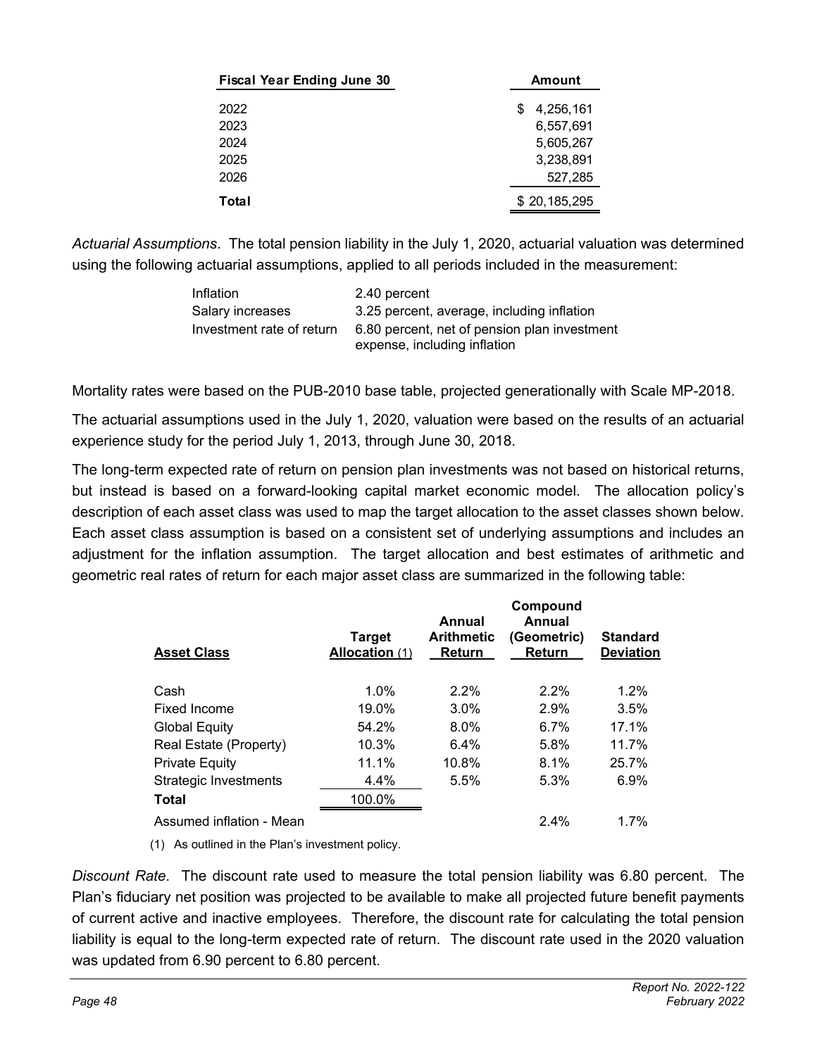| Fiscal Year Ending June 30 | Amount |
|---|---|
| 2022 | $ 4,256,161 |
| 2023 | 6,557,691 |
| 2024 | 5,605,267 |
| 2025 | 3,238,891 |
| 2026 | 527,285 |
| **Total** | $ 20,185,295 |

*Actuarial Assumptions*. The total pension liability in the July 1, 2020, actuarial valuation was determined using the following actuarial assumptions, applied to all periods included in the measurement:

| | |
|---|---|
| Inflation | 2.40 percent |
| Salary increases | 3.25 percent, average, including inflation |
| Investment rate of return | 6.80 percent, net of pension plan investment expense, including inflation |

Mortality rates were based on the PUB-2010 base table, projected generationally with Scale MP-2018.

The actuarial assumptions used in the July 1, 2020, valuation were based on the results of an actuarial experience study for the period July 1, 2013, through June 30, 2018.

The long-term expected rate of return on pension plan investments was not based on historical returns, but instead is based on a forward-looking capital market economic model. The allocation policy's description of each asset class was used to map the target allocation to the asset classes shown below. Each asset class assumption is based on a consistent set of underlying assumptions and includes an adjustment for the inflation assumption. The target allocation and best estimates of arithmetic and geometric real rates of return for each major asset class are summarized in the following table:

| Asset Class | Target Allocation (1) | Annual Arithmetic Return | Compound Annual (Geometric) Return | Standard Deviation |
|---|---|---|---|---|
| Cash | 1.0% | 2.2% | 2.2% | 1.2% |
| Fixed Income | 19.0% | 3.0% | 2.9% | 3.5% |
| Global Equity | 54.2% | 8.0% | 6.7% | 17.1% |
| Real Estate (Property) | 10.3% | 6.4% | 5.8% | 11.7% |
| Private Equity | 11.1% | 10.8% | 8.1% | 25.7% |
| Strategic Investments | 4.4% | 5.5% | 5.3% | 6.9% |
| **Total** | 100.0% | | | |
| Assumed inflation - Mean | | | 2.4% | 1.7% |

(1) As outlined in the Plan's investment policy.

*Discount Rate*. The discount rate used to measure the total pension liability was 6.80 percent. The Plan's fiduciary net position was projected to be available to make all projected future benefit payments of current active and inactive employees. Therefore, the discount rate for calculating the total pension liability is equal to the long-term expected rate of return. The discount rate used in the 2020 valuation was updated from 6.90 percent to 6.80 percent.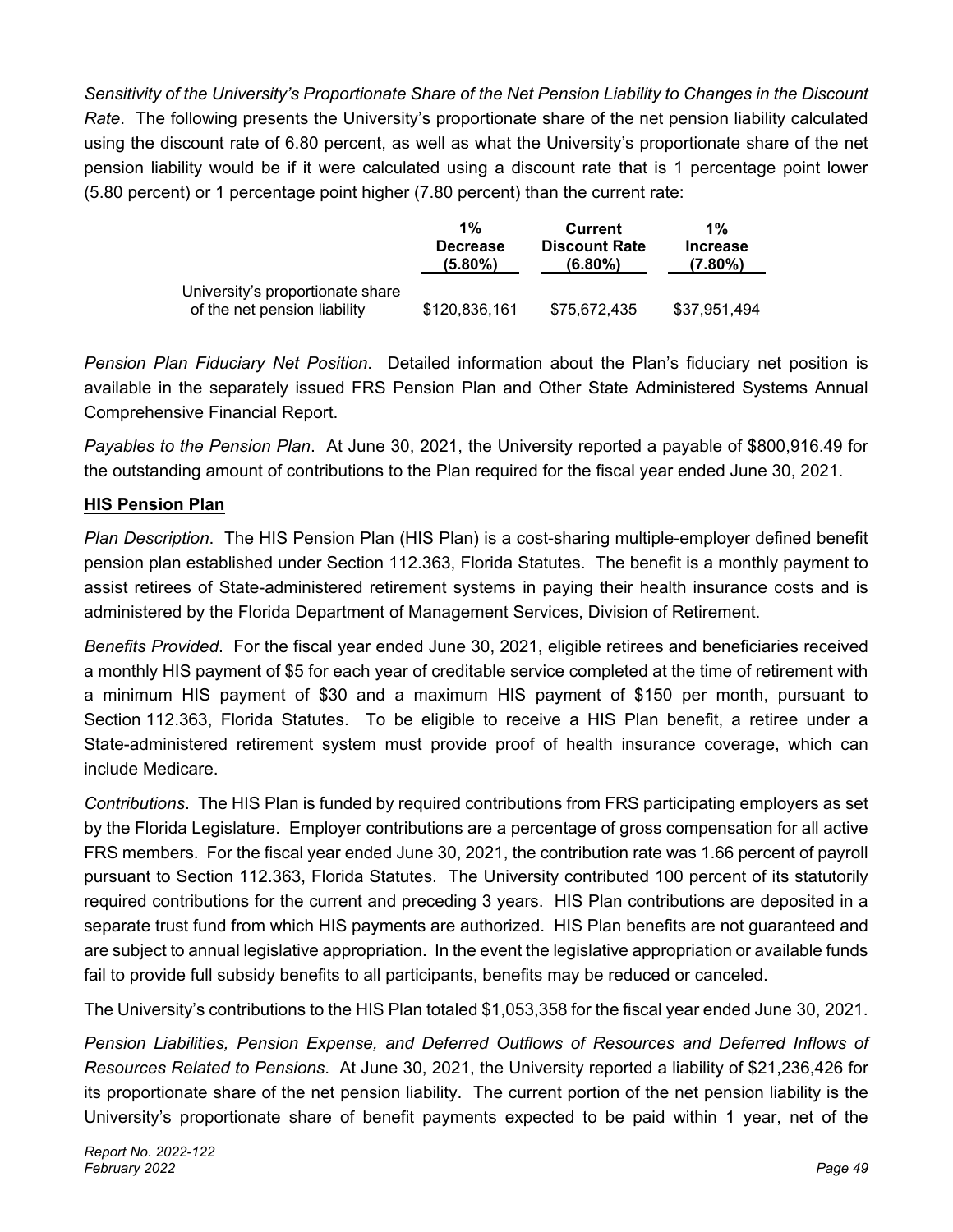*Sensitivity of the University's Proportionate Share of the Net Pension Liability to Changes in the Discount Rate*. The following presents the University's proportionate share of the net pension liability calculated using the discount rate of 6.80 percent, as well as what the University's proportionate share of the net pension liability would be if it were calculated using a discount rate that is 1 percentage point lower (5.80 percent) or 1 percentage point higher (7.80 percent) than the current rate:

| | 1% Decrease (5.80%) | Current Discount Rate (6.80%) | 1% Increase (7.80%) |
|---|---|---|---|
| University's proportionate share of the net pension liability | $120,836,161 | $75,672,435 | $37,951,494 |

*Pension Plan Fiduciary Net Position*. Detailed information about the Plan's fiduciary net position is available in the separately issued FRS Pension Plan and Other State Administered Systems Annual Comprehensive Financial Report.

*Payables to the Pension Plan*. At June 30, 2021, the University reported a payable of $800,916.49 for the outstanding amount of contributions to the Plan required for the fiscal year ended June 30, 2021.

**HIS Pension Plan**

*Plan Description*. The HIS Pension Plan (HIS Plan) is a cost-sharing multiple-employer defined benefit pension plan established under Section 112.363, Florida Statutes. The benefit is a monthly payment to assist retirees of State-administered retirement systems in paying their health insurance costs and is administered by the Florida Department of Management Services, Division of Retirement.

*Benefits Provided*. For the fiscal year ended June 30, 2021, eligible retirees and beneficiaries received a monthly HIS payment of $5 for each year of creditable service completed at the time of retirement with a minimum HIS payment of $30 and a maximum HIS payment of $150 per month, pursuant to Section 112.363, Florida Statutes. To be eligible to receive a HIS Plan benefit, a retiree under a State-administered retirement system must provide proof of health insurance coverage, which can include Medicare.

*Contributions*. The HIS Plan is funded by required contributions from FRS participating employers as set by the Florida Legislature. Employer contributions are a percentage of gross compensation for all active FRS members. For the fiscal year ended June 30, 2021, the contribution rate was 1.66 percent of payroll pursuant to Section 112.363, Florida Statutes. The University contributed 100 percent of its statutorily required contributions for the current and preceding 3 years. HIS Plan contributions are deposited in a separate trust fund from which HIS payments are authorized. HIS Plan benefits are not guaranteed and are subject to annual legislative appropriation. In the event the legislative appropriation or available funds fail to provide full subsidy benefits to all participants, benefits may be reduced or canceled.

The University's contributions to the HIS Plan totaled $1,053,358 for the fiscal year ended June 30, 2021.

*Pension Liabilities, Pension Expense, and Deferred Outflows of Resources and Deferred Inflows of Resources Related to Pensions*. At June 30, 2021, the University reported a liability of $21,236,426 for its proportionate share of the net pension liability. The current portion of the net pension liability is the University's proportionate share of benefit payments expected to be paid within 1 year, net of the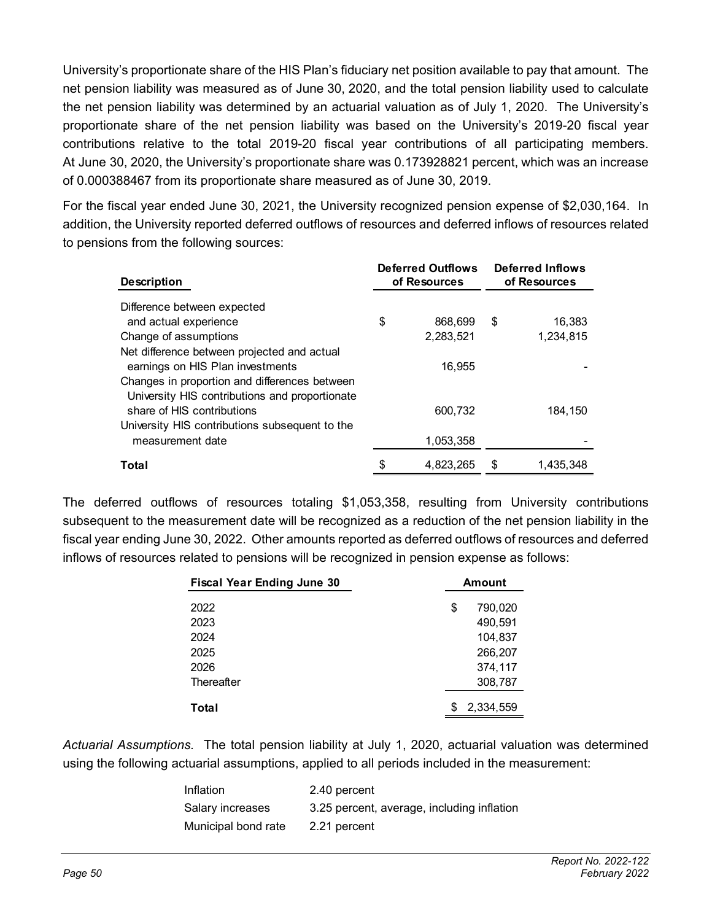University's proportionate share of the HIS Plan's fiduciary net position available to pay that amount. The net pension liability was measured as of June 30, 2020, and the total pension liability used to calculate the net pension liability was determined by an actuarial valuation as of July 1, 2020. The University's proportionate share of the net pension liability was based on the University's 2019-20 fiscal year contributions relative to the total 2019-20 fiscal year contributions of all participating members. At June 30, 2020, the University's proportionate share was 0.173928821 percent, which was an increase of 0.000388467 from its proportionate share measured as of June 30, 2019.

For the fiscal year ended June 30, 2021, the University recognized pension expense of $2,030,164. In addition, the University reported deferred outflows of resources and deferred inflows of resources related to pensions from the following sources:

| Description | Deferred Outflows of Resources | Deferred Inflows of Resources |
|---|---|---|
| Difference between expected and actual experience | $ 868,699 | $ 16,383 |
| Change of assumptions | 2,283,521 | 1,234,815 |
| Net difference between projected and actual earnings on HIS Plan investments | 16,955 | - |
| Changes in proportion and differences between University HIS contributions and proportionate share of HIS contributions | 600,732 | 184,150 |
| University HIS contributions subsequent to the measurement date | 1,053,358 | - |
| **Total** | $ 4,823,265 | $ 1,435,348 |

The deferred outflows of resources totaling $1,053,358, resulting from University contributions subsequent to the measurement date will be recognized as a reduction of the net pension liability in the fiscal year ending June 30, 2022. Other amounts reported as deferred outflows of resources and deferred inflows of resources related to pensions will be recognized in pension expense as follows:

| Fiscal Year Ending June 30 | Amount |
|---|---|
| 2022 | $ 790,020 |
| 2023 | 490,591 |
| 2024 | 104,837 |
| 2025 | 266,207 |
| 2026 | 374,117 |
| Thereafter | 308,787 |
| **Total** | $ 2,334,559 |

*Actuarial Assumptions.* The total pension liability at July 1, 2020, actuarial valuation was determined using the following actuarial assumptions, applied to all periods included in the measurement:

| | |
|---|---|
| Inflation | 2.40 percent |
| Salary increases | 3.25 percent, average, including inflation |
| Municipal bond rate | 2.21 percent |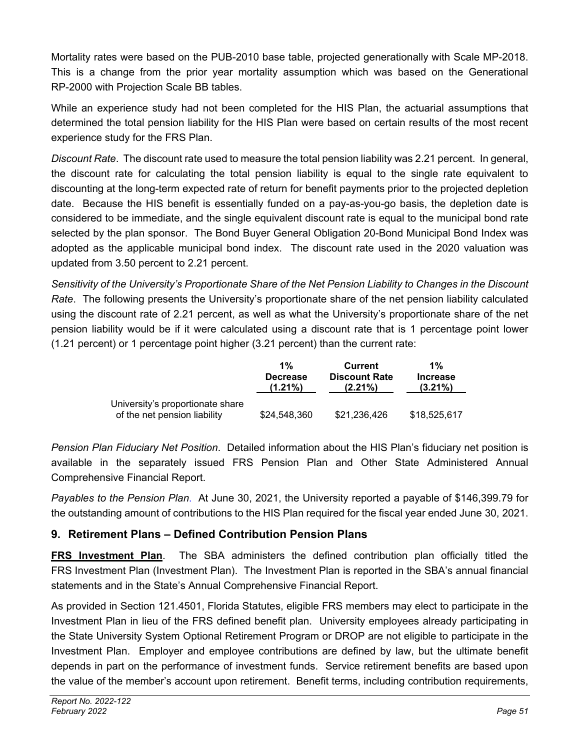Mortality rates were based on the PUB-2010 base table, projected generationally with Scale MP-2018. This is a change from the prior year mortality assumption which was based on the Generational RP-2000 with Projection Scale BB tables.

While an experience study had not been completed for the HIS Plan, the actuarial assumptions that determined the total pension liability for the HIS Plan were based on certain results of the most recent experience study for the FRS Plan.

*Discount Rate*. The discount rate used to measure the total pension liability was 2.21 percent. In general, the discount rate for calculating the total pension liability is equal to the single rate equivalent to discounting at the long-term expected rate of return for benefit payments prior to the projected depletion date. Because the HIS benefit is essentially funded on a pay-as-you-go basis, the depletion date is considered to be immediate, and the single equivalent discount rate is equal to the municipal bond rate selected by the plan sponsor. The Bond Buyer General Obligation 20-Bond Municipal Bond Index was adopted as the applicable municipal bond index. The discount rate used in the 2020 valuation was updated from 3.50 percent to 2.21 percent.

*Sensitivity of the University's Proportionate Share of the Net Pension Liability to Changes in the Discount Rate*. The following presents the University's proportionate share of the net pension liability calculated using the discount rate of 2.21 percent, as well as what the University's proportionate share of the net pension liability would be if it were calculated using a discount rate that is 1 percentage point lower (1.21 percent) or 1 percentage point higher (3.21 percent) than the current rate:

| | 1% Decrease (1.21%) | Current Discount Rate (2.21%) | 1% Increase (3.21%) |
|---|---|---|---|
| University's proportionate share of the net pension liability | $24,548,360 | $21,236,426 | $18,525,617 |

*Pension Plan Fiduciary Net Position*. Detailed information about the HIS Plan's fiduciary net position is available in the separately issued FRS Pension Plan and Other State Administered Annual Comprehensive Financial Report.

*Payables to the Pension Plan*. At June 30, 2021, the University reported a payable of $146,399.79 for the outstanding amount of contributions to the HIS Plan required for the fiscal year ended June 30, 2021.

## 9. Retirement Plans – Defined Contribution Pension Plans

**FRS Investment Plan**. The SBA administers the defined contribution plan officially titled the FRS Investment Plan (Investment Plan). The Investment Plan is reported in the SBA's annual financial statements and in the State's Annual Comprehensive Financial Report.

As provided in Section 121.4501, Florida Statutes, eligible FRS members may elect to participate in the Investment Plan in lieu of the FRS defined benefit plan. University employees already participating in the State University System Optional Retirement Program or DROP are not eligible to participate in the Investment Plan. Employer and employee contributions are defined by law, but the ultimate benefit depends in part on the performance of investment funds. Service retirement benefits are based upon the value of the member's account upon retirement. Benefit terms, including contribution requirements,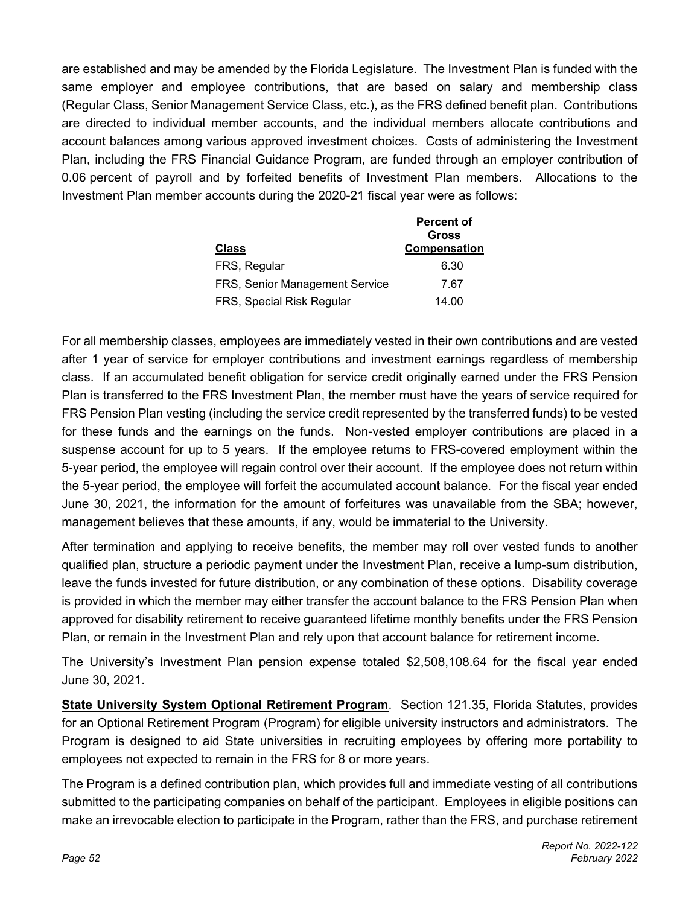are established and may be amended by the Florida Legislature. The Investment Plan is funded with the same employer and employee contributions, that are based on salary and membership class (Regular Class, Senior Management Service Class, etc.), as the FRS defined benefit plan. Contributions are directed to individual member accounts, and the individual members allocate contributions and account balances among various approved investment choices. Costs of administering the Investment Plan, including the FRS Financial Guidance Program, are funded through an employer contribution of 0.06 percent of payroll and by forfeited benefits of Investment Plan members. Allocations to the Investment Plan member accounts during the 2020-21 fiscal year were as follows:

| Class | Percent of Gross Compensation |
|---|---|
| FRS, Regular | 6.30 |
| FRS, Senior Management Service | 7.67 |
| FRS, Special Risk Regular | 14.00 |

For all membership classes, employees are immediately vested in their own contributions and are vested after 1 year of service for employer contributions and investment earnings regardless of membership class. If an accumulated benefit obligation for service credit originally earned under the FRS Pension Plan is transferred to the FRS Investment Plan, the member must have the years of service required for FRS Pension Plan vesting (including the service credit represented by the transferred funds) to be vested for these funds and the earnings on the funds. Non-vested employer contributions are placed in a suspense account for up to 5 years. If the employee returns to FRS-covered employment within the 5-year period, the employee will regain control over their account. If the employee does not return within the 5-year period, the employee will forfeit the accumulated account balance. For the fiscal year ended June 30, 2021, the information for the amount of forfeitures was unavailable from the SBA; however, management believes that these amounts, if any, would be immaterial to the University.

After termination and applying to receive benefits, the member may roll over vested funds to another qualified plan, structure a periodic payment under the Investment Plan, receive a lump-sum distribution, leave the funds invested for future distribution, or any combination of these options. Disability coverage is provided in which the member may either transfer the account balance to the FRS Pension Plan when approved for disability retirement to receive guaranteed lifetime monthly benefits under the FRS Pension Plan, or remain in the Investment Plan and rely upon that account balance for retirement income.

The University's Investment Plan pension expense totaled $2,508,108.64 for the fiscal year ended June 30, 2021.

**State University System Optional Retirement Program**. Section 121.35, Florida Statutes, provides for an Optional Retirement Program (Program) for eligible university instructors and administrators. The Program is designed to aid State universities in recruiting employees by offering more portability to employees not expected to remain in the FRS for 8 or more years.

The Program is a defined contribution plan, which provides full and immediate vesting of all contributions submitted to the participating companies on behalf of the participant. Employees in eligible positions can make an irrevocable election to participate in the Program, rather than the FRS, and purchase retirement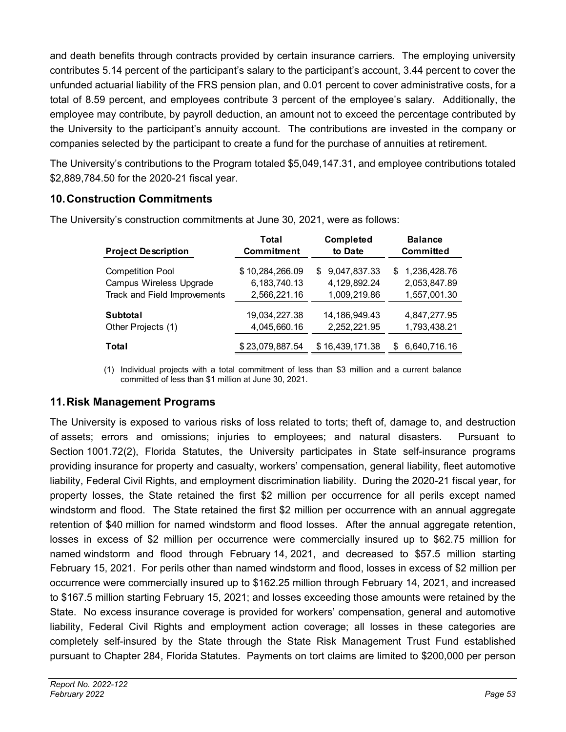and death benefits through contracts provided by certain insurance carriers. The employing university contributes 5.14 percent of the participant's salary to the participant's account, 3.44 percent to cover the unfunded actuarial liability of the FRS pension plan, and 0.01 percent to cover administrative costs, for a total of 8.59 percent, and employees contribute 3 percent of the employee's salary. Additionally, the employee may contribute, by payroll deduction, an amount not to exceed the percentage contributed by the University to the participant's annuity account. The contributions are invested in the company or companies selected by the participant to create a fund for the purchase of annuities at retirement.

The University's contributions to the Program totaled $5,049,147.31, and employee contributions totaled $2,889,784.50 for the 2020-21 fiscal year.

## 10. Construction Commitments

The University's construction commitments at June 30, 2021, were as follows:

| Project Description | Total Commitment | Completed to Date | Balance Committed |
|---|---|---|---|
| Competition Pool | $ 10,284,266.09 | $ 9,047,837.33 | $ 1,236,428.76 |
| Campus Wireless Upgrade | 6,183,740.13 | 4,129,892.24 | 2,053,847.89 |
| Track and Field Improvements | 2,566,221.16 | 1,009,219.86 | 1,557,001.30 |
| **Subtotal** | 19,034,227.38 | 14,186,949.43 | 4,847,277.95 |
| Other Projects (1) | 4,045,660.16 | 2,252,221.95 | 1,793,438.21 |
| **Total** | $ 23,079,887.54 | $ 16,439,171.38 | $ 6,640,716.16 |

(1) Individual projects with a total commitment of less than $3 million and a current balance committed of less than $1 million at June 30, 2021.

## 11. Risk Management Programs

The University is exposed to various risks of loss related to torts; theft of, damage to, and destruction of assets; errors and omissions; injuries to employees; and natural disasters. Pursuant to Section 1001.72(2), Florida Statutes, the University participates in State self-insurance programs providing insurance for property and casualty, workers' compensation, general liability, fleet automotive liability, Federal Civil Rights, and employment discrimination liability. During the 2020-21 fiscal year, for property losses, the State retained the first $2 million per occurrence for all perils except named windstorm and flood. The State retained the first $2 million per occurrence with an annual aggregate retention of $40 million for named windstorm and flood losses. After the annual aggregate retention, losses in excess of $2 million per occurrence were commercially insured up to $62.75 million for named windstorm and flood through February 14, 2021, and decreased to $57.5 million starting February 15, 2021. For perils other than named windstorm and flood, losses in excess of $2 million per occurrence were commercially insured up to $162.25 million through February 14, 2021, and increased to $167.5 million starting February 15, 2021; and losses exceeding those amounts were retained by the State. No excess insurance coverage is provided for workers' compensation, general and automotive liability, Federal Civil Rights and employment action coverage; all losses in these categories are completely self-insured by the State through the State Risk Management Trust Fund established pursuant to Chapter 284, Florida Statutes. Payments on tort claims are limited to $200,000 per person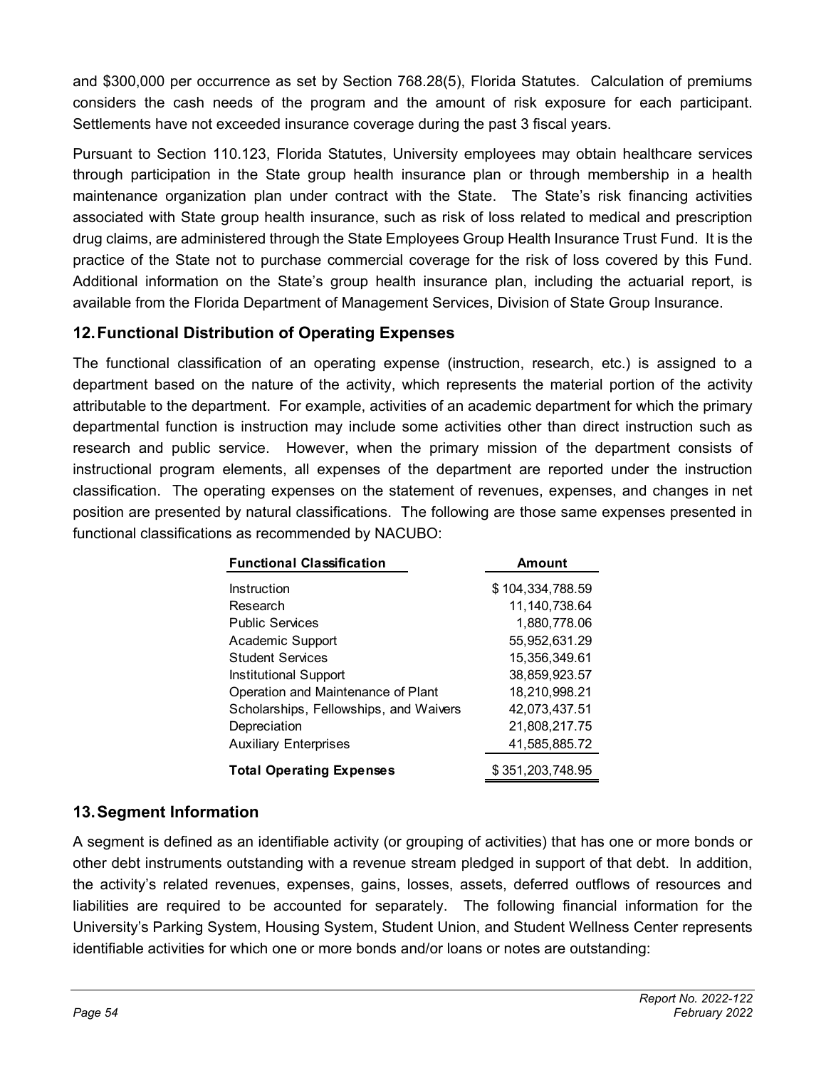and $300,000 per occurrence as set by Section 768.28(5), Florida Statutes. Calculation of premiums considers the cash needs of the program and the amount of risk exposure for each participant. Settlements have not exceeded insurance coverage during the past 3 fiscal years.

Pursuant to Section 110.123, Florida Statutes, University employees may obtain healthcare services through participation in the State group health insurance plan or through membership in a health maintenance organization plan under contract with the State. The State's risk financing activities associated with State group health insurance, such as risk of loss related to medical and prescription drug claims, are administered through the State Employees Group Health Insurance Trust Fund. It is the practice of the State not to purchase commercial coverage for the risk of loss covered by this Fund. Additional information on the State's group health insurance plan, including the actuarial report, is available from the Florida Department of Management Services, Division of State Group Insurance.

## 12. Functional Distribution of Operating Expenses

The functional classification of an operating expense (instruction, research, etc.) is assigned to a department based on the nature of the activity, which represents the material portion of the activity attributable to the department. For example, activities of an academic department for which the primary departmental function is instruction may include some activities other than direct instruction such as research and public service. However, when the primary mission of the department consists of instructional program elements, all expenses of the department are reported under the instruction classification. The operating expenses on the statement of revenues, expenses, and changes in net position are presented by natural classifications. The following are those same expenses presented in functional classifications as recommended by NACUBO:

| Functional Classification | Amount |
|---|---|
| Instruction | $ 104,334,788.59 |
| Research | 11,140,738.64 |
| Public Services | 1,880,778.06 |
| Academic Support | 55,952,631.29 |
| Student Services | 15,356,349.61 |
| Institutional Support | 38,859,923.57 |
| Operation and Maintenance of Plant | 18,210,998.21 |
| Scholarships, Fellowships, and Waivers | 42,073,437.51 |
| Depreciation | 21,808,217.75 |
| Auxiliary Enterprises | 41,585,885.72 |
| **Total Operating Expenses** | $ 351,203,748.95 |

## 13. Segment Information

A segment is defined as an identifiable activity (or grouping of activities) that has one or more bonds or other debt instruments outstanding with a revenue stream pledged in support of that debt. In addition, the activity's related revenues, expenses, gains, losses, assets, deferred outflows of resources and liabilities are required to be accounted for separately. The following financial information for the University's Parking System, Housing System, Student Union, and Student Wellness Center represents identifiable activities for which one or more bonds and/or loans or notes are outstanding: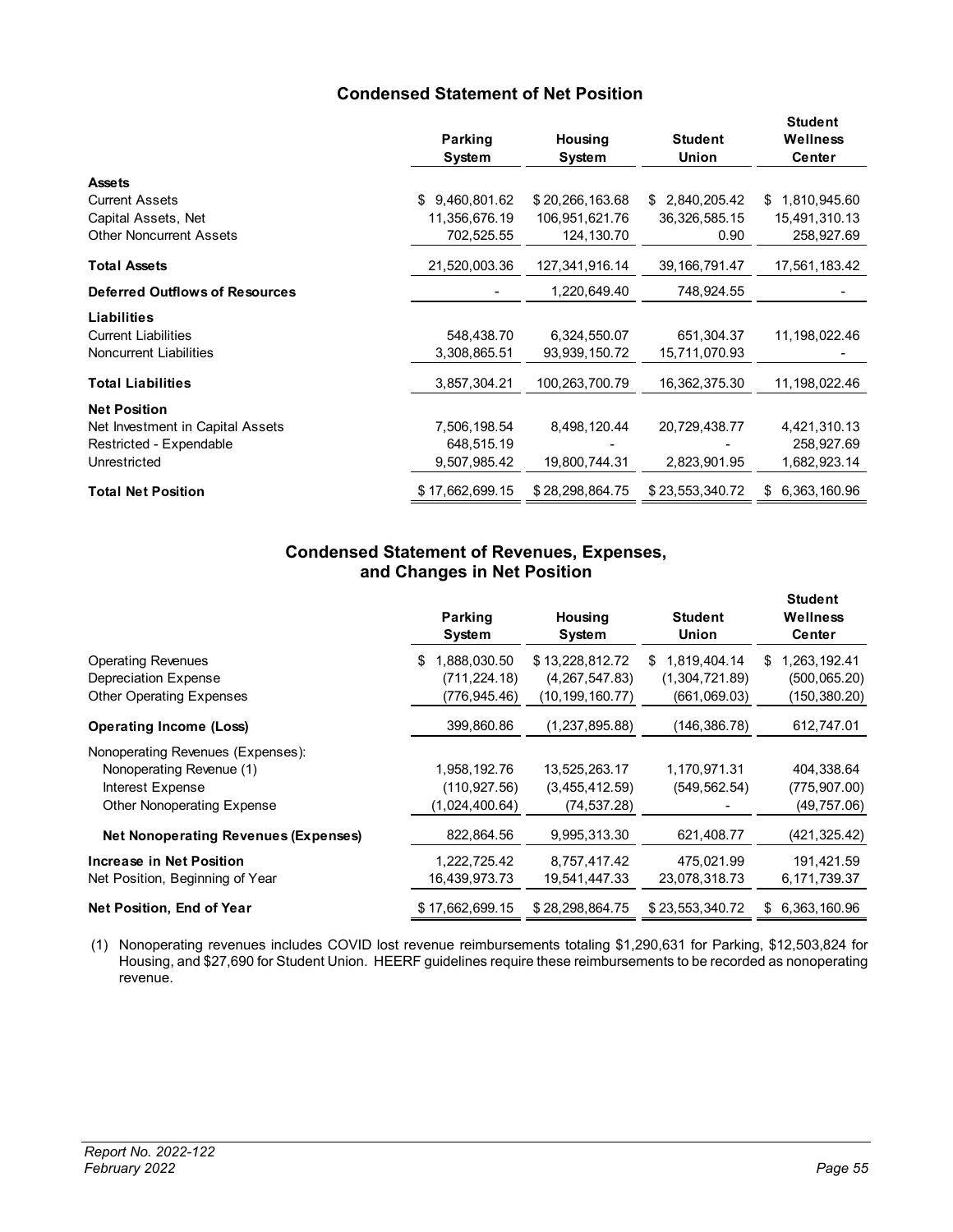## Condensed Statement of Net Position

| | Parking System | Housing System | Student Union | Student Wellness Center |
|---|---|---|---|---|
| **Assets** | | | | |
| Current Assets | $ 9,460,801.62 | $ 20,266,163.68 | $ 2,840,205.42 | $ 1,810,945.60 |
| Capital Assets, Net | 11,356,676.19 | 106,951,621.76 | 36,326,585.15 | 15,491,310.13 |
| Other Noncurrent Assets | 702,525.55 | 124,130.70 | 0.90 | 258,927.69 |
| **Total Assets** | 21,520,003.36 | 127,341,916.14 | 39,166,791.47 | 17,561,183.42 |
| **Deferred Outflows of Resources** | - | 1,220,649.40 | 748,924.55 | - |
| **Liabilities** | | | | |
| Current Liabilities | 548,438.70 | 6,324,550.07 | 651,304.37 | 11,198,022.46 |
| Noncurrent Liabilities | 3,308,865.51 | 93,939,150.72 | 15,711,070.93 | - |
| **Total Liabilities** | 3,857,304.21 | 100,263,700.79 | 16,362,375.30 | 11,198,022.46 |
| **Net Position** | | | | |
| Net Investment in Capital Assets | 7,506,198.54 | 8,498,120.44 | 20,729,438.77 | 4,421,310.13 |
| Restricted - Expendable | 648,515.19 | - | - | 258,927.69 |
| Unrestricted | 9,507,985.42 | 19,800,744.31 | 2,823,901.95 | 1,682,923.14 |
| **Total Net Position** | $ 17,662,699.15 | $ 28,298,864.75 | $ 23,553,340.72 | $ 6,363,160.96 |

## Condensed Statement of Revenues, Expenses, and Changes in Net Position

| | Parking System | Housing System | Student Union | Student Wellness Center |
|---|---|---|---|---|
| Operating Revenues | $ 1,888,030.50 | $ 13,228,812.72 | $ 1,819,404.14 | $ 1,263,192.41 |
| Depreciation Expense | (711,224.18) | (4,267,547.83) | (1,304,721.89) | (500,065.20) |
| Other Operating Expenses | (776,945.46) | (10,199,160.77) | (661,069.03) | (150,380.20) |
| **Operating Income (Loss)** | 399,860.86 | (1,237,895.88) | (146,386.78) | 612,747.01 |
| Nonoperating Revenues (Expenses): | | | | |
| Nonoperating Revenue (1) | 1,958,192.76 | 13,525,263.17 | 1,170,971.31 | 404,338.64 |
| Interest Expense | (110,927.56) | (3,455,412.59) | (549,562.54) | (775,907.00) |
| Other Nonoperating Expense | (1,024,400.64) | (74,537.28) | - | (49,757.06) |
| **Net Nonoperating Revenues (Expenses)** | 822,864.56 | 9,995,313.30 | 621,408.77 | (421,325.42) |
| **Increase in Net Position** | 1,222,725.42 | 8,757,417.42 | 475,021.99 | 191,421.59 |
| Net Position, Beginning of Year | 16,439,973.73 | 19,541,447.33 | 23,078,318.73 | 6,171,739.37 |
| **Net Position, End of Year** | $ 17,662,699.15 | $ 28,298,864.75 | $ 23,553,340.72 | $ 6,363,160.96 |

(1) Nonoperating revenues includes COVID lost revenue reimbursements totaling $1,290,631 for Parking, $12,503,824 for Housing, and $27,690 for Student Union. HEERF guidelines require these reimbursements to be recorded as nonoperating revenue.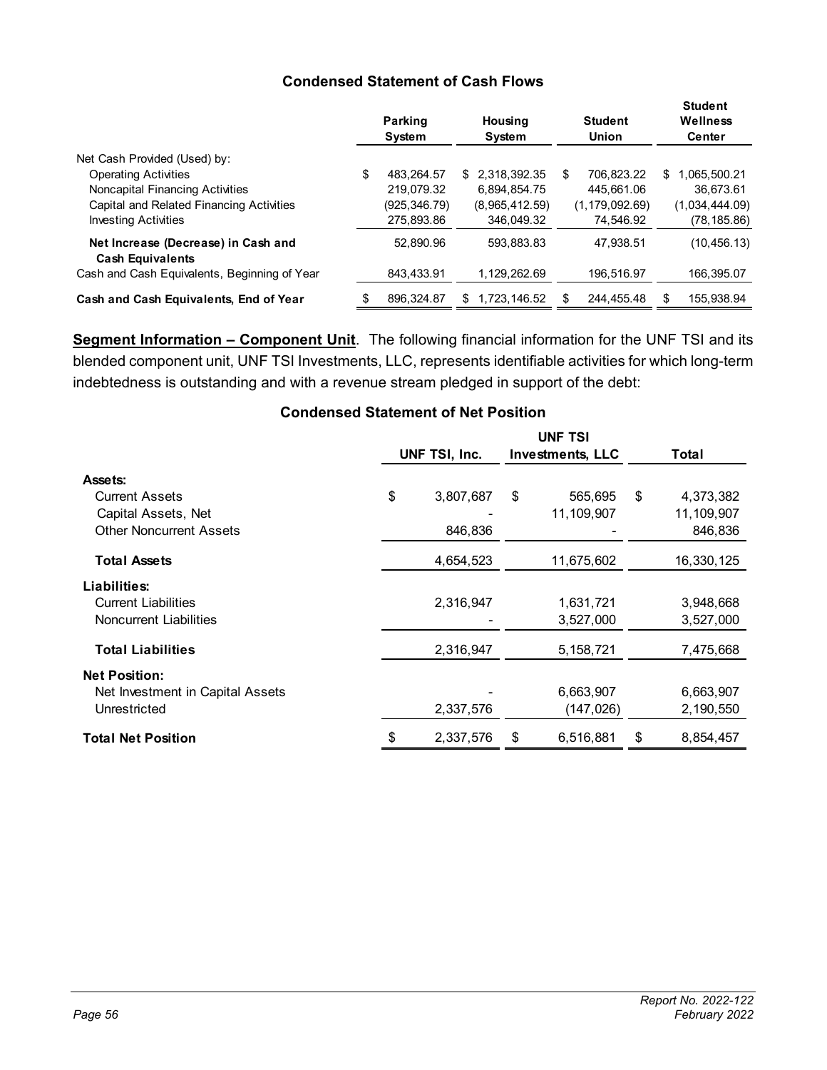### Condensed Statement of Cash Flows

| | Parking System | Housing System | Student Union | Student Wellness Center |
|---|---|---|---|---|
| Net Cash Provided (Used) by: | | | | |
| Operating Activities | $ 483,264.57 | $ 2,318,392.35 | $ 706,823.22 | $ 1,065,500.21 |
| Noncapital Financing Activities | 219,079.32 | 6,894,854.75 | 445,661.06 | 36,673.61 |
| Capital and Related Financing Activities | (925,346.79) | (8,965,412.59) | (1,179,092.69) | (1,034,444.09) |
| Investing Activities | 275,893.86 | 346,049.32 | 74,546.92 | (78,185.86) |
| **Net Increase (Decrease) in Cash and Cash Equivalents** | 52,890.96 | 593,883.83 | 47,938.51 | (10,456.13) |
| Cash and Cash Equivalents, Beginning of Year | 843,433.91 | 1,129,262.69 | 196,516.97 | 166,395.07 |
| **Cash and Cash Equivalents, End of Year** | $ 896,324.87 | $ 1,723,146.52 | $ 244,455.48 | $ 155,938.94 |

**Segment Information – Component Unit**. The following financial information for the UNF TSI and its blended component unit, UNF TSI Investments, LLC, represents identifiable activities for which long-term indebtedness is outstanding and with a revenue stream pledged in support of the debt:

### Condensed Statement of Net Position

| | UNF TSI, Inc. | UNF TSI Investments, LLC | Total |
|---|---|---|---|
| **Assets:** | | | |
| Current Assets | $ 3,807,687 | $ 565,695 | $ 4,373,382 |
| Capital Assets, Net | - | 11,109,907 | 11,109,907 |
| Other Noncurrent Assets | 846,836 | - | 846,836 |
| **Total Assets** | 4,654,523 | 11,675,602 | 16,330,125 |
| **Liabilities:** | | | |
| Current Liabilities | 2,316,947 | 1,631,721 | 3,948,668 |
| Noncurrent Liabilities | - | 3,527,000 | 3,527,000 |
| **Total Liabilities** | 2,316,947 | 5,158,721 | 7,475,668 |
| **Net Position:** | | | |
| Net Investment in Capital Assets | - | 6,663,907 | 6,663,907 |
| Unrestricted | 2,337,576 | (147,026) | 2,190,550 |
| **Total Net Position** | $ 2,337,576 | $ 6,516,881 | $ 8,854,457 |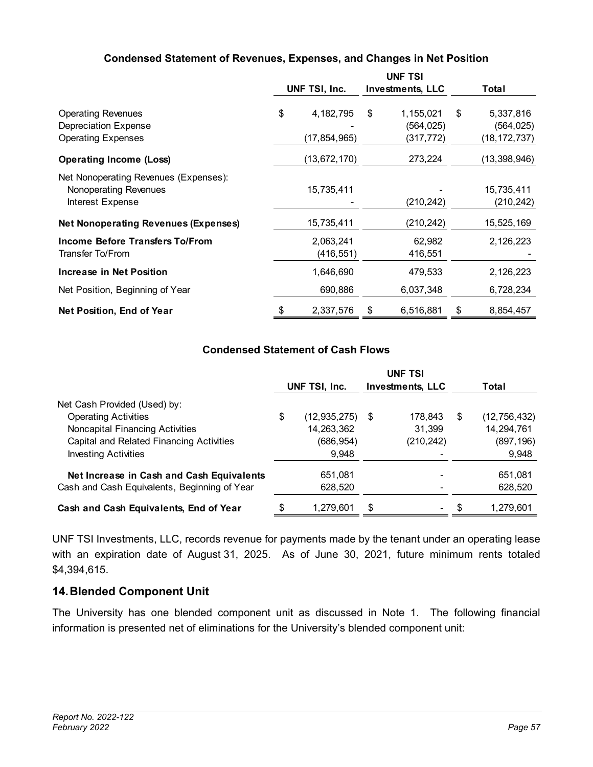### Condensed Statement of Revenues, Expenses, and Changes in Net Position

| | UNF TSI, Inc. | UNF TSI Investments, LLC | Total |
|---|---|---|---|
| Operating Revenues | $ 4,182,795 | $ 1,155,021 | $ 5,337,816 |
| Depreciation Expense | - | (564,025) | (564,025) |
| Operating Expenses | (17,854,965) | (317,772) | (18,172,737) |
| **Operating Income (Loss)** | (13,672,170) | 273,224 | (13,398,946) |
| Net Nonoperating Revenues (Expenses): | | | |
| Nonoperating Revenues | 15,735,411 | - | 15,735,411 |
| Interest Expense | - | (210,242) | (210,242) |
| **Net Nonoperating Revenues (Expenses)** | 15,735,411 | (210,242) | 15,525,169 |
| **Income Before Transfers To/From** | 2,063,241 | 62,982 | 2,126,223 |
| Transfer To/From | (416,551) | 416,551 | - |
| **Increase in Net Position** | 1,646,690 | 479,533 | 2,126,223 |
| Net Position, Beginning of Year | 690,886 | 6,037,348 | 6,728,234 |
| **Net Position, End of Year** | $ 2,337,576 | $ 6,516,881 | $ 8,854,457 |

### Condensed Statement of Cash Flows

| | UNF TSI, Inc. | UNF TSI Investments, LLC | Total |
|---|---|---|---|
| Net Cash Provided (Used) by: | | | |
| Operating Activities | $ (12,935,275) | $ 178,843 | $ (12,756,432) |
| Noncapital Financing Activities | 14,263,362 | 31,399 | 14,294,761 |
| Capital and Related Financing Activities | (686,954) | (210,242) | (897,196) |
| Investing Activities | 9,948 | - | 9,948 |
| **Net Increase in Cash and Cash Equivalents** | 651,081 | - | 651,081 |
| Cash and Cash Equivalents, Beginning of Year | 628,520 | - | 628,520 |
| **Cash and Cash Equivalents, End of Year** | $ 1,279,601 | $ - | $ 1,279,601 |

UNF TSI Investments, LLC, records revenue for payments made by the tenant under an operating lease with an expiration date of August 31, 2025. As of June 30, 2021, future minimum rents totaled $4,394,615.

## 14. Blended Component Unit

The University has one blended component unit as discussed in Note 1. The following financial information is presented net of eliminations for the University's blended component unit: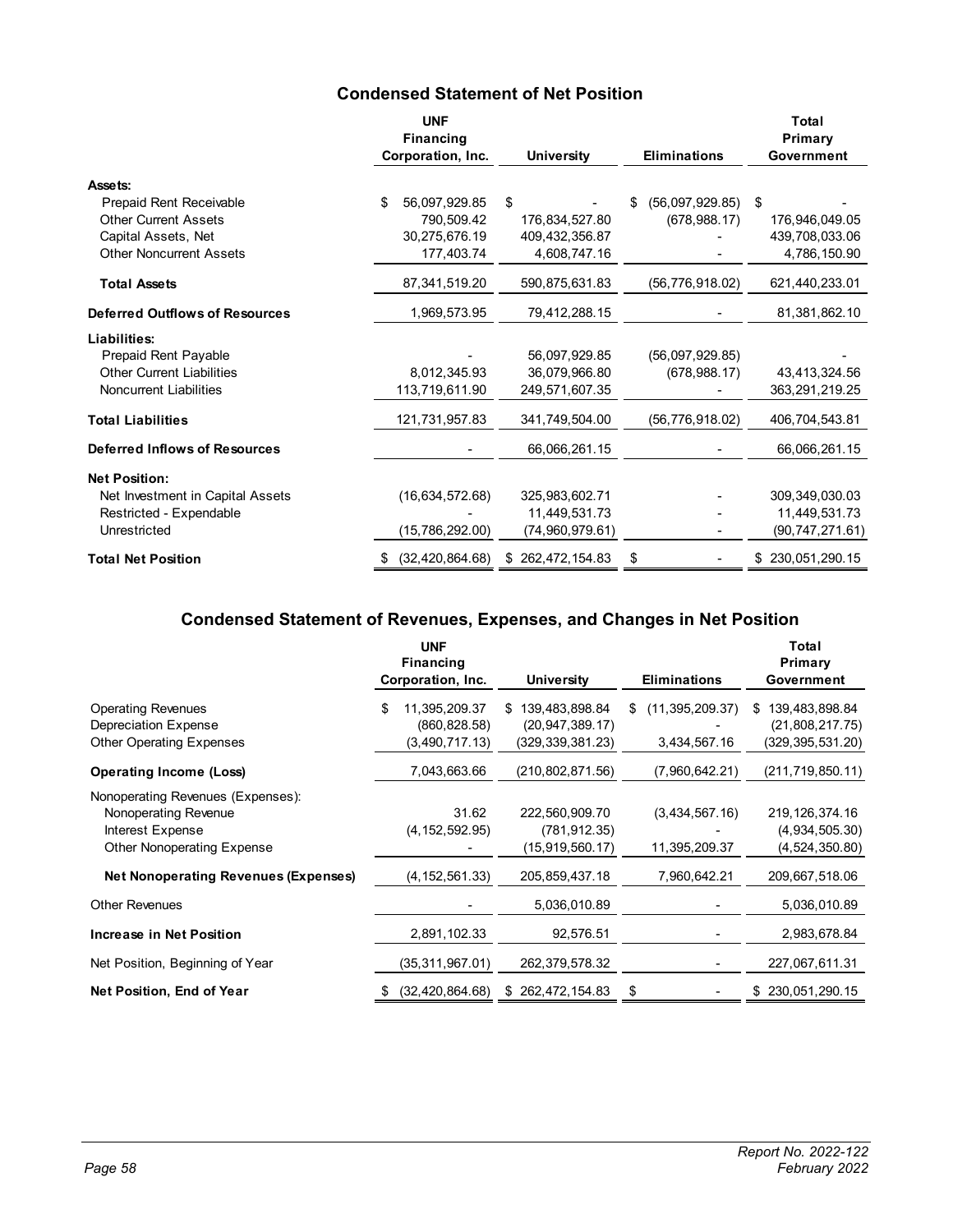## Condensed Statement of Net Position

| | UNF Financing Corporation, Inc. | University | Eliminations | Total Primary Government |
|---|---|---|---|---|
| **Assets:** | | | | |
| Prepaid Rent Receivable | $ 56,097,929.85 | $ - | $ (56,097,929.85) | $ - |
| Other Current Assets | 790,509.42 | 176,834,527.80 | (678,988.17) | 176,946,049.05 |
| Capital Assets, Net | 30,275,676.19 | 409,432,356.87 | - | 439,708,033.06 |
| Other Noncurrent Assets | 177,403.74 | 4,608,747.16 | - | 4,786,150.90 |
| **Total Assets** | 87,341,519.20 | 590,875,631.83 | (56,776,918.02) | 621,440,233.01 |
| **Deferred Outflows of Resources** | 1,969,573.95 | 79,412,288.15 | - | 81,381,862.10 |
| **Liabilities:** | | | | |
| Prepaid Rent Payable | - | 56,097,929.85 | (56,097,929.85) | - |
| Other Current Liabilities | 8,012,345.93 | 36,079,966.80 | (678,988.17) | 43,413,324.56 |
| Noncurrent Liabilities | 113,719,611.90 | 249,571,607.35 | - | 363,291,219.25 |
| **Total Liabilities** | 121,731,957.83 | 341,749,504.00 | (56,776,918.02) | 406,704,543.81 |
| **Deferred Inflows of Resources** | - | 66,066,261.15 | - | 66,066,261.15 |
| **Net Position:** | | | | |
| Net Investment in Capital Assets | (16,634,572.68) | 325,983,602.71 | - | 309,349,030.03 |
| Restricted - Expendable | - | 11,449,531.73 | - | 11,449,531.73 |
| Unrestricted | (15,786,292.00) | (74,960,979.61) | - | (90,747,271.61) |
| **Total Net Position** | $ (32,420,864.68) | $ 262,472,154.83 | $ - | $ 230,051,290.15 |

## Condensed Statement of Revenues, Expenses, and Changes in Net Position

| | UNF Financing Corporation, Inc. | University | Eliminations | Total Primary Government |
|---|---|---|---|---|
| Operating Revenues | $ 11,395,209.37 | $ 139,483,898.84 | $ (11,395,209.37) | $ 139,483,898.84 |
| Depreciation Expense | (860,828.58) | (20,947,389.17) | - | (21,808,217.75) |
| Other Operating Expenses | (3,490,717.13) | (329,339,381.23) | 3,434,567.16 | (329,395,531.20) |
| **Operating Income (Loss)** | 7,043,663.66 | (210,802,871.56) | (7,960,642.21) | (211,719,850.11) |
| Nonoperating Revenues (Expenses): | | | | |
| Nonoperating Revenue | 31.62 | 222,560,909.70 | (3,434,567.16) | 219,126,374.16 |
| Interest Expense | (4,152,592.95) | (781,912.35) | - | (4,934,505.30) |
| Other Nonoperating Expense | - | (15,919,560.17) | 11,395,209.37 | (4,524,350.80) |
| **Net Nonoperating Revenues (Expenses)** | (4,152,561.33) | 205,859,437.18 | 7,960,642.21 | 209,667,518.06 |
| Other Revenues | - | 5,036,010.89 | - | 5,036,010.89 |
| **Increase in Net Position** | 2,891,102.33 | 92,576.51 | - | 2,983,678.84 |
| Net Position, Beginning of Year | (35,311,967.01) | 262,379,578.32 | - | 227,067,611.31 |
| **Net Position, End of Year** | $ (32,420,864.68) | $ 262,472,154.83 | $ - | $ 230,051,290.15 |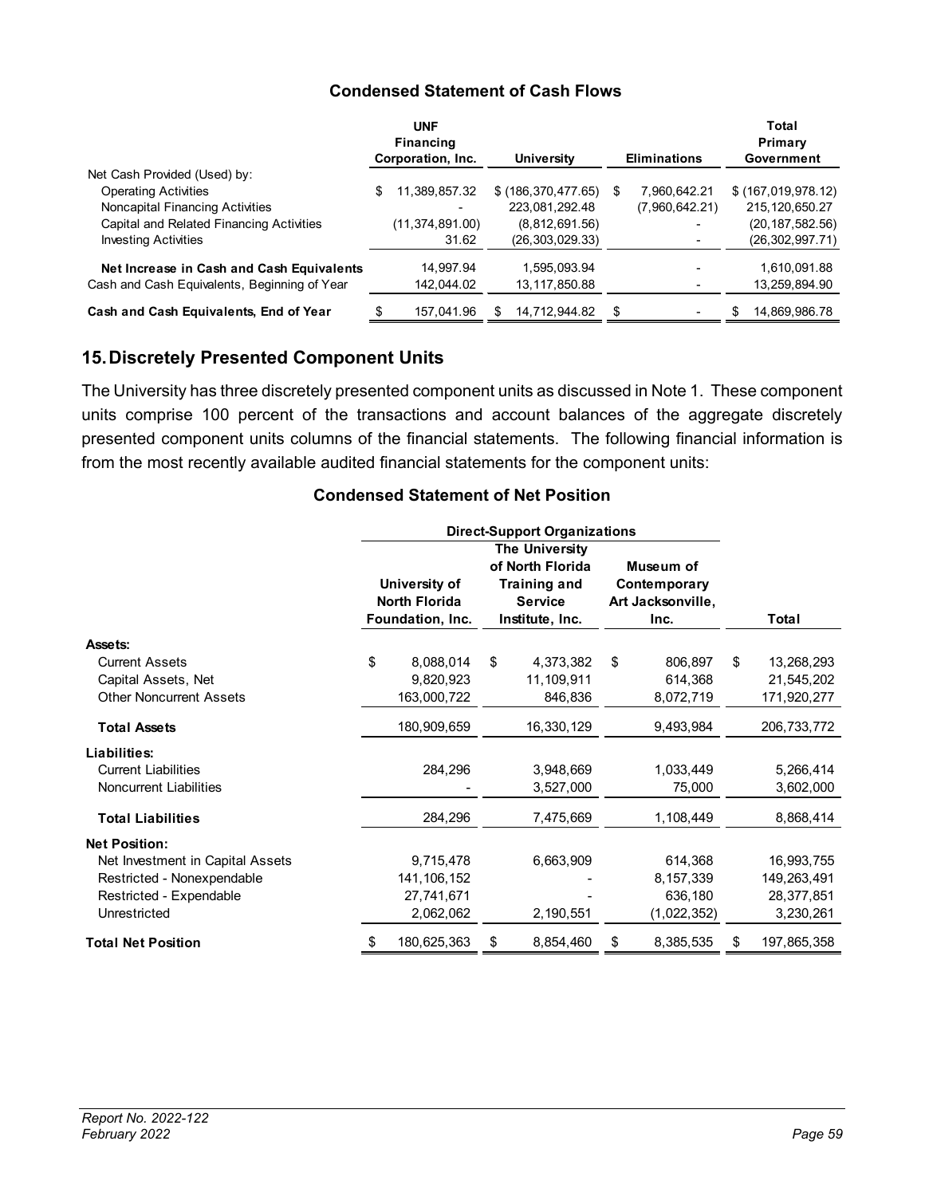### Condensed Statement of Cash Flows

| | UNF Financing Corporation, Inc. | University | Eliminations | Total Primary Government |
|---|---|---|---|---|
| Net Cash Provided (Used) by: | | | | |
| Operating Activities | $ 11,389,857.32 | $ (186,370,477.65) | $ 7,960,642.21 | $ (167,019,978.12) |
| Noncapital Financing Activities | - | 223,081,292.48 | (7,960,642.21) | 215,120,650.27 |
| Capital and Related Financing Activities | (11,374,891.00) | (8,812,691.56) | - | (20,187,582.56) |
| Investing Activities | 31.62 | (26,303,029.33) | - | (26,302,997.71) |
| **Net Increase in Cash and Cash Equivalents** | 14,997.94 | 1,595,093.94 | - | 1,610,091.88 |
| Cash and Cash Equivalents, Beginning of Year | 142,044.02 | 13,117,850.88 | - | 13,259,894.90 |
| **Cash and Cash Equivalents, End of Year** | $ 157,041.96 | $ 14,712,944.82 | $ - | $ 14,869,986.78 |

## 15. Discretely Presented Component Units

The University has three discretely presented component units as discussed in Note 1. These component units comprise 100 percent of the transactions and account balances of the aggregate discretely presented component units columns of the financial statements. The following financial information is from the most recently available audited financial statements for the component units:

### Condensed Statement of Net Position

| | Direct-Support Organizations | | | |
|---|---|---|---|---|
| | University of North Florida Foundation, Inc. | The University of North Florida Training and Service Institute, Inc. | Museum of Contemporary Art Jacksonville, Inc. | Total |
| **Assets:** | | | | |
| Current Assets | $ 8,088,014 | $ 4,373,382 | $ 806,897 | $ 13,268,293 |
| Capital Assets, Net | 9,820,923 | 11,109,911 | 614,368 | 21,545,202 |
| Other Noncurrent Assets | 163,000,722 | 846,836 | 8,072,719 | 171,920,277 |
| **Total Assets** | 180,909,659 | 16,330,129 | 9,493,984 | 206,733,772 |
| **Liabilities:** | | | | |
| Current Liabilities | 284,296 | 3,948,669 | 1,033,449 | 5,266,414 |
| Noncurrent Liabilities | - | 3,527,000 | 75,000 | 3,602,000 |
| **Total Liabilities** | 284,296 | 7,475,669 | 1,108,449 | 8,868,414 |
| **Net Position:** | | | | |
| Net Investment in Capital Assets | 9,715,478 | 6,663,909 | 614,368 | 16,993,755 |
| Restricted - Nonexpendable | 141,106,152 | - | 8,157,339 | 149,263,491 |
| Restricted - Expendable | 27,741,671 | - | 636,180 | 28,377,851 |
| Unrestricted | 2,062,062 | 2,190,551 | (1,022,352) | 3,230,261 |
| **Total Net Position** | $ 180,625,363 | $ 8,854,460 | $ 8,385,535 | $ 197,865,358 |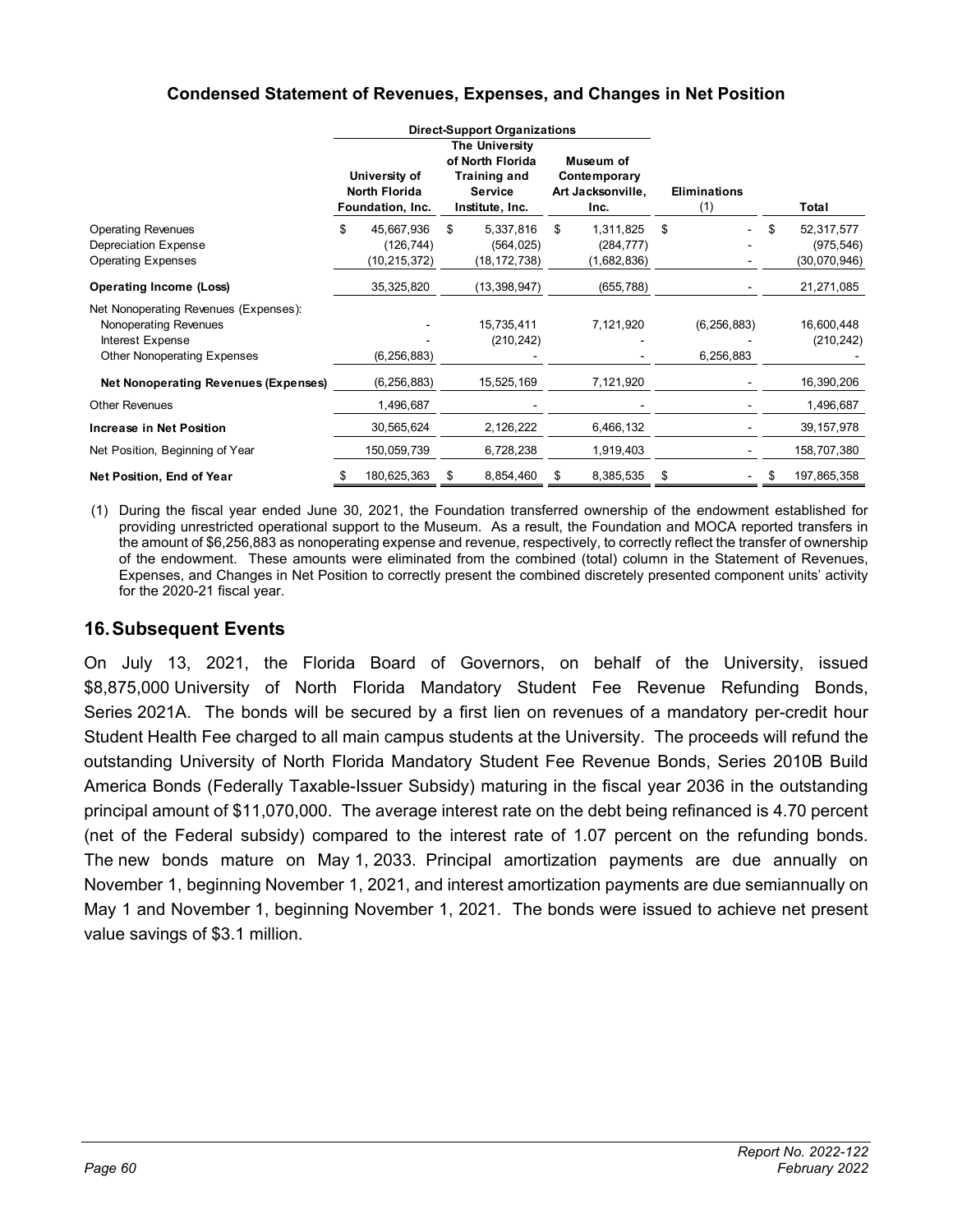### Condensed Statement of Revenues, Expenses, and Changes in Net Position

| | Direct-Support Organizations | | | | |
|---|---|---|---|---|---|
| | University of North Florida Foundation, Inc. | The University of North Florida Training and Service Institute, Inc. | Museum of Contemporary Art Jacksonville, Inc. | Eliminations (1) | Total |
| Operating Revenues | $ 45,667,936 | $ 5,337,816 | $ 1,311,825 | $ - | $ 52,317,577 |
| Depreciation Expense | (126,744) | (564,025) | (284,777) | - | (975,546) |
| Operating Expenses | (10,215,372) | (18,172,738) | (1,682,836) | - | (30,070,946) |
| **Operating Income (Loss)** | 35,325,820 | (13,398,947) | (655,788) | - | 21,271,085 |
| Net Nonoperating Revenues (Expenses): | | | | | |
| Nonoperating Revenues | - | 15,735,411 | 7,121,920 | (6,256,883) | 16,600,448 |
| Interest Expense | - | (210,242) | - | - | (210,242) |
| Other Nonoperating Expenses | (6,256,883) | - | - | 6,256,883 | - |
| **Net Nonoperating Revenues (Expenses)** | (6,256,883) | 15,525,169 | 7,121,920 | - | 16,390,206 |
| Other Revenues | 1,496,687 | - | - | - | 1,496,687 |
| **Increase in Net Position** | 30,565,624 | 2,126,222 | 6,466,132 | - | 39,157,978 |
| Net Position, Beginning of Year | 150,059,739 | 6,728,238 | 1,919,403 | - | 158,707,380 |
| **Net Position, End of Year** | $ 180,625,363 | $ 8,854,460 | $ 8,385,535 | $ - | $ 197,865,358 |

(1) During the fiscal year ended June 30, 2021, the Foundation transferred ownership of the endowment established for providing unrestricted operational support to the Museum. As a result, the Foundation and MOCA reported transfers in the amount of $6,256,883 as nonoperating expense and revenue, respectively, to correctly reflect the transfer of ownership of the endowment. These amounts were eliminated from the combined (total) column in the Statement of Revenues, Expenses, and Changes in Net Position to correctly present the combined discretely presented component units' activity for the 2020-21 fiscal year.

## 16. Subsequent Events

On July 13, 2021, the Florida Board of Governors, on behalf of the University, issued $8,875,000 University of North Florida Mandatory Student Fee Revenue Refunding Bonds, Series 2021A. The bonds will be secured by a first lien on revenues of a mandatory per-credit hour Student Health Fee charged to all main campus students at the University. The proceeds will refund the outstanding University of North Florida Mandatory Student Fee Revenue Bonds, Series 2010B Build America Bonds (Federally Taxable-Issuer Subsidy) maturing in the fiscal year 2036 in the outstanding principal amount of $11,070,000. The average interest rate on the debt being refinanced is 4.70 percent (net of the Federal subsidy) compared to the interest rate of 1.07 percent on the refunding bonds. The new bonds mature on May 1, 2033. Principal amortization payments are due annually on November 1, beginning November 1, 2021, and interest amortization payments are due semiannually on May 1 and November 1, beginning November 1, 2021. The bonds were issued to achieve net present value savings of $3.1 million.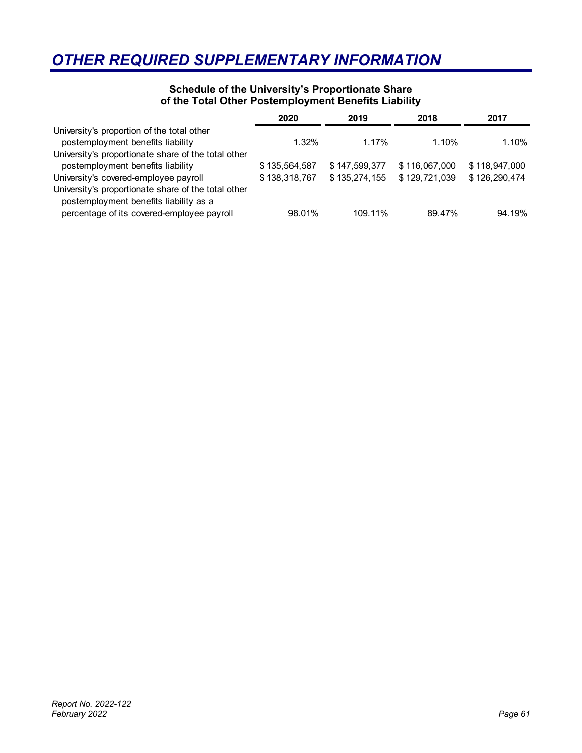# OTHER REQUIRED SUPPLEMENTARY INFORMATION

**Schedule of the University's Proportionate Share of the Total Other Postemployment Benefits Liability**

| | 2020 | 2019 | 2018 | 2017 |
|---|---|---|---|---|
| University's proportion of the total other postemployment benefits liability | 1.32% | 1.17% | 1.10% | 1.10% |
| University's proportionate share of the total other postemployment benefits liability | $ 135,564,587 | $ 147,599,377 | $ 116,067,000 | $ 118,947,000 |
| University's covered-employee payroll | $ 138,318,767 | $ 135,274,155 | $ 129,721,039 | $ 126,290,474 |
| University's proportionate share of the total other postemployment benefits liability as a percentage of its covered-employee payroll | 98.01% | 109.11% | 89.47% | 94.19% |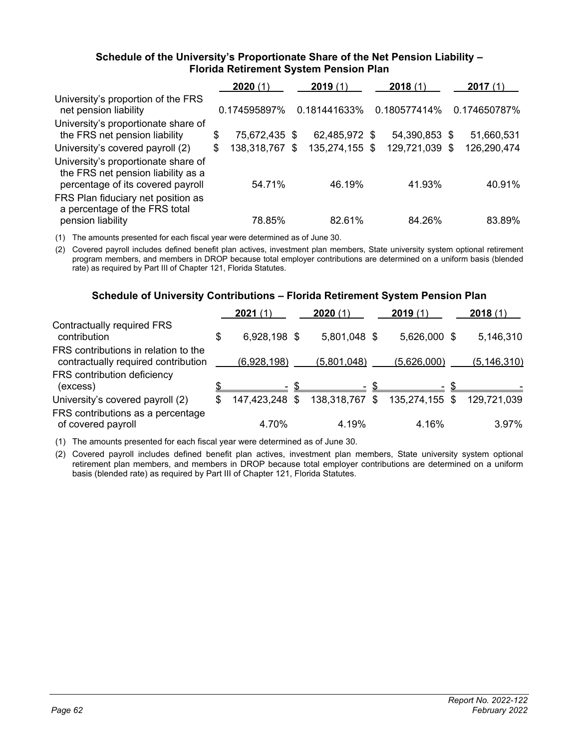### Schedule of the University's Proportionate Share of the Net Pension Liability – Florida Retirement System Pension Plan

| | **2020** (1) | **2019** (1) | **2018** (1) | **2017** (1) |
|---|---|---|---|---|
| University's proportion of the FRS net pension liability | 0.174595897% | 0.181441633% | 0.180577414% | 0.174650787% |
| University's proportionate share of the FRS net pension liability | $ 75,672,435 | $ 62,485,972 | $ 54,390,853 | $ 51,660,531 |
| University's covered payroll (2) | $ 138,318,767 | $ 135,274,155 | $ 129,721,039 | $ 126,290,474 |
| University's proportionate share of the FRS net pension liability as a percentage of its covered payroll | 54.71% | 46.19% | 41.93% | 40.91% |
| FRS Plan fiduciary net position as a percentage of the FRS total pension liability | 78.85% | 82.61% | 84.26% | 83.89% |

(1) The amounts presented for each fiscal year were determined as of June 30.

(2) Covered payroll includes defined benefit plan actives, investment plan members, State university system optional retirement program members, and members in DROP because total employer contributions are determined on a uniform basis (blended rate) as required by Part III of Chapter 121, Florida Statutes.

### Schedule of University Contributions – Florida Retirement System Pension Plan

| | **2021** (1) | **2020** (1) | **2019** (1) | **2018** (1) |
|---|---|---|---|---|
| Contractually required FRS contribution | $ 6,928,198 | $ 5,801,048 | $ 5,626,000 | $ 5,146,310 |
| FRS contributions in relation to the contractually required contribution | (6,928,198) | (5,801,048) | (5,626,000) | (5,146,310) |
| FRS contribution deficiency (excess) | $ - | $ - | $ - | $ - |
| University's covered payroll (2) | $ 147,423,248 | $ 138,318,767 | $ 135,274,155 | $ 129,721,039 |
| FRS contributions as a percentage of covered payroll | 4.70% | 4.19% | 4.16% | 3.97% |

(1) The amounts presented for each fiscal year were determined as of June 30.

(2) Covered payroll includes defined benefit plan actives, investment plan members, State university system optional retirement plan members, and members in DROP because total employer contributions are determined on a uniform basis (blended rate) as required by Part III of Chapter 121, Florida Statutes.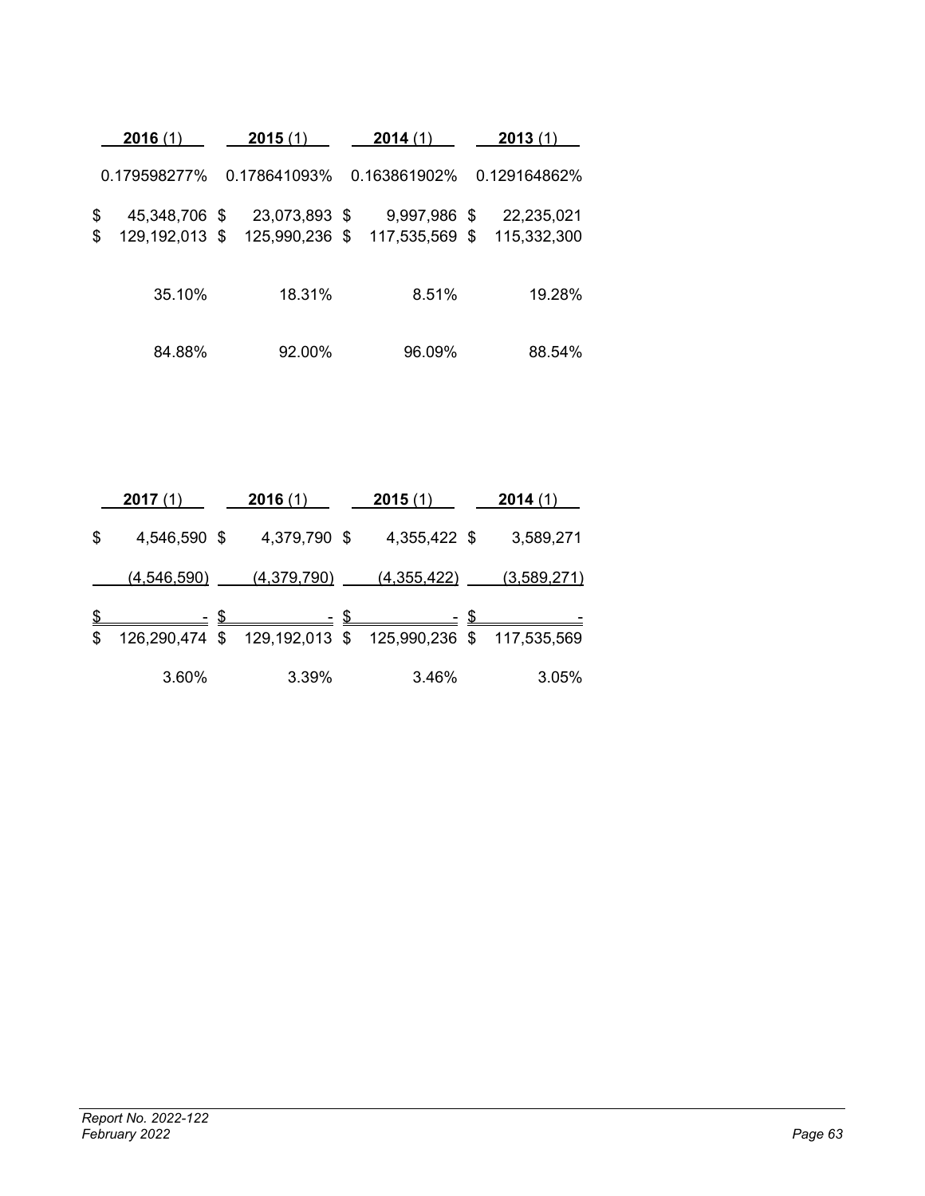| **2016** (1) | **2015** (1) | **2014** (1) | **2013** (1) |
|---|---|---|---|
| 0.179598277% | 0.178641093% | 0.163861902% | 0.129164862% |
| $ 45,348,706 | $ 23,073,893 | $ 9,997,986 | $ 22,235,021 |
| $ 129,192,013 | $ 125,990,236 | $ 117,535,569 | $ 115,332,300 |
| 35.10% | 18.31% | 8.51% | 19.28% |
| 84.88% | 92.00% | 96.09% | 88.54% |

| **2017** (1) | **2016** (1) | **2015** (1) | **2014** (1) |
|---|---|---|---|
| $ 4,546,590 | $ 4,379,790 | $ 4,355,422 | $ 3,589,271 |
| (4,546,590) | (4,379,790) | (4,355,422) | (3,589,271) |
| $ - | $ - | $ - | $ - |
| $ 126,290,474 | $ 129,192,013 | $ 125,990,236 | $ 117,535,569 |
| 3.60% | 3.39% | 3.46% | 3.05% |

*Report No. 2022-122*
*February 2022*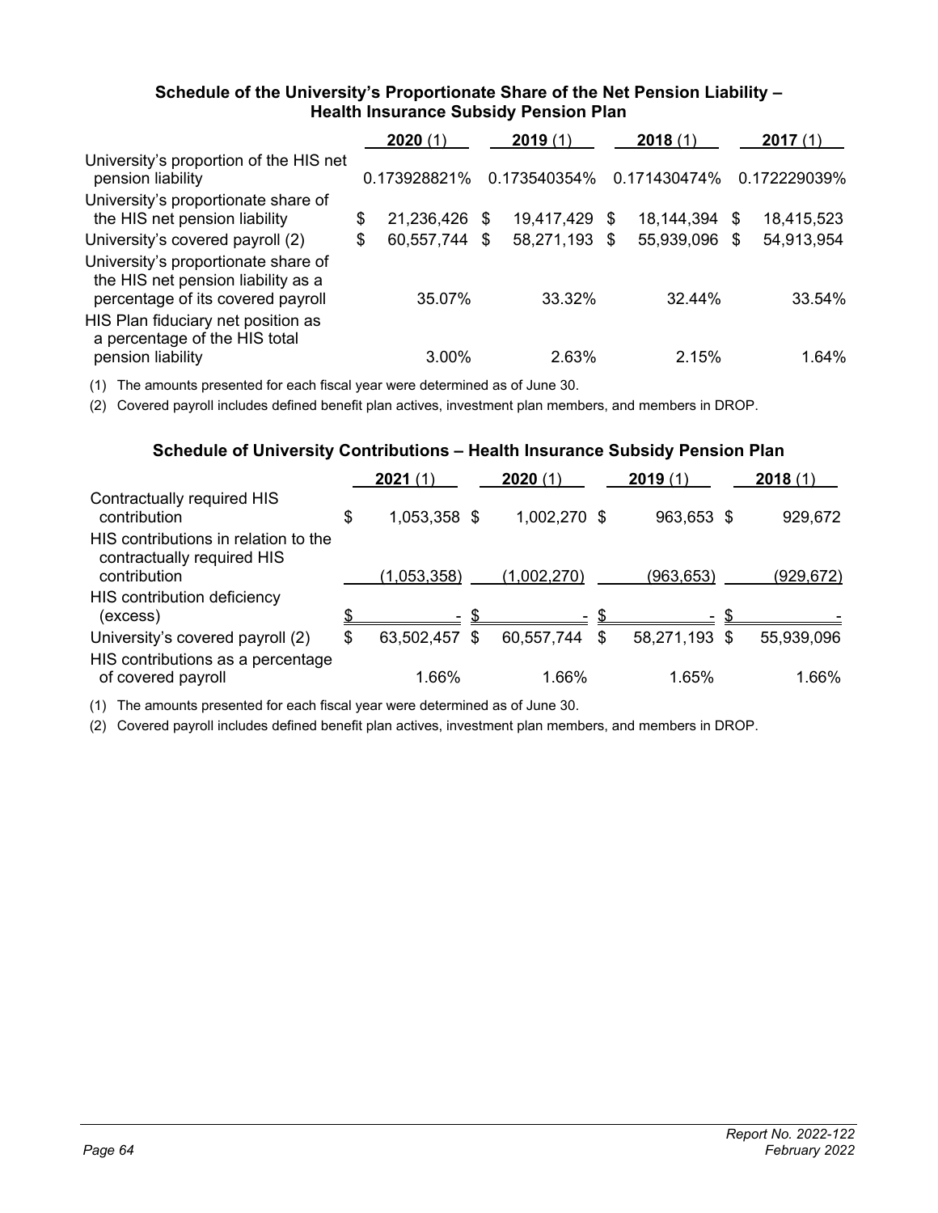### Schedule of the University's Proportionate Share of the Net Pension Liability – Health Insurance Subsidy Pension Plan

| | **2020** (1) | **2019** (1) | **2018** (1) | **2017** (1) |
|---|---|---|---|---|
| University's proportion of the HIS net pension liability | 0.173928821% | 0.173540354% | 0.171430474% | 0.172229039% |
| University's proportionate share of the HIS net pension liability | $ 21,236,426 | $ 19,417,429 | $ 18,144,394 | $ 18,415,523 |
| University's covered payroll (2) | $ 60,557,744 | $ 58,271,193 | $ 55,939,096 | $ 54,913,954 |
| University's proportionate share of the HIS net pension liability as a percentage of its covered payroll | 35.07% | 33.32% | 32.44% | 33.54% |
| HIS Plan fiduciary net position as a percentage of the HIS total pension liability | 3.00% | 2.63% | 2.15% | 1.64% |

(1) The amounts presented for each fiscal year were determined as of June 30.

(2) Covered payroll includes defined benefit plan actives, investment plan members, and members in DROP.

### Schedule of University Contributions – Health Insurance Subsidy Pension Plan

| | **2021** (1) | **2020** (1) | **2019** (1) | **2018** (1) |
|---|---|---|---|---|
| Contractually required HIS contribution | $ 1,053,358 | $ 1,002,270 | $ 963,653 | $ 929,672 |
| HIS contributions in relation to the contractually required HIS contribution | (1,053,358) | (1,002,270) | (963,653) | (929,672) |
| HIS contribution deficiency (excess) | $ - | $ - | $ - | $ - |
| University's covered payroll (2) | $ 63,502,457 | $ 60,557,744 | $ 58,271,193 | $ 55,939,096 |
| HIS contributions as a percentage of covered payroll | 1.66% | 1.66% | 1.65% | 1.66% |

(1) The amounts presented for each fiscal year were determined as of June 30.

(2) Covered payroll includes defined benefit plan actives, investment plan members, and members in DROP.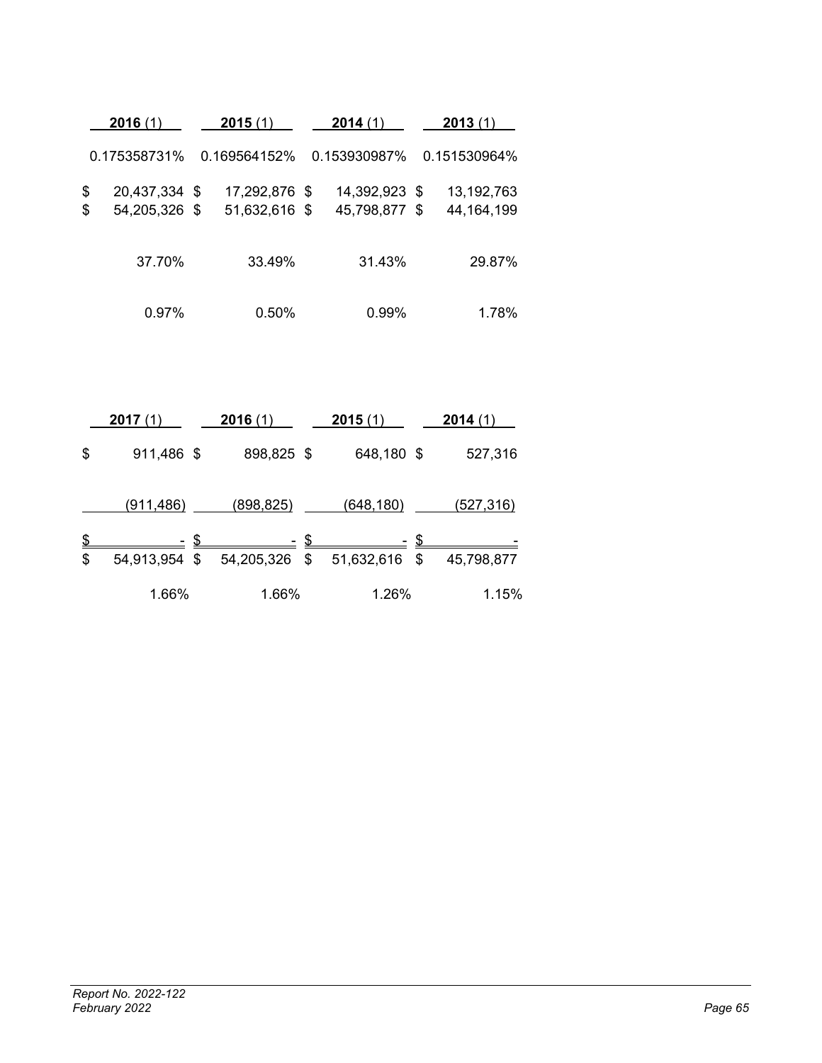| 2016 (1) | 2015 (1) | 2014 (1) | 2013 (1) |
|---|---|---|---|
| 0.175358731% | 0.169564152% | 0.153930987% | 0.151530964% |
| $ 20,437,334 | $ 17,292,876 | $ 14,392,923 | $ 13,192,763 |
| $ 54,205,326 | $ 51,632,616 | $ 45,798,877 | $ 44,164,199 |
| 37.70% | 33.49% | 31.43% | 29.87% |
| 0.97% | 0.50% | 0.99% | 1.78% |

| 2017 (1) | 2016 (1) | 2015 (1) | 2014 (1) |
|---|---|---|---|
| $ 911,486 | $ 898,825 | $ 648,180 | $ 527,316 |
| (911,486) | (898,825) | (648,180) | (527,316) |
| $ - | $ - | $ - | $ - |
| $ 54,913,954 | $ 54,205,326 | $ 51,632,616 | $ 45,798,877 |
| 1.66% | 1.66% | 1.26% | 1.15% |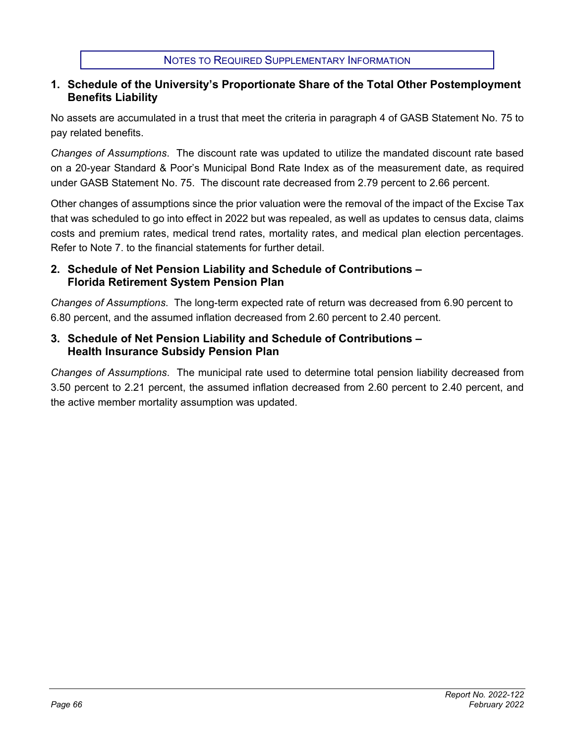## Notes to Required Supplementary Information

### 1. Schedule of the University's Proportionate Share of the Total Other Postemployment Benefits Liability

No assets are accumulated in a trust that meet the criteria in paragraph 4 of GASB Statement No. 75 to pay related benefits.

*Changes of Assumptions*. The discount rate was updated to utilize the mandated discount rate based on a 20-year Standard & Poor's Municipal Bond Rate Index as of the measurement date, as required under GASB Statement No. 75. The discount rate decreased from 2.79 percent to 2.66 percent.

Other changes of assumptions since the prior valuation were the removal of the impact of the Excise Tax that was scheduled to go into effect in 2022 but was repealed, as well as updates to census data, claims costs and premium rates, medical trend rates, mortality rates, and medical plan election percentages. Refer to Note 7. to the financial statements for further detail.

### 2. Schedule of Net Pension Liability and Schedule of Contributions – Florida Retirement System Pension Plan

*Changes of Assumptions*. The long-term expected rate of return was decreased from 6.90 percent to 6.80 percent, and the assumed inflation decreased from 2.60 percent to 2.40 percent.

### 3. Schedule of Net Pension Liability and Schedule of Contributions – Health Insurance Subsidy Pension Plan

*Changes of Assumptions*. The municipal rate used to determine total pension liability decreased from 3.50 percent to 2.21 percent, the assumed inflation decreased from 2.60 percent to 2.40 percent, and the active member mortality assumption was updated.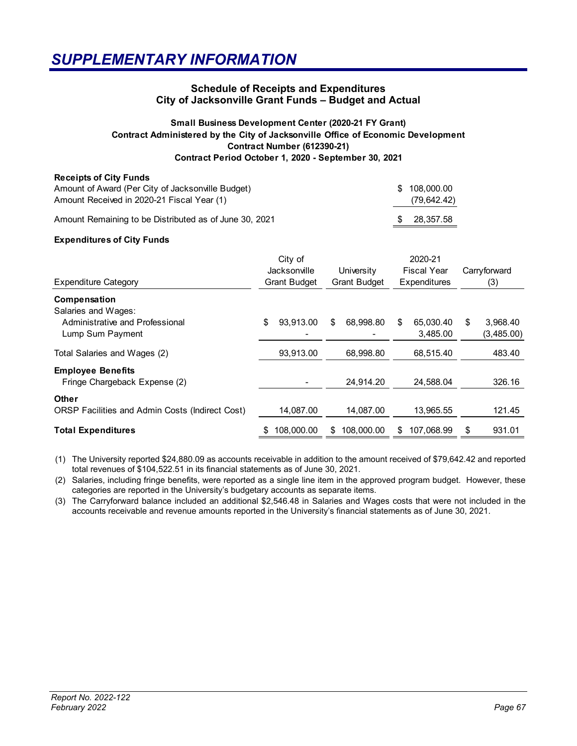# SUPPLEMENTARY INFORMATION

## Schedule of Receipts and Expenditures
## City of Jacksonville Grant Funds – Budget and Actual

### Small Business Development Center (2020-21 FY Grant)
### Contract Administered by the City of Jacksonville Office of Economic Development
### Contract Number (612390-21)
### Contract Period October 1, 2020 - September 30, 2021

**Receipts of City Funds**

| | |
|---|---|
| Amount of Award (Per City of Jacksonville Budget) | $ 108,000.00 |
| Amount Received in 2020-21 Fiscal Year (1) | (79,642.42) |
| Amount Remaining to be Distributed as of June 30, 2021 | $ 28,357.58 |

**Expenditures of City Funds**

| Expenditure Category | City of Jacksonville Grant Budget | University Grant Budget | 2020-21 Fiscal Year Expenditures | Carryforward (3) |
|---|---|---|---|---|
| **Compensation** | | | | |
| Salaries and Wages: | | | | |
| Administrative and Professional | $ 93,913.00 | $ 68,998.80 | $ 65,030.40 | $ 3,968.40 |
| Lump Sum Payment | - | - | 3,485.00 | (3,485.00) |
| Total Salaries and Wages (2) | 93,913.00 | 68,998.80 | 68,515.40 | 483.40 |
| **Employee Benefits** | | | | |
| Fringe Chargeback Expense (2) | - | 24,914.20 | 24,588.04 | 326.16 |
| **Other** | | | | |
| ORSP Facilities and Admin Costs (Indirect Cost) | 14,087.00 | 14,087.00 | 13,965.55 | 121.45 |
| **Total Expenditures** | $ 108,000.00 | $ 108,000.00 | $ 107,068.99 | $ 931.01 |

(1) The University reported $24,880.09 as accounts receivable in addition to the amount received of $79,642.42 and reported total revenues of $104,522.51 in its financial statements as of June 30, 2021.

(2) Salaries, including fringe benefits, were reported as a single line item in the approved program budget. However, these categories are reported in the University's budgetary accounts as separate items.

(3) The Carryforward balance included an additional $2,546.48 in Salaries and Wages costs that were not included in the accounts receivable and revenue amounts reported in the University's financial statements as of June 30, 2021.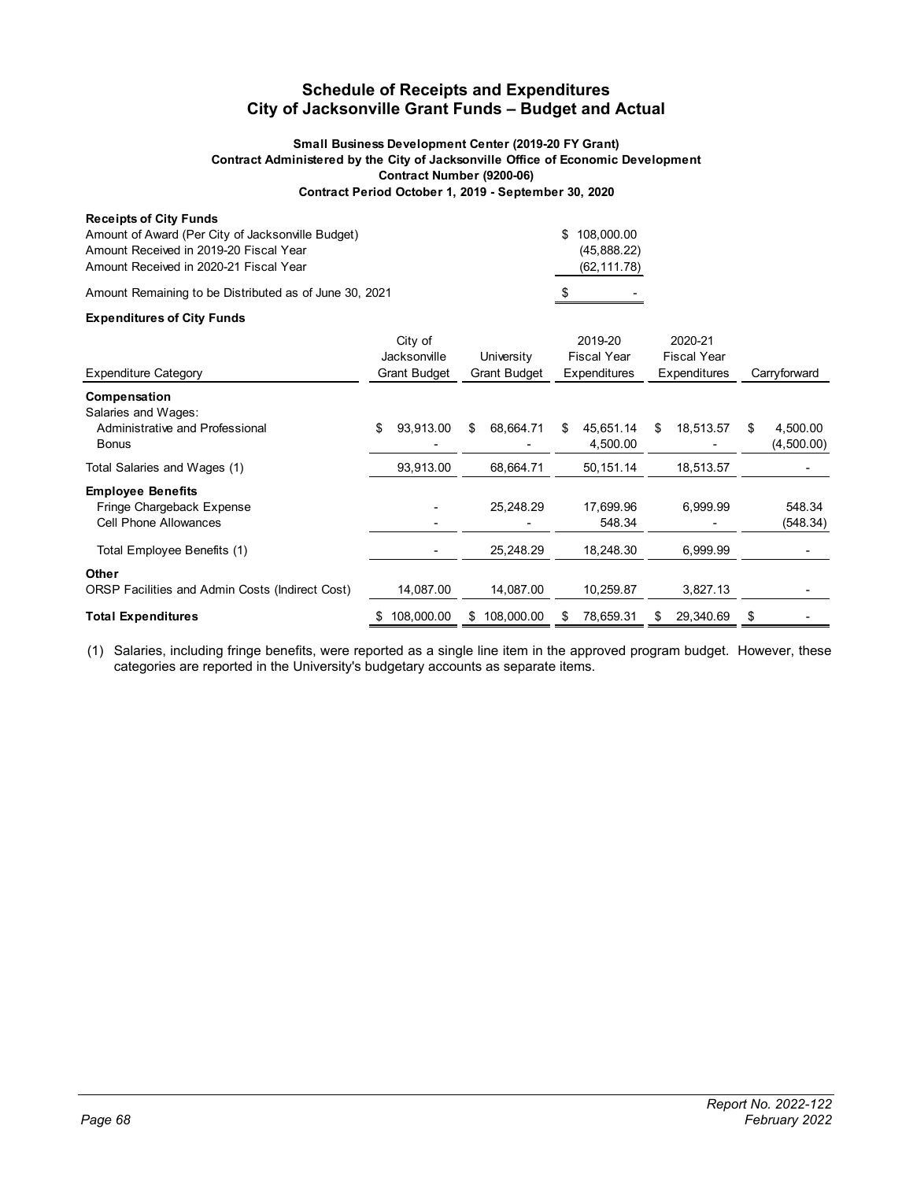# Schedule of Receipts and Expenditures
# City of Jacksonville Grant Funds – Budget and Actual

**Small Business Development Center (2019-20 FY Grant)**
**Contract Administered by the City of Jacksonville Office of Economic Development**
**Contract Number (9200-06)**
**Contract Period October 1, 2019 - September 30, 2020**

**Receipts of City Funds**

| | |
|---|---|
| Amount of Award (Per City of Jacksonville Budget) | $ 108,000.00 |
| Amount Received in 2019-20 Fiscal Year | (45,888.22) |
| Amount Received in 2020-21 Fiscal Year | (62,111.78) |
| Amount Remaining to be Distributed as of June 30, 2021 | $ - |

**Expenditures of City Funds**

| Expenditure Category | City of Jacksonville Grant Budget | University Grant Budget | 2019-20 Fiscal Year Expenditures | 2020-21 Fiscal Year Expenditures | Carryforward |
|---|---|---|---|---|---|
| **Compensation** | | | | | |
| Salaries and Wages: | | | | | |
| Administrative and Professional | $ 93,913.00 | $ 68,664.71 | $ 45,651.14 | $ 18,513.57 | $ 4,500.00 |
| Bonus | - | - | 4,500.00 | - | (4,500.00) |
| Total Salaries and Wages (1) | 93,913.00 | 68,664.71 | 50,151.14 | 18,513.57 | - |
| **Employee Benefits** | | | | | |
| Fringe Chargeback Expense | - | 25,248.29 | 17,699.96 | 6,999.99 | 548.34 |
| Cell Phone Allowances | - | - | 548.34 | - | (548.34) |
| Total Employee Benefits (1) | - | 25,248.29 | 18,248.30 | 6,999.99 | - |
| **Other** | | | | | |
| ORSP Facilities and Admin Costs (Indirect Cost) | 14,087.00 | 14,087.00 | 10,259.87 | 3,827.13 | - |
| **Total Expenditures** | $ 108,000.00 | $ 108,000.00 | $ 78,659.31 | $ 29,340.69 | $ - |

(1) Salaries, including fringe benefits, were reported as a single line item in the approved program budget. However, these categories are reported in the University's budgetary accounts as separate items.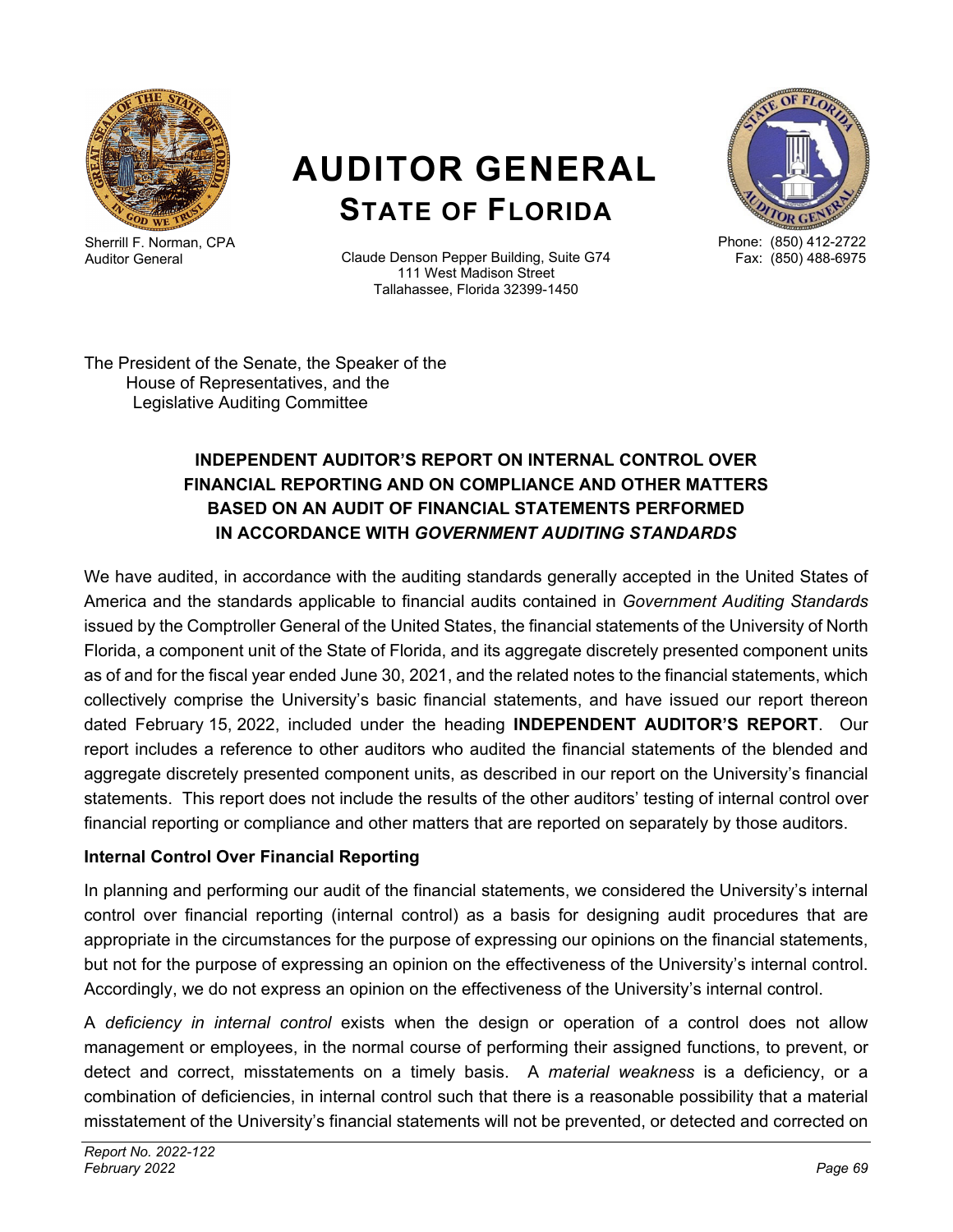Sherrill F. Norman, CPA
Auditor General

# AUDITOR GENERAL
## STATE OF FLORIDA

Claude Denson Pepper Building, Suite G74
111 West Madison Street
Tallahassee, Florida 32399-1450

Phone: (850) 412-2722
Fax: (850) 488-6975

The President of the Senate, the Speaker of the
House of Representatives, and the
Legislative Auditing Committee

### INDEPENDENT AUDITOR'S REPORT ON INTERNAL CONTROL OVER FINANCIAL REPORTING AND ON COMPLIANCE AND OTHER MATTERS BASED ON AN AUDIT OF FINANCIAL STATEMENTS PERFORMED IN ACCORDANCE WITH *GOVERNMENT AUDITING STANDARDS*

We have audited, in accordance with the auditing standards generally accepted in the United States of America and the standards applicable to financial audits contained in *Government Auditing Standards* issued by the Comptroller General of the United States, the financial statements of the University of North Florida, a component unit of the State of Florida, and its aggregate discretely presented component units as of and for the fiscal year ended June 30, 2021, and the related notes to the financial statements, which collectively comprise the University's basic financial statements, and have issued our report thereon dated February 15, 2022, included under the heading **INDEPENDENT AUDITOR'S REPORT**. Our report includes a reference to other auditors who audited the financial statements of the blended and aggregate discretely presented component units, as described in our report on the University's financial statements. This report does not include the results of the other auditors' testing of internal control over financial reporting or compliance and other matters that are reported on separately by those auditors.

**Internal Control Over Financial Reporting**

In planning and performing our audit of the financial statements, we considered the University's internal control over financial reporting (internal control) as a basis for designing audit procedures that are appropriate in the circumstances for the purpose of expressing our opinions on the financial statements, but not for the purpose of expressing an opinion on the effectiveness of the University's internal control. Accordingly, we do not express an opinion on the effectiveness of the University's internal control.

A *deficiency in internal control* exists when the design or operation of a control does not allow management or employees, in the normal course of performing their assigned functions, to prevent, or detect and correct, misstatements on a timely basis. A *material weakness* is a deficiency, or a combination of deficiencies, in internal control such that there is a reasonable possibility that a material misstatement of the University's financial statements will not be prevented, or detected and corrected on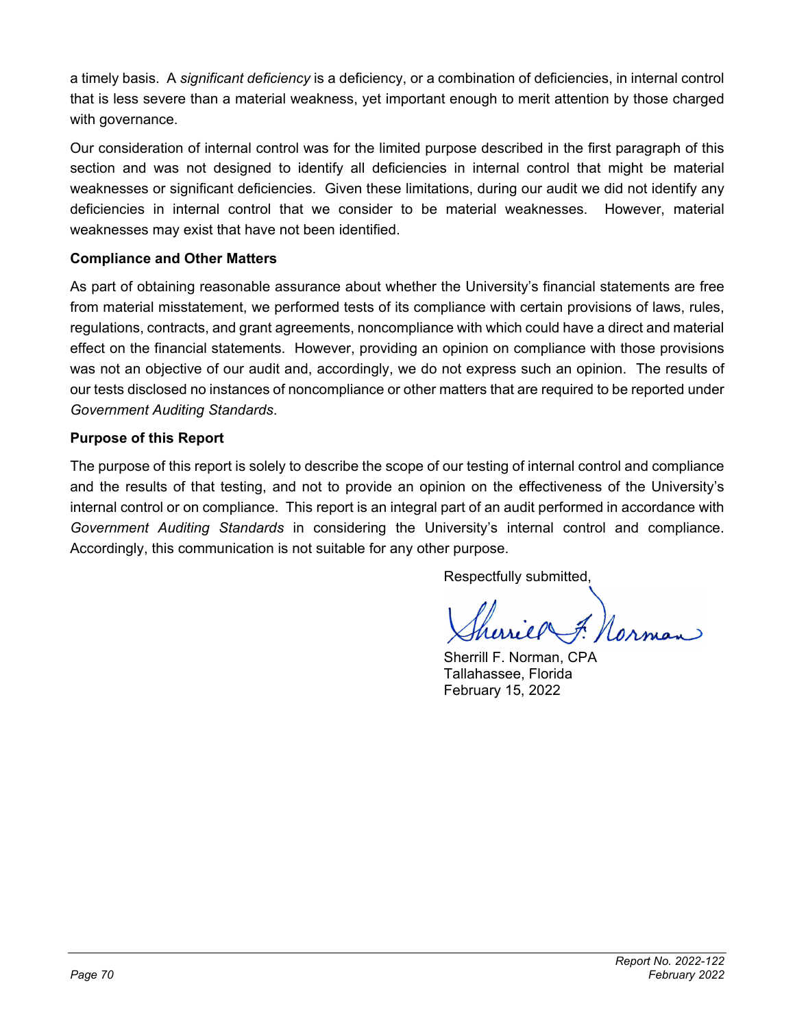a timely basis. A *significant deficiency* is a deficiency, or a combination of deficiencies, in internal control that is less severe than a material weakness, yet important enough to merit attention by those charged with governance.

Our consideration of internal control was for the limited purpose described in the first paragraph of this section and was not designed to identify all deficiencies in internal control that might be material weaknesses or significant deficiencies. Given these limitations, during our audit we did not identify any deficiencies in internal control that we consider to be material weaknesses. However, material weaknesses may exist that have not been identified.

**Compliance and Other Matters**

As part of obtaining reasonable assurance about whether the University's financial statements are free from material misstatement, we performed tests of its compliance with certain provisions of laws, rules, regulations, contracts, and grant agreements, noncompliance with which could have a direct and material effect on the financial statements. However, providing an opinion on compliance with those provisions was not an objective of our audit and, accordingly, we do not express such an opinion. The results of our tests disclosed no instances of noncompliance or other matters that are required to be reported under *Government Auditing Standards*.

**Purpose of this Report**

The purpose of this report is solely to describe the scope of our testing of internal control and compliance and the results of that testing, and not to provide an opinion on the effectiveness of the University's internal control or on compliance. This report is an integral part of an audit performed in accordance with *Government Auditing Standards* in considering the University's internal control and compliance. Accordingly, this communication is not suitable for any other purpose.

Respectfully submitted,

Sherrill F. Norman, CPA
Tallahassee, Florida
February 15, 2022